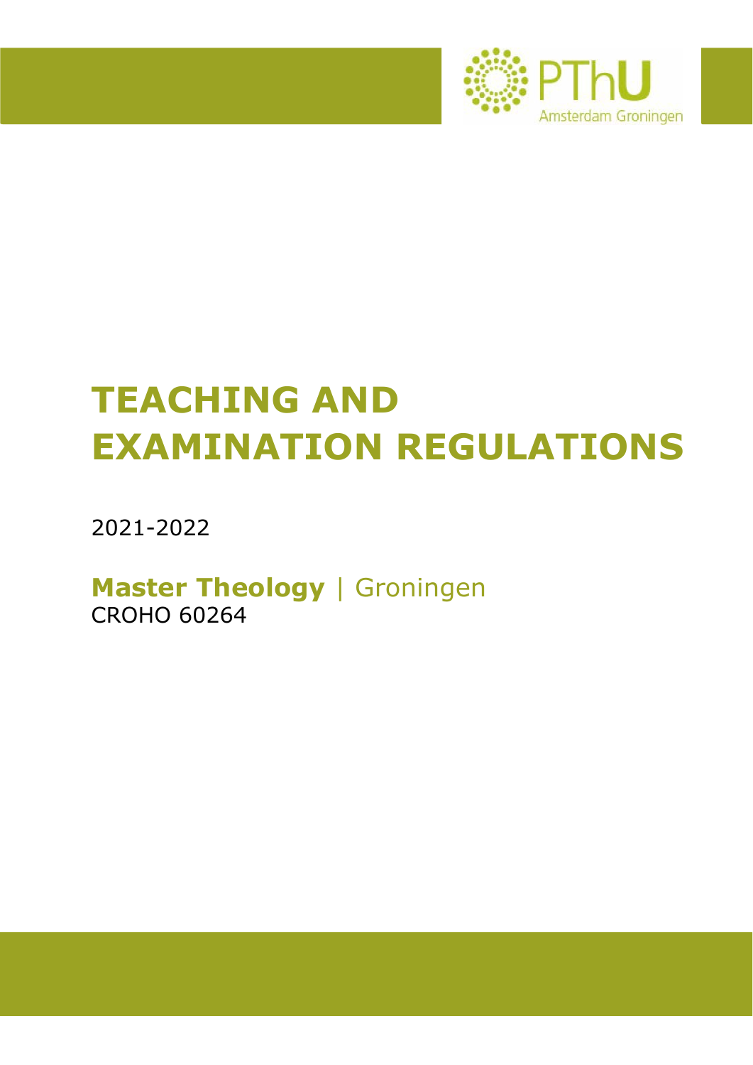PThU Amsterdam Groningen

# TEACHING AND EXAMINATION REGULATIONS

2021-2022

**Master Theology** | Groningen
CROHO 60264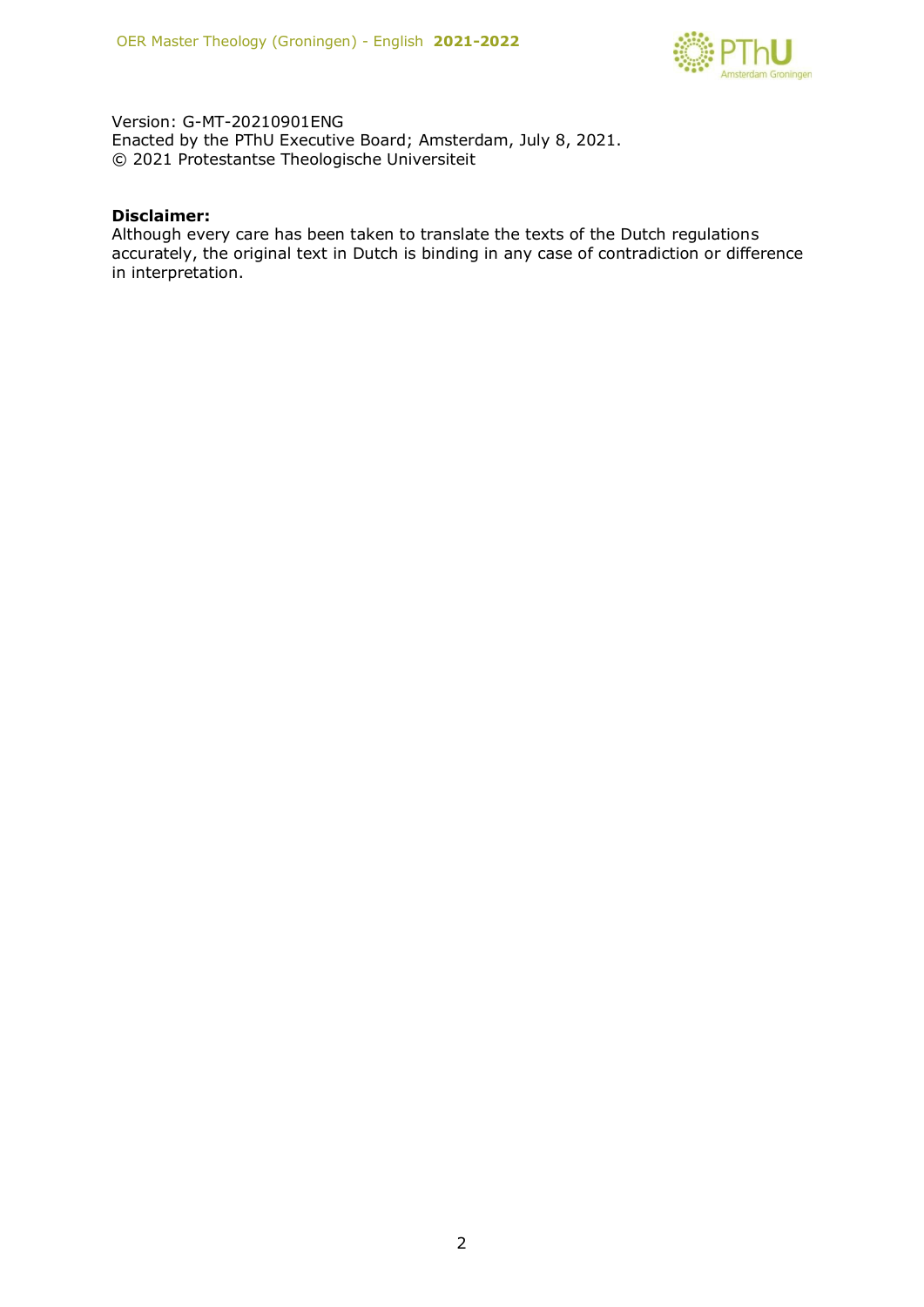Version: G-MT-20210901ENG
Enacted by the PThU Executive Board; Amsterdam, July 8, 2021.
© 2021 Protestantse Theologische Universiteit

**Disclaimer:**
Although every care has been taken to translate the texts of the Dutch regulations accurately, the original text in Dutch is binding in any case of contradiction or difference in interpretation.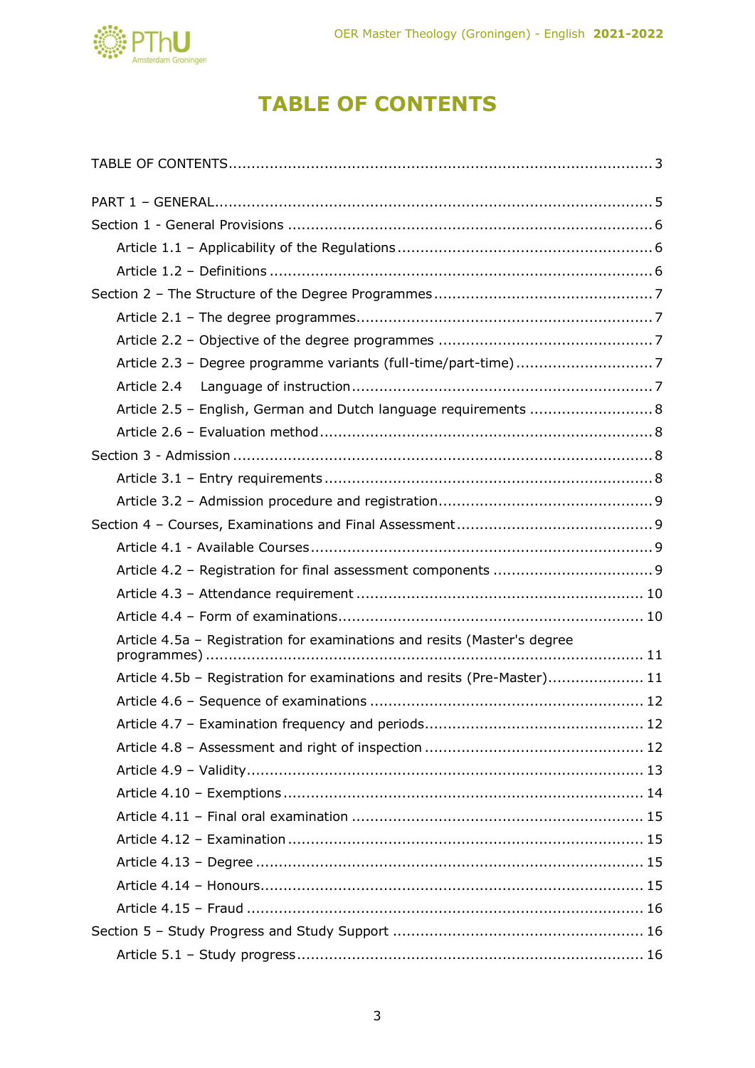# TABLE OF CONTENTS

TABLE OF CONTENTS ........ 3

PART 1 – GENERAL ........ 5

Section 1 - General Provisions ........ 6

- Article 1.1 – Applicability of the Regulations ........ 6
- Article 1.2 – Definitions ........ 6

Section 2 – The Structure of the Degree Programmes ........ 7

- Article 2.1 – The degree programmes ........ 7
- Article 2.2 – Objective of the degree programmes ........ 7
- Article 2.3 – Degree programme variants (full-time/part-time) ........ 7
- Article 2.4 Language of instruction ........ 7
- Article 2.5 – English, German and Dutch language requirements ........ 8
- Article 2.6 – Evaluation method ........ 8

Section 3 - Admission ........ 8

- Article 3.1 – Entry requirements ........ 8
- Article 3.2 – Admission procedure and registration ........ 9

Section 4 – Courses, Examinations and Final Assessment ........ 9

- Article 4.1 - Available Courses ........ 9
- Article 4.2 – Registration for final assessment components ........ 9
- Article 4.3 – Attendance requirement ........ 10
- Article 4.4 – Form of examinations ........ 10
- Article 4.5a – Registration for examinations and resits (Master's degree programmes) ........ 11
- Article 4.5b – Registration for examinations and resits (Pre-Master) ........ 11
- Article 4.6 – Sequence of examinations ........ 12
- Article 4.7 – Examination frequency and periods ........ 12
- Article 4.8 – Assessment and right of inspection ........ 12
- Article 4.9 – Validity ........ 13
- Article 4.10 – Exemptions ........ 14
- Article 4.11 – Final oral examination ........ 15
- Article 4.12 – Examination ........ 15
- Article 4.13 – Degree ........ 15
- Article 4.14 – Honours ........ 15
- Article 4.15 – Fraud ........ 16

Section 5 – Study Progress and Study Support ........ 16

- Article 5.1 – Study progress ........ 16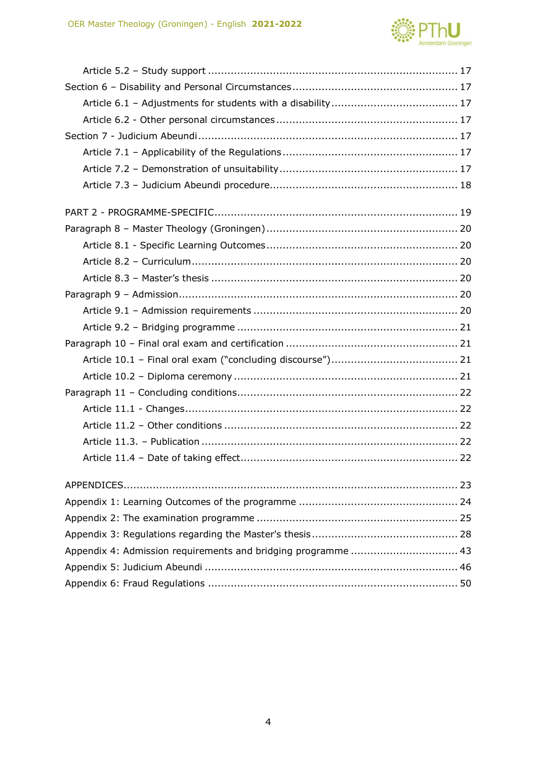Article 5.2 – Study support ........................................................................... 17

Section 6 – Disability and Personal Circumstances.................................................. 17

Article 6.1 – Adjustments for students with a disability...................................... 17

Article 6.2 - Other personal circumstances....................................................... 17

Section 7 - Judicium Abeundi.............................................................................. 17

Article 7.1 – Applicability of the Regulations..................................................... 17

Article 7.2 – Demonstration of unsuitability...................................................... 17

Article 7.3 – Judicium Abeundi procedure......................................................... 18

PART 2 - PROGRAMME-SPECIFIC......................................................................... 19

Paragraph 8 – Master Theology (Groningen).......................................................... 20

Article 8.1 - Specific Learning Outcomes.......................................................... 20

Article 8.2 – Curriculum................................................................................ 20

Article 8.3 – Master's thesis .......................................................................... 20

Paragraph 9 – Admission.................................................................................... 20

Article 9.1 – Admission requirements .............................................................. 20

Article 9.2 – Bridging programme ................................................................... 21

Paragraph 10 – Final oral exam and certification .................................................... 21

Article 10.1 – Final oral exam ("concluding discourse")...................................... 21

Article 10.2 – Diploma ceremony .................................................................... 21

Paragraph 11 – Concluding conditions.................................................................. 22

Article 11.1 - Changes.................................................................................. 22

Article 11.2 – Other conditions ...................................................................... 22

Article 11.3. – Publication ............................................................................. 22

Article 11.4 – Date of taking effect................................................................. 22

APPENDICES..................................................................................................... 23

Appendix 1: Learning Outcomes of the programme ................................................ 24

Appendix 2: The examination programme ............................................................. 25

Appendix 3: Regulations regarding the Master's thesis............................................ 28

Appendix 4: Admission requirements and bridging programme ................................ 43

Appendix 5: Judicium Abeundi ............................................................................ 46

Appendix 6: Fraud Regulations ........................................................................... 50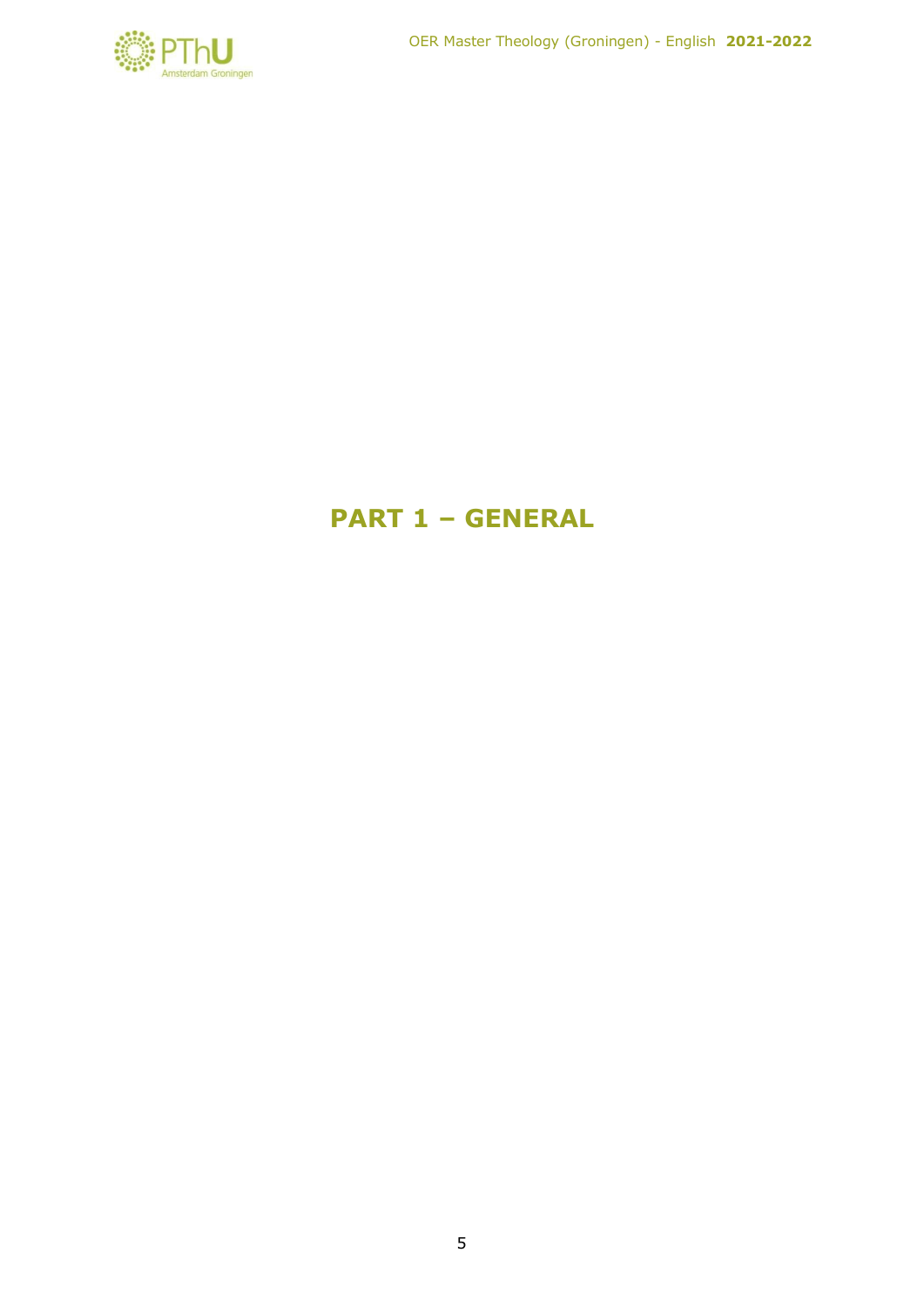# PART 1 – GENERAL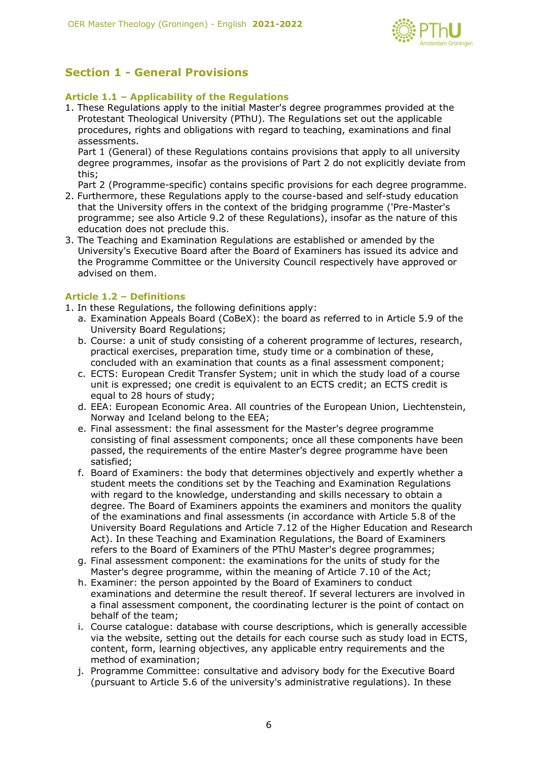## Section 1 - General Provisions

### Article 1.1 – Applicability of the Regulations

1. These Regulations apply to the initial Master's degree programmes provided at the Protestant Theological University (PThU). The Regulations set out the applicable procedures, rights and obligations with regard to teaching, examinations and final assessments.
   Part 1 (General) of these Regulations contains provisions that apply to all university degree programmes, insofar as the provisions of Part 2 do not explicitly deviate from this;
   Part 2 (Programme-specific) contains specific provisions for each degree programme.
2. Furthermore, these Regulations apply to the course-based and self-study education that the University offers in the context of the bridging programme ('Pre-Master's programme; see also Article 9.2 of these Regulations), insofar as the nature of this education does not preclude this.
3. The Teaching and Examination Regulations are established or amended by the University's Executive Board after the Board of Examiners has issued its advice and the Programme Committee or the University Council respectively have approved or advised on them.

### Article 1.2 – Definitions

1. In these Regulations, the following definitions apply:
   a. Examination Appeals Board (CoBeX): the board as referred to in Article 5.9 of the University Board Regulations;
   b. Course: a unit of study consisting of a coherent programme of lectures, research, practical exercises, preparation time, study time or a combination of these, concluded with an examination that counts as a final assessment component;
   c. ECTS: European Credit Transfer System; unit in which the study load of a course unit is expressed; one credit is equivalent to an ECTS credit; an ECTS credit is equal to 28 hours of study;
   d. EEA: European Economic Area. All countries of the European Union, Liechtenstein, Norway and Iceland belong to the EEA;
   e. Final assessment: the final assessment for the Master's degree programme consisting of final assessment components; once all these components have been passed, the requirements of the entire Master's degree programme have been satisfied;
   f. Board of Examiners: the body that determines objectively and expertly whether a student meets the conditions set by the Teaching and Examination Regulations with regard to the knowledge, understanding and skills necessary to obtain a degree. The Board of Examiners appoints the examiners and monitors the quality of the examinations and final assessments (in accordance with Article 5.8 of the University Board Regulations and Article 7.12 of the Higher Education and Research Act). In these Teaching and Examination Regulations, the Board of Examiners refers to the Board of Examiners of the PThU Master's degree programmes;
   g. Final assessment component: the examinations for the units of study for the Master's degree programme, within the meaning of Article 7.10 of the Act;
   h. Examiner: the person appointed by the Board of Examiners to conduct examinations and determine the result thereof. If several lecturers are involved in a final assessment component, the coordinating lecturer is the point of contact on behalf of the team;
   i. Course catalogue: database with course descriptions, which is generally accessible via the website, setting out the details for each course such as study load in ECTS, content, form, learning objectives, any applicable entry requirements and the method of examination;
   j. Programme Committee: consultative and advisory body for the Executive Board (pursuant to Article 5.6 of the university's administrative regulations). In these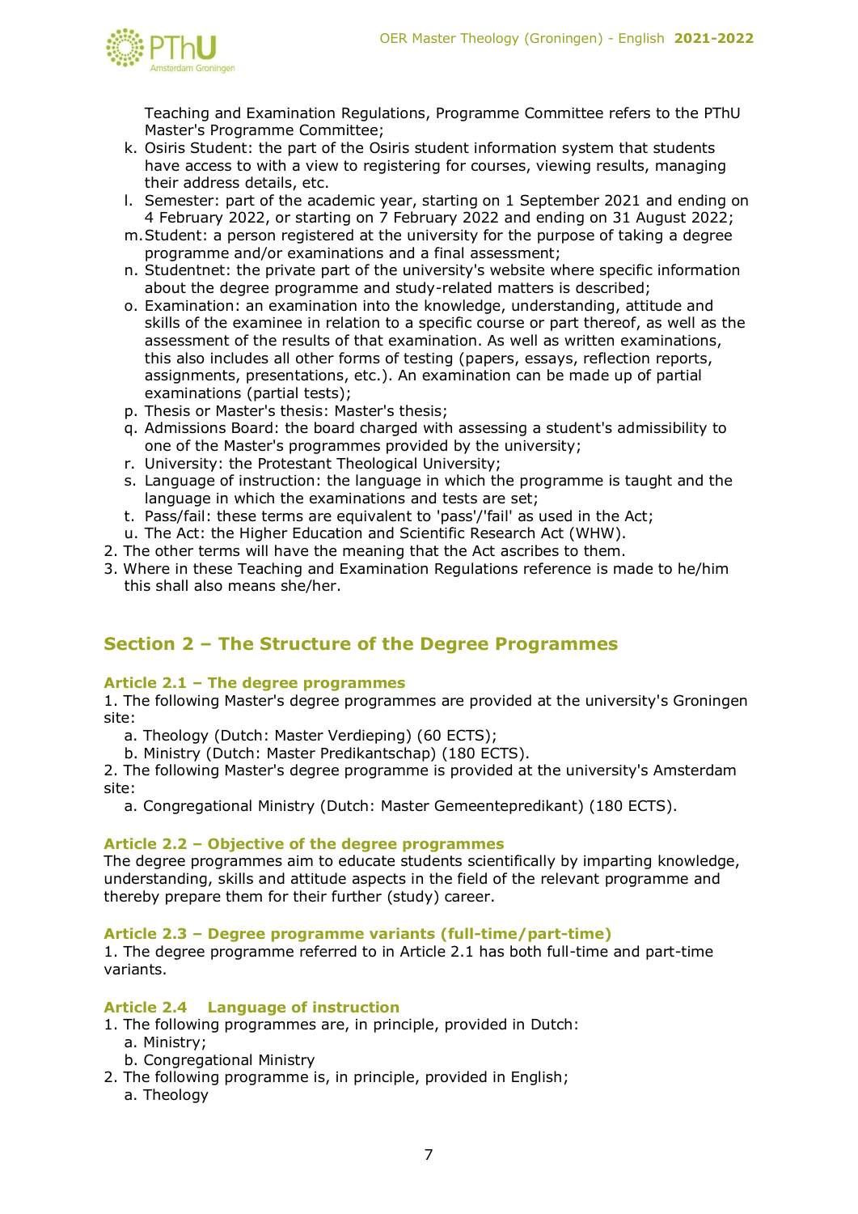Teaching and Examination Regulations, Programme Committee refers to the PThU Master's Programme Committee;

k. Osiris Student: the part of the Osiris student information system that students have access to with a view to registering for courses, viewing results, managing their address details, etc.
l. Semester: part of the academic year, starting on 1 September 2021 and ending on 4 February 2022, or starting on 7 February 2022 and ending on 31 August 2022;
m. Student: a person registered at the university for the purpose of taking a degree programme and/or examinations and a final assessment;
n. Studentnet: the private part of the university's website where specific information about the degree programme and study-related matters is described;
o. Examination: an examination into the knowledge, understanding, attitude and skills of the examinee in relation to a specific course or part thereof, as well as the assessment of the results of that examination. As well as written examinations, this also includes all other forms of testing (papers, essays, reflection reports, assignments, presentations, etc.). An examination can be made up of partial examinations (partial tests);
p. Thesis or Master's thesis: Master's thesis;
q. Admissions Board: the board charged with assessing a student's admissibility to one of the Master's programmes provided by the university;
r. University: the Protestant Theological University;
s. Language of instruction: the language in which the programme is taught and the language in which the examinations and tests are set;
t. Pass/fail: these terms are equivalent to 'pass'/'fail' as used in the Act;
u. The Act: the Higher Education and Scientific Research Act (WHW).

2. The other terms will have the meaning that the Act ascribes to them.
3. Where in these Teaching and Examination Regulations reference is made to he/him this shall also means she/her.

## Section 2 – The Structure of the Degree Programmes

### Article 2.1 – The degree programmes

1. The following Master's degree programmes are provided at the university's Groningen site:
   a. Theology (Dutch: Master Verdieping) (60 ECTS);
   b. Ministry (Dutch: Master Predikantschap) (180 ECTS).
2. The following Master's degree programme is provided at the university's Amsterdam site:
   a. Congregational Ministry (Dutch: Master Gemeentepredikant) (180 ECTS).

### Article 2.2 – Objective of the degree programmes

The degree programmes aim to educate students scientifically by imparting knowledge, understanding, skills and attitude aspects in the field of the relevant programme and thereby prepare them for their further (study) career.

### Article 2.3 – Degree programme variants (full-time/part-time)

1. The degree programme referred to in Article 2.1 has both full-time and part-time variants.

### Article 2.4 Language of instruction

1. The following programmes are, in principle, provided in Dutch:
   a. Ministry;
   b. Congregational Ministry
2. The following programme is, in principle, provided in English;
   a. Theology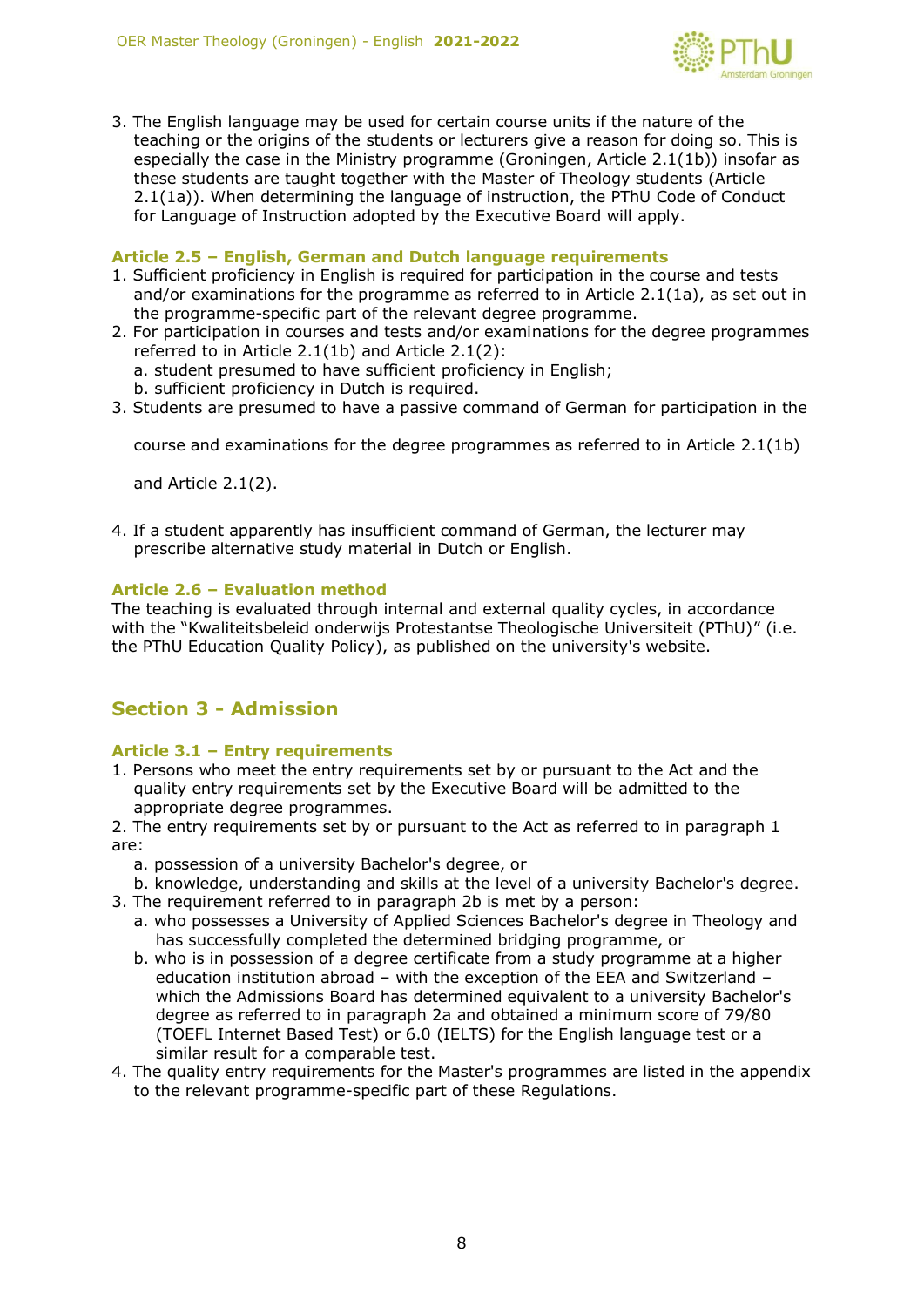3. The English language may be used for certain course units if the nature of the teaching or the origins of the students or lecturers give a reason for doing so. This is especially the case in the Ministry programme (Groningen, Article 2.1(1b)) insofar as these students are taught together with the Master of Theology students (Article 2.1(1a)). When determining the language of instruction, the PThU Code of Conduct for Language of Instruction adopted by the Executive Board will apply.

### Article 2.5 – English, German and Dutch language requirements

1. Sufficient proficiency in English is required for participation in the course and tests and/or examinations for the programme as referred to in Article 2.1(1a), as set out in the programme-specific part of the relevant degree programme.
2. For participation in courses and tests and/or examinations for the degree programmes referred to in Article 2.1(1b) and Article 2.1(2):
   a. student presumed to have sufficient proficiency in English;
   b. sufficient proficiency in Dutch is required.
3. Students are presumed to have a passive command of German for participation in the course and examinations for the degree programmes as referred to in Article 2.1(1b) and Article 2.1(2).
4. If a student apparently has insufficient command of German, the lecturer may prescribe alternative study material in Dutch or English.

### Article 2.6 – Evaluation method

The teaching is evaluated through internal and external quality cycles, in accordance with the "Kwaliteitsbeleid onderwijs Protestantse Theologische Universiteit (PThU)" (i.e. the PThU Education Quality Policy), as published on the university's website.

## Section 3 - Admission

### Article 3.1 – Entry requirements

1. Persons who meet the entry requirements set by or pursuant to the Act and the quality entry requirements set by the Executive Board will be admitted to the appropriate degree programmes.
2. The entry requirements set by or pursuant to the Act as referred to in paragraph 1 are:
   a. possession of a university Bachelor's degree, or
   b. knowledge, understanding and skills at the level of a university Bachelor's degree.
3. The requirement referred to in paragraph 2b is met by a person:
   a. who possesses a University of Applied Sciences Bachelor's degree in Theology and has successfully completed the determined bridging programme, or
   b. who is in possession of a degree certificate from a study programme at a higher education institution abroad – with the exception of the EEA and Switzerland – which the Admissions Board has determined equivalent to a university Bachelor's degree as referred to in paragraph 2a and obtained a minimum score of 79/80 (TOEFL Internet Based Test) or 6.0 (IELTS) for the English language test or a similar result for a comparable test.
4. The quality entry requirements for the Master's programmes are listed in the appendix to the relevant programme-specific part of these Regulations.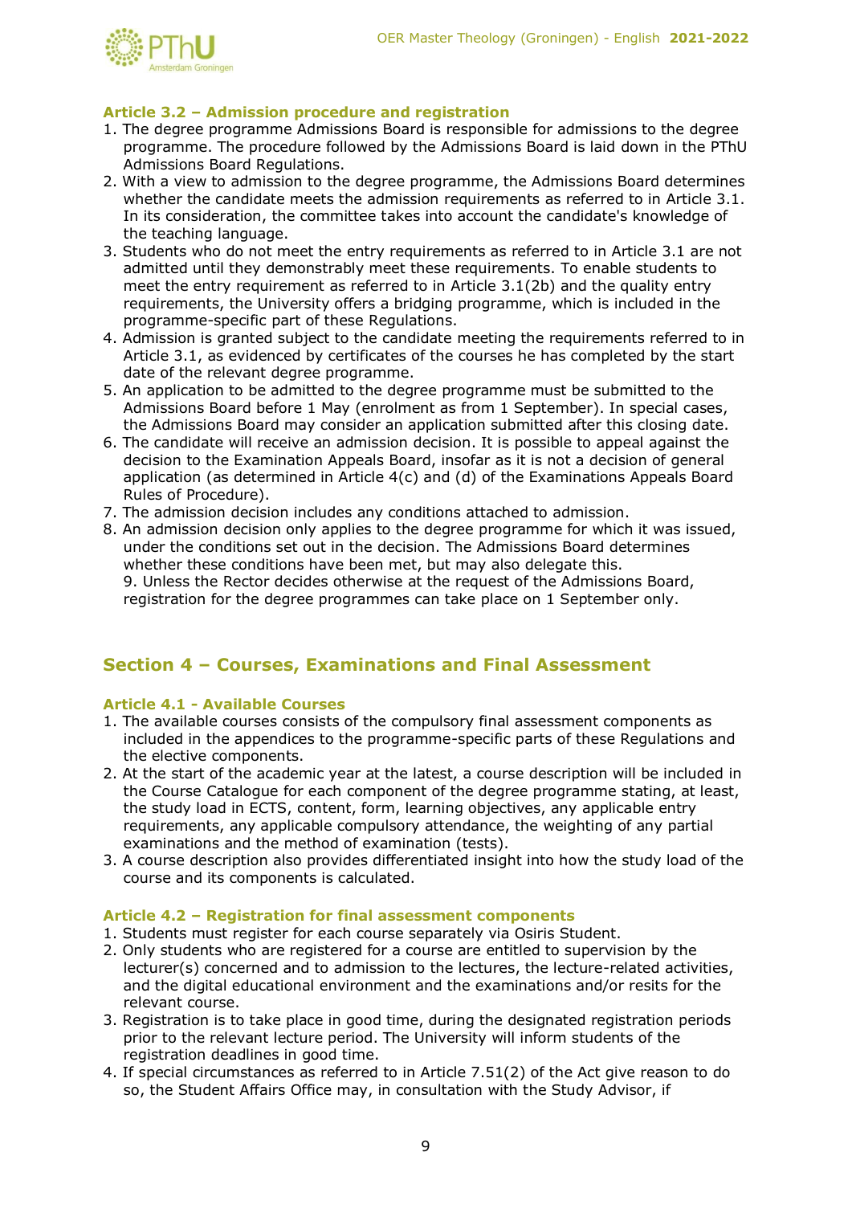### Article 3.2 – Admission procedure and registration

1. The degree programme Admissions Board is responsible for admissions to the degree programme. The procedure followed by the Admissions Board is laid down in the PThU Admissions Board Regulations.
2. With a view to admission to the degree programme, the Admissions Board determines whether the candidate meets the admission requirements as referred to in Article 3.1. In its consideration, the committee takes into account the candidate's knowledge of the teaching language.
3. Students who do not meet the entry requirements as referred to in Article 3.1 are not admitted until they demonstrably meet these requirements. To enable students to meet the entry requirement as referred to in Article 3.1(2b) and the quality entry requirements, the University offers a bridging programme, which is included in the programme-specific part of these Regulations.
4. Admission is granted subject to the candidate meeting the requirements referred to in Article 3.1, as evidenced by certificates of the courses he has completed by the start date of the relevant degree programme.
5. An application to be admitted to the degree programme must be submitted to the Admissions Board before 1 May (enrolment as from 1 September). In special cases, the Admissions Board may consider an application submitted after this closing date.
6. The candidate will receive an admission decision. It is possible to appeal against the decision to the Examination Appeals Board, insofar as it is not a decision of general application (as determined in Article 4(c) and (d) of the Examinations Appeals Board Rules of Procedure).
7. The admission decision includes any conditions attached to admission.
8. An admission decision only applies to the degree programme for which it was issued, under the conditions set out in the decision. The Admissions Board determines whether these conditions have been met, but may also delegate this.
   9. Unless the Rector decides otherwise at the request of the Admissions Board, registration for the degree programmes can take place on 1 September only.

## Section 4 – Courses, Examinations and Final Assessment

### Article 4.1 - Available Courses

1. The available courses consists of the compulsory final assessment components as included in the appendices to the programme-specific parts of these Regulations and the elective components.
2. At the start of the academic year at the latest, a course description will be included in the Course Catalogue for each component of the degree programme stating, at least, the study load in ECTS, content, form, learning objectives, any applicable entry requirements, any applicable compulsory attendance, the weighting of any partial examinations and the method of examination (tests).
3. A course description also provides differentiated insight into how the study load of the course and its components is calculated.

### Article 4.2 – Registration for final assessment components

1. Students must register for each course separately via Osiris Student.
2. Only students who are registered for a course are entitled to supervision by the lecturer(s) concerned and to admission to the lectures, the lecture-related activities, and the digital educational environment and the examinations and/or resits for the relevant course.
3. Registration is to take place in good time, during the designated registration periods prior to the relevant lecture period. The University will inform students of the registration deadlines in good time.
4. If special circumstances as referred to in Article 7.51(2) of the Act give reason to do so, the Student Affairs Office may, in consultation with the Study Advisor, if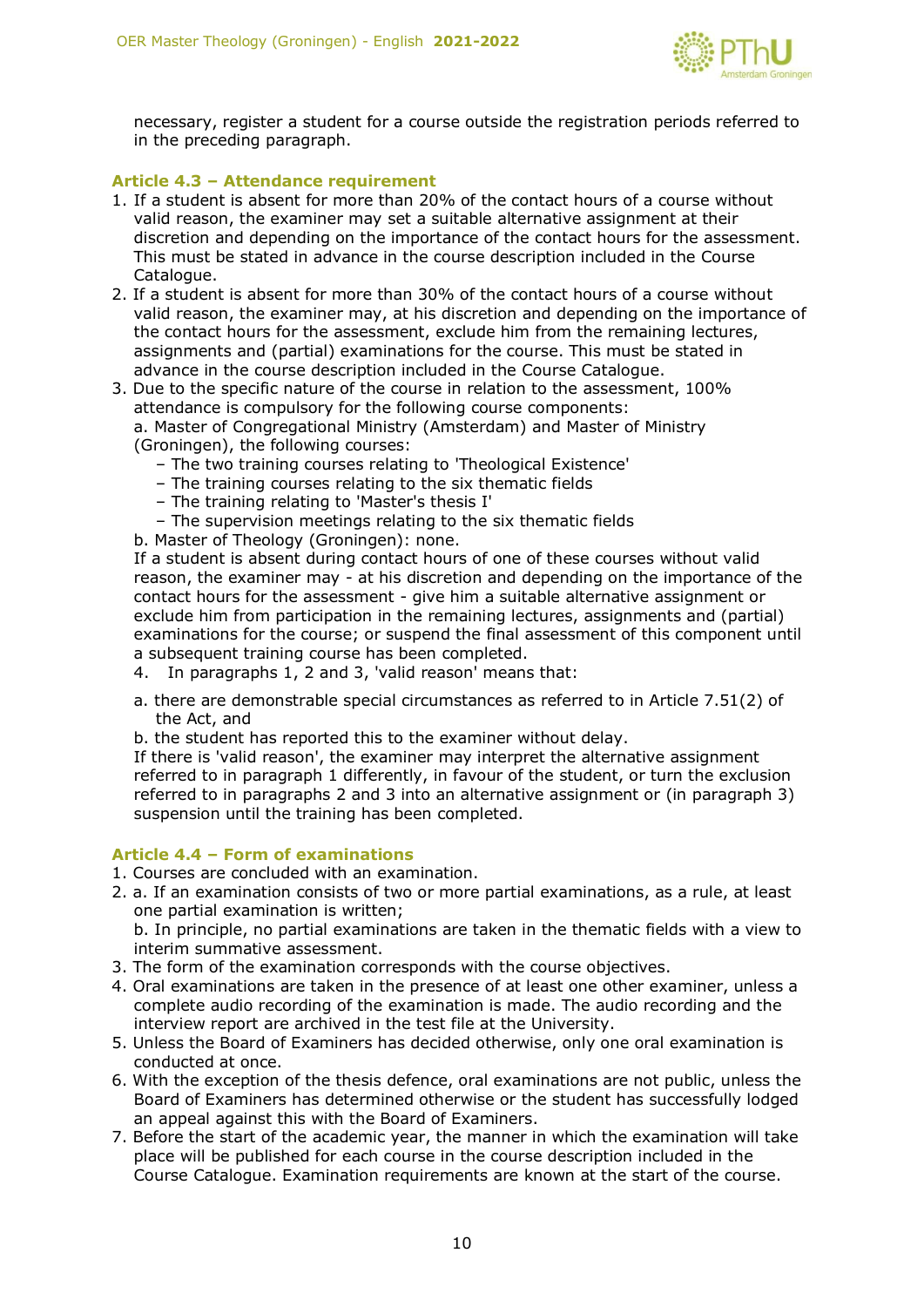necessary, register a student for a course outside the registration periods referred to in the preceding paragraph.

### Article 4.3 – Attendance requirement

1. If a student is absent for more than 20% of the contact hours of a course without valid reason, the examiner may set a suitable alternative assignment at their discretion and depending on the importance of the contact hours for the assessment. This must be stated in advance in the course description included in the Course Catalogue.
2. If a student is absent for more than 30% of the contact hours of a course without valid reason, the examiner may, at his discretion and depending on the importance of the contact hours for the assessment, exclude him from the remaining lectures, assignments and (partial) examinations for the course. This must be stated in advance in the course description included in the Course Catalogue.
3. Due to the specific nature of the course in relation to the assessment, 100% attendance is compulsory for the following course components:
   a. Master of Congregational Ministry (Amsterdam) and Master of Ministry (Groningen), the following courses:
      – The two training courses relating to 'Theological Existence'
      – The training courses relating to the six thematic fields
      – The training relating to 'Master's thesis I'
      – The supervision meetings relating to the six thematic fields
   
   b. Master of Theology (Groningen): none.
   
   If a student is absent during contact hours of one of these courses without valid reason, the examiner may - at his discretion and depending on the importance of the contact hours for the assessment - give him a suitable alternative assignment or exclude him from participation in the remaining lectures, assignments and (partial) examinations for the course; or suspend the final assessment of this component until a subsequent training course has been completed.
4. In paragraphs 1, 2 and 3, 'valid reason' means that:
   a. there are demonstrable special circumstances as referred to in Article 7.51(2) of the Act, and
   b. the student has reported this to the examiner without delay.
   
   If there is 'valid reason', the examiner may interpret the alternative assignment referred to in paragraph 1 differently, in favour of the student, or turn the exclusion referred to in paragraphs 2 and 3 into an alternative assignment or (in paragraph 3) suspension until the training has been completed.

### Article 4.4 – Form of examinations

1. Courses are concluded with an examination.
2. a. If an examination consists of two or more partial examinations, as a rule, at least one partial examination is written;
   b. In principle, no partial examinations are taken in the thematic fields with a view to interim summative assessment.
3. The form of the examination corresponds with the course objectives.
4. Oral examinations are taken in the presence of at least one other examiner, unless a complete audio recording of the examination is made. The audio recording and the interview report are archived in the test file at the University.
5. Unless the Board of Examiners has decided otherwise, only one oral examination is conducted at once.
6. With the exception of the thesis defence, oral examinations are not public, unless the Board of Examiners has determined otherwise or the student has successfully lodged an appeal against this with the Board of Examiners.
7. Before the start of the academic year, the manner in which the examination will take place will be published for each course in the course description included in the Course Catalogue. Examination requirements are known at the start of the course.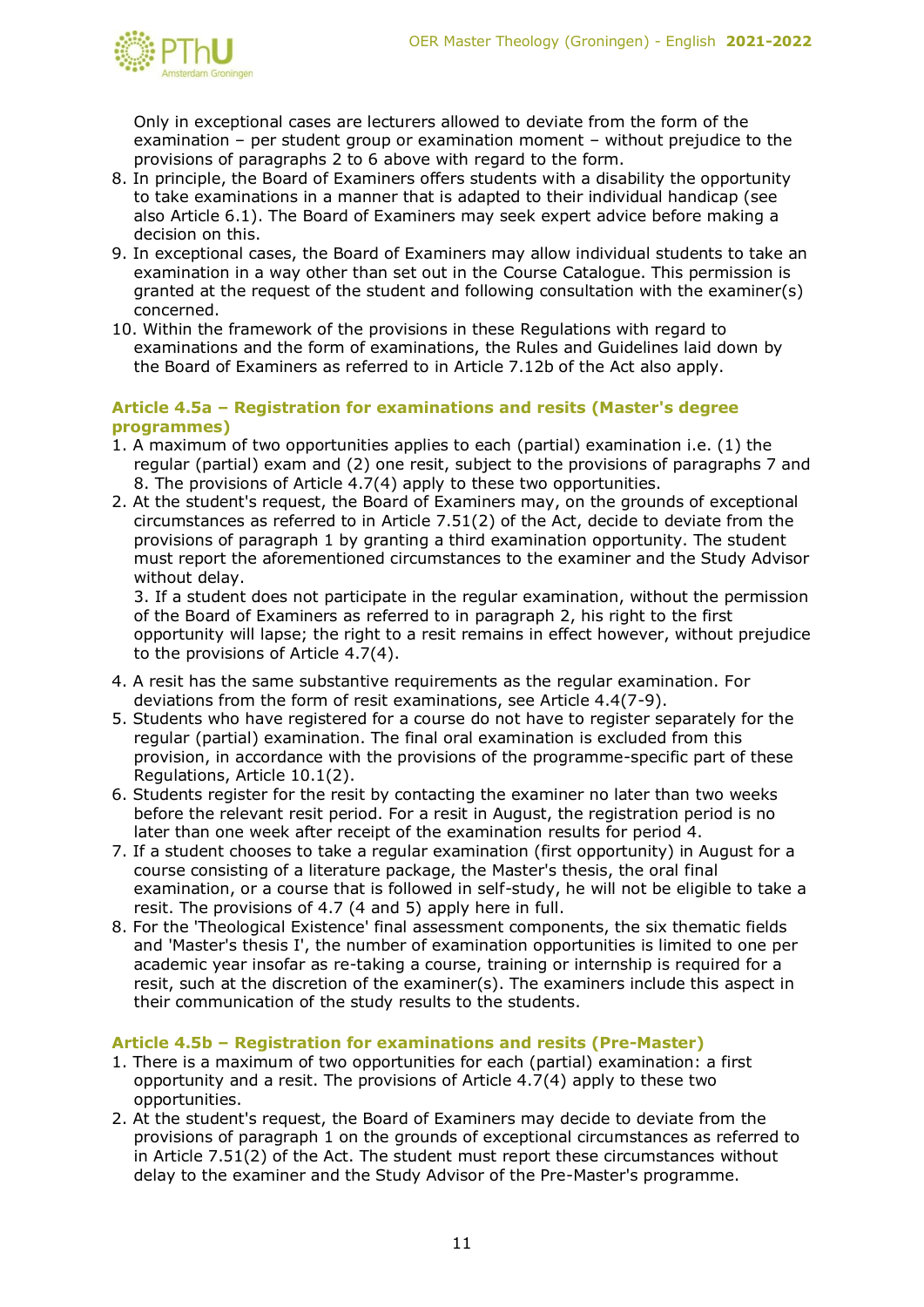Only in exceptional cases are lecturers allowed to deviate from the form of the examination – per student group or examination moment – without prejudice to the provisions of paragraphs 2 to 6 above with regard to the form.

8. In principle, the Board of Examiners offers students with a disability the opportunity to take examinations in a manner that is adapted to their individual handicap (see also Article 6.1). The Board of Examiners may seek expert advice before making a decision on this.
9. In exceptional cases, the Board of Examiners may allow individual students to take an examination in a way other than set out in the Course Catalogue. This permission is granted at the request of the student and following consultation with the examiner(s) concerned.
10. Within the framework of the provisions in these Regulations with regard to examinations and the form of examinations, the Rules and Guidelines laid down by the Board of Examiners as referred to in Article 7.12b of the Act also apply.

### Article 4.5a – Registration for examinations and resits (Master's degree programmes)

1. A maximum of two opportunities applies to each (partial) examination i.e. (1) the regular (partial) exam and (2) one resit, subject to the provisions of paragraphs 7 and 8. The provisions of Article 4.7(4) apply to these two opportunities.
2. At the student's request, the Board of Examiners may, on the grounds of exceptional circumstances as referred to in Article 7.51(2) of the Act, decide to deviate from the provisions of paragraph 1 by granting a third examination opportunity. The student must report the aforementioned circumstances to the examiner and the Study Advisor without delay.
   3. If a student does not participate in the regular examination, without the permission of the Board of Examiners as referred to in paragraph 2, his right to the first opportunity will lapse; the right to a resit remains in effect however, without prejudice to the provisions of Article 4.7(4).
4. A resit has the same substantive requirements as the regular examination. For deviations from the form of resit examinations, see Article 4.4(7-9).
5. Students who have registered for a course do not have to register separately for the regular (partial) examination. The final oral examination is excluded from this provision, in accordance with the provisions of the programme-specific part of these Regulations, Article 10.1(2).
6. Students register for the resit by contacting the examiner no later than two weeks before the relevant resit period. For a resit in August, the registration period is no later than one week after receipt of the examination results for period 4.
7. If a student chooses to take a regular examination (first opportunity) in August for a course consisting of a literature package, the Master's thesis, the oral final examination, or a course that is followed in self-study, he will not be eligible to take a resit. The provisions of 4.7 (4 and 5) apply here in full.
8. For the 'Theological Existence' final assessment components, the six thematic fields and 'Master's thesis I', the number of examination opportunities is limited to one per academic year insofar as re-taking a course, training or internship is required for a resit, such at the discretion of the examiner(s). The examiners include this aspect in their communication of the study results to the students.

### Article 4.5b – Registration for examinations and resits (Pre-Master)

1. There is a maximum of two opportunities for each (partial) examination: a first opportunity and a resit. The provisions of Article 4.7(4) apply to these two opportunities.
2. At the student's request, the Board of Examiners may decide to deviate from the provisions of paragraph 1 on the grounds of exceptional circumstances as referred to in Article 7.51(2) of the Act. The student must report these circumstances without delay to the examiner and the Study Advisor of the Pre-Master's programme.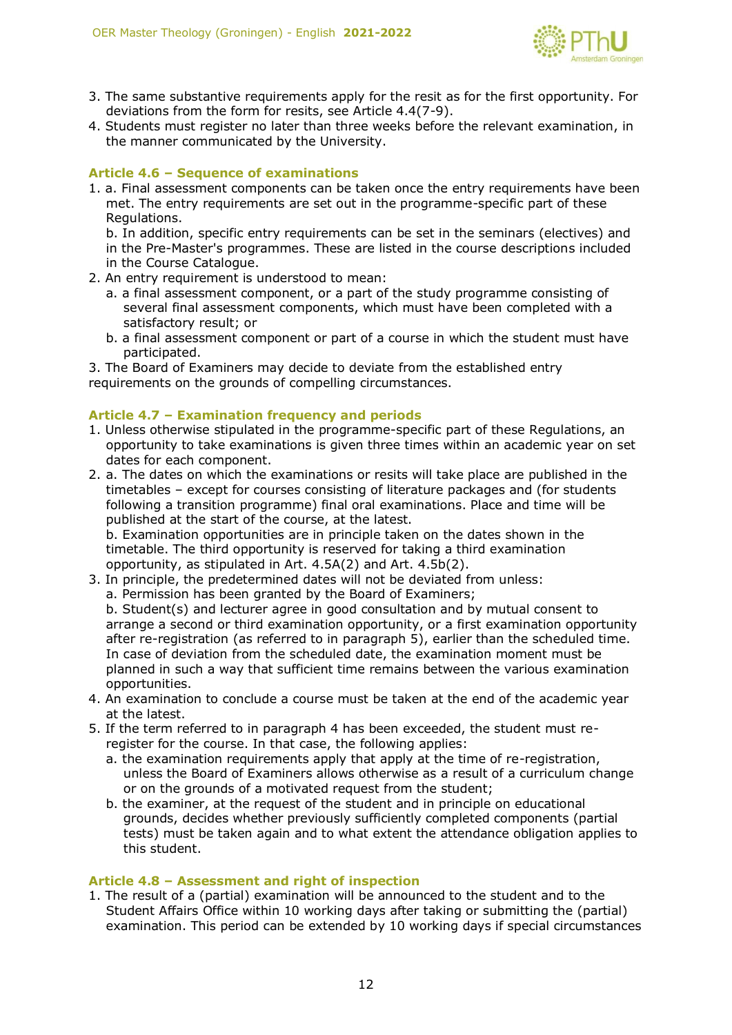3. The same substantive requirements apply for the resit as for the first opportunity. For deviations from the form for resits, see Article 4.4(7-9).
4. Students must register no later than three weeks before the relevant examination, in the manner communicated by the University.

### Article 4.6 – Sequence of examinations

1. a. Final assessment components can be taken once the entry requirements have been met. The entry requirements are set out in the programme-specific part of these Regulations.
   b. In addition, specific entry requirements can be set in the seminars (electives) and in the Pre-Master's programmes. These are listed in the course descriptions included in the Course Catalogue.
2. An entry requirement is understood to mean:
   a. a final assessment component, or a part of the study programme consisting of several final assessment components, which must have been completed with a satisfactory result; or
   b. a final assessment component or part of a course in which the student must have participated.

3. The Board of Examiners may decide to deviate from the established entry requirements on the grounds of compelling circumstances.

### Article 4.7 – Examination frequency and periods

1. Unless otherwise stipulated in the programme-specific part of these Regulations, an opportunity to take examinations is given three times within an academic year on set dates for each component.
2. a. The dates on which the examinations or resits will take place are published in the timetables – except for courses consisting of literature packages and (for students following a transition programme) final oral examinations. Place and time will be published at the start of the course, at the latest.
   b. Examination opportunities are in principle taken on the dates shown in the timetable. The third opportunity is reserved for taking a third examination opportunity, as stipulated in Art. 4.5A(2) and Art. 4.5b(2).
3. In principle, the predetermined dates will not be deviated from unless:
   a. Permission has been granted by the Board of Examiners;
   b. Student(s) and lecturer agree in good consultation and by mutual consent to arrange a second or third examination opportunity, or a first examination opportunity after re-registration (as referred to in paragraph 5), earlier than the scheduled time. In case of deviation from the scheduled date, the examination moment must be planned in such a way that sufficient time remains between the various examination opportunities.
4. An examination to conclude a course must be taken at the end of the academic year at the latest.
5. If the term referred to in paragraph 4 has been exceeded, the student must re-register for the course. In that case, the following applies:
   a. the examination requirements apply that apply at the time of re-registration, unless the Board of Examiners allows otherwise as a result of a curriculum change or on the grounds of a motivated request from the student;
   b. the examiner, at the request of the student and in principle on educational grounds, decides whether previously sufficiently completed components (partial tests) must be taken again and to what extent the attendance obligation applies to this student.

### Article 4.8 – Assessment and right of inspection

1. The result of a (partial) examination will be announced to the student and to the Student Affairs Office within 10 working days after taking or submitting the (partial) examination. This period can be extended by 10 working days if special circumstances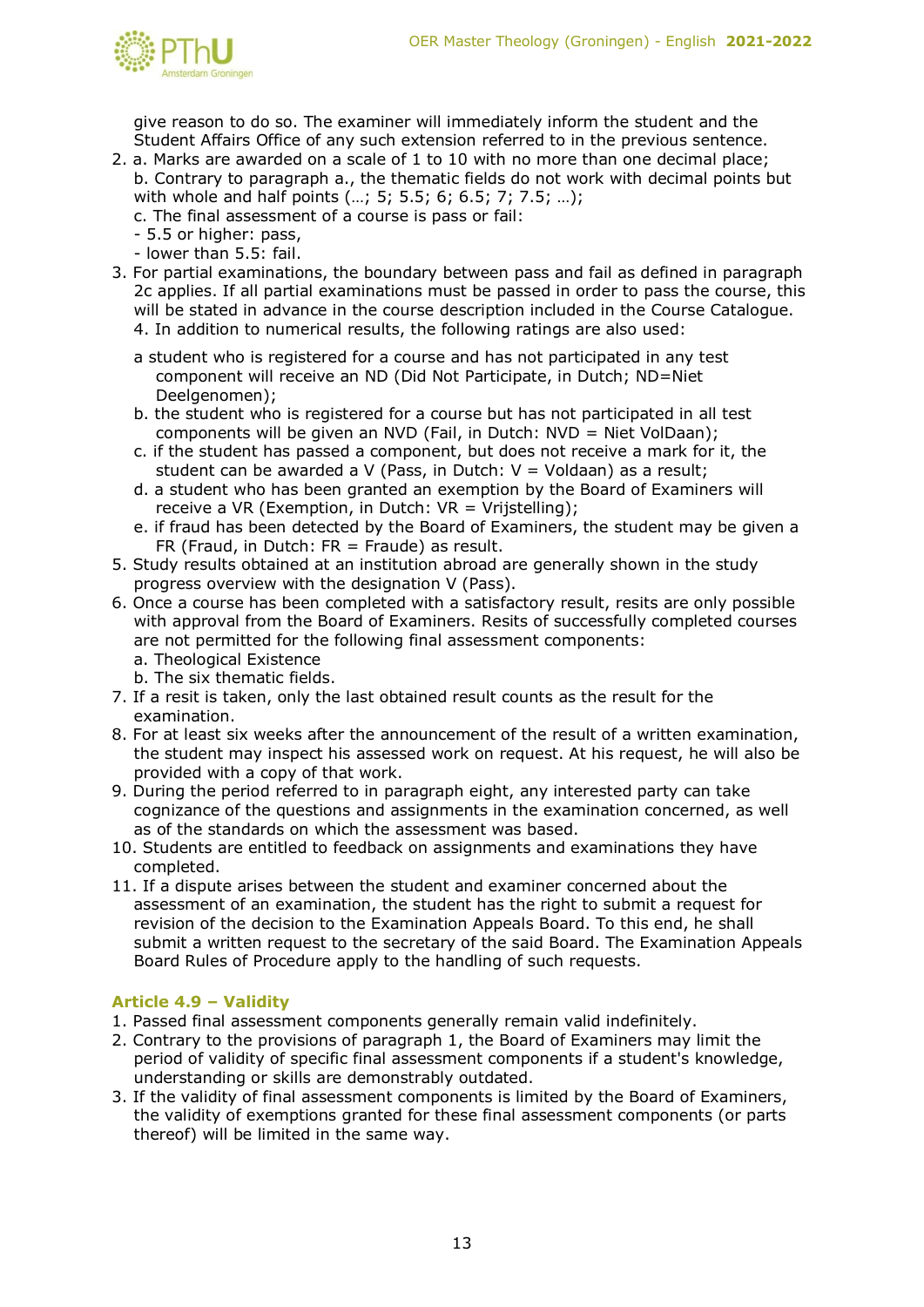give reason to do so. The examiner will immediately inform the student and the Student Affairs Office of any such extension referred to in the previous sentence.

2. a. Marks are awarded on a scale of 1 to 10 with no more than one decimal place;
   b. Contrary to paragraph a., the thematic fields do not work with decimal points but with whole and half points (…; 5; 5.5; 6; 6.5; 7; 7.5; …);
   c. The final assessment of a course is pass or fail:
   - 5.5 or higher: pass,
   - lower than 5.5: fail.
3. For partial examinations, the boundary between pass and fail as defined in paragraph 2c applies. If all partial examinations must be passed in order to pass the course, this will be stated in advance in the course description included in the Course Catalogue.
4. In addition to numerical results, the following ratings are also used:

   a student who is registered for a course and has not participated in any test component will receive an ND (Did Not Participate, in Dutch; ND=Niet Deelgenomen);
   b. the student who is registered for a course but has not participated in all test components will be given an NVD (Fail, in Dutch: NVD = Niet VolDaan);
   c. if the student has passed a component, but does not receive a mark for it, the student can be awarded a V (Pass, in Dutch: V = Voldaan) as a result;
   d. a student who has been granted an exemption by the Board of Examiners will receive a VR (Exemption, in Dutch: VR = Vrijstelling);
   e. if fraud has been detected by the Board of Examiners, the student may be given a FR (Fraud, in Dutch: FR = Fraude) as result.
5. Study results obtained at an institution abroad are generally shown in the study progress overview with the designation V (Pass).
6. Once a course has been completed with a satisfactory result, resits are only possible with approval from the Board of Examiners. Resits of successfully completed courses are not permitted for the following final assessment components:
   a. Theological Existence
   b. The six thematic fields.
7. If a resit is taken, only the last obtained result counts as the result for the examination.
8. For at least six weeks after the announcement of the result of a written examination, the student may inspect his assessed work on request. At his request, he will also be provided with a copy of that work.
9. During the period referred to in paragraph eight, any interested party can take cognizance of the questions and assignments in the examination concerned, as well as of the standards on which the assessment was based.
10. Students are entitled to feedback on assignments and examinations they have completed.
11. If a dispute arises between the student and examiner concerned about the assessment of an examination, the student has the right to submit a request for revision of the decision to the Examination Appeals Board. To this end, he shall submit a written request to the secretary of the said Board. The Examination Appeals Board Rules of Procedure apply to the handling of such requests.

### Article 4.9 – Validity

1. Passed final assessment components generally remain valid indefinitely.
2. Contrary to the provisions of paragraph 1, the Board of Examiners may limit the period of validity of specific final assessment components if a student's knowledge, understanding or skills are demonstrably outdated.
3. If the validity of final assessment components is limited by the Board of Examiners, the validity of exemptions granted for these final assessment components (or parts thereof) will be limited in the same way.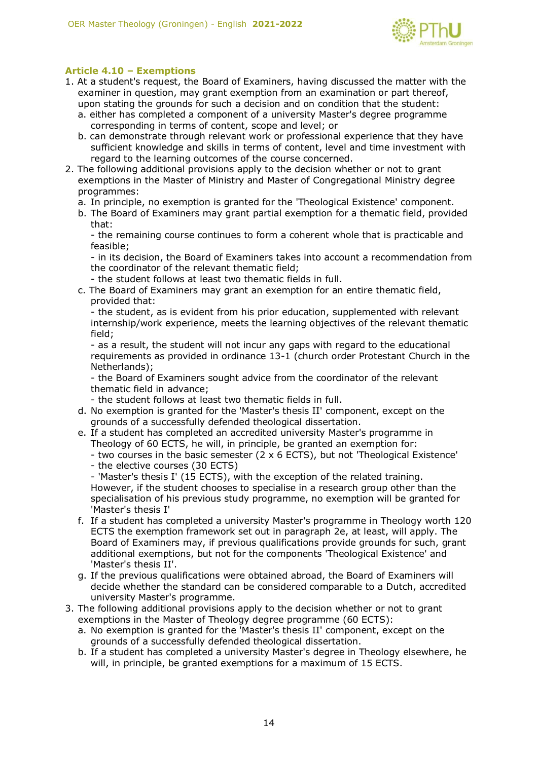### Article 4.10 – Exemptions

1. At a student's request, the Board of Examiners, having discussed the matter with the examiner in question, may grant exemption from an examination or part thereof, upon stating the grounds for such a decision and on condition that the student:
   a. either has completed a component of a university Master's degree programme corresponding in terms of content, scope and level; or
   b. can demonstrate through relevant work or professional experience that they have sufficient knowledge and skills in terms of content, level and time investment with regard to the learning outcomes of the course concerned.
2. The following additional provisions apply to the decision whether or not to grant exemptions in the Master of Ministry and Master of Congregational Ministry degree programmes:
   a. In principle, no exemption is granted for the 'Theological Existence' component.
   b. The Board of Examiners may grant partial exemption for a thematic field, provided that:
      - the remaining course continues to form a coherent whole that is practicable and feasible;
      - in its decision, the Board of Examiners takes into account a recommendation from the coordinator of the relevant thematic field;
      - the student follows at least two thematic fields in full.
   c. The Board of Examiners may grant an exemption for an entire thematic field, provided that:
      - the student, as is evident from his prior education, supplemented with relevant internship/work experience, meets the learning objectives of the relevant thematic field;
      - as a result, the student will not incur any gaps with regard to the educational requirements as provided in ordinance 13-1 (church order Protestant Church in the Netherlands);
      - the Board of Examiners sought advice from the coordinator of the relevant thematic field in advance;
      - the student follows at least two thematic fields in full.
   d. No exemption is granted for the 'Master's thesis II' component, except on the grounds of a successfully defended theological dissertation.
   e. If a student has completed an accredited university Master's programme in Theology of 60 ECTS, he will, in principle, be granted an exemption for:
      - two courses in the basic semester (2 x 6 ECTS), but not 'Theological Existence'
      - the elective courses (30 ECTS)
      - 'Master's thesis I' (15 ECTS), with the exception of the related training.
      However, if the student chooses to specialise in a research group other than the specialisation of his previous study programme, no exemption will be granted for 'Master's thesis I'
   f. If a student has completed a university Master's programme in Theology worth 120 ECTS the exemption framework set out in paragraph 2e, at least, will apply. The Board of Examiners may, if previous qualifications provide grounds for such, grant additional exemptions, but not for the components 'Theological Existence' and 'Master's thesis II'.
   g. If the previous qualifications were obtained abroad, the Board of Examiners will decide whether the standard can be considered comparable to a Dutch, accredited university Master's programme.
3. The following additional provisions apply to the decision whether or not to grant exemptions in the Master of Theology degree programme (60 ECTS):
   a. No exemption is granted for the 'Master's thesis II' component, except on the grounds of a successfully defended theological dissertation.
   b. If a student has completed a university Master's degree in Theology elsewhere, he will, in principle, be granted exemptions for a maximum of 15 ECTS.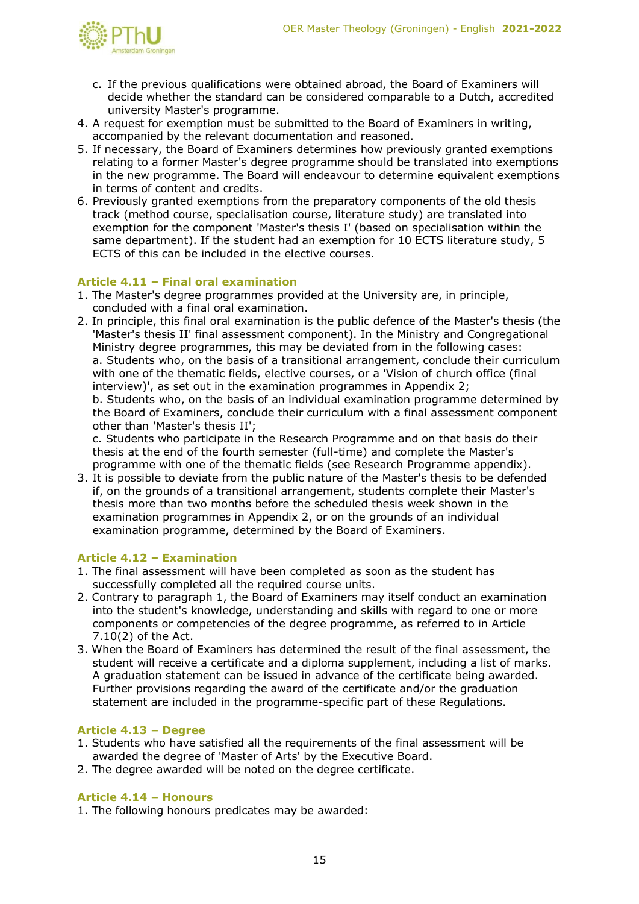c. If the previous qualifications were obtained abroad, the Board of Examiners will decide whether the standard can be considered comparable to a Dutch, accredited university Master's programme.
4. A request for exemption must be submitted to the Board of Examiners in writing, accompanied by the relevant documentation and reasoned.
5. If necessary, the Board of Examiners determines how previously granted exemptions relating to a former Master's degree programme should be translated into exemptions in the new programme. The Board will endeavour to determine equivalent exemptions in terms of content and credits.
6. Previously granted exemptions from the preparatory components of the old thesis track (method course, specialisation course, literature study) are translated into exemption for the component 'Master's thesis I' (based on specialisation within the same department). If the student had an exemption for 10 ECTS literature study, 5 ECTS of this can be included in the elective courses.

### Article 4.11 – Final oral examination

1. The Master's degree programmes provided at the University are, in principle, concluded with a final oral examination.
2. In principle, this final oral examination is the public defence of the Master's thesis (the 'Master's thesis II' final assessment component). In the Ministry and Congregational Ministry degree programmes, this may be deviated from in the following cases:
   a. Students who, on the basis of a transitional arrangement, conclude their curriculum with one of the thematic fields, elective courses, or a 'Vision of church office (final interview)', as set out in the examination programmes in Appendix 2;
   b. Students who, on the basis of an individual examination programme determined by the Board of Examiners, conclude their curriculum with a final assessment component other than 'Master's thesis II';
   c. Students who participate in the Research Programme and on that basis do their thesis at the end of the fourth semester (full-time) and complete the Master's programme with one of the thematic fields (see Research Programme appendix).
3. It is possible to deviate from the public nature of the Master's thesis to be defended if, on the grounds of a transitional arrangement, students complete their Master's thesis more than two months before the scheduled thesis week shown in the examination programmes in Appendix 2, or on the grounds of an individual examination programme, determined by the Board of Examiners.

### Article 4.12 – Examination

1. The final assessment will have been completed as soon as the student has successfully completed all the required course units.
2. Contrary to paragraph 1, the Board of Examiners may itself conduct an examination into the student's knowledge, understanding and skills with regard to one or more components or competencies of the degree programme, as referred to in Article 7.10(2) of the Act.
3. When the Board of Examiners has determined the result of the final assessment, the student will receive a certificate and a diploma supplement, including a list of marks. A graduation statement can be issued in advance of the certificate being awarded. Further provisions regarding the award of the certificate and/or the graduation statement are included in the programme-specific part of these Regulations.

### Article 4.13 – Degree

1. Students who have satisfied all the requirements of the final assessment will be awarded the degree of 'Master of Arts' by the Executive Board.
2. The degree awarded will be noted on the degree certificate.

### Article 4.14 – Honours

1. The following honours predicates may be awarded: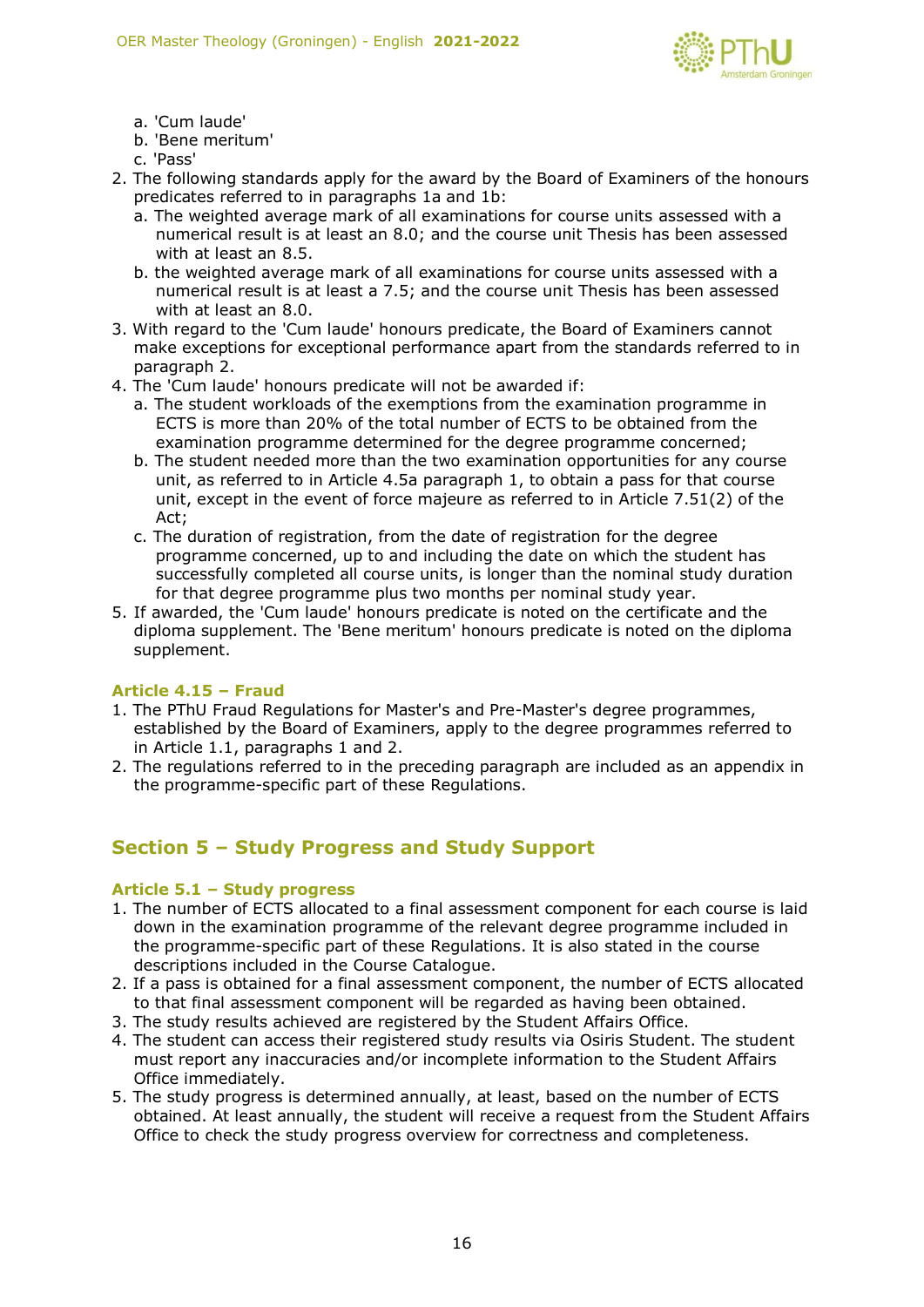a. 'Cum laude'
   b. 'Bene meritum'
   c. 'Pass'
2. The following standards apply for the award by the Board of Examiners of the honours predicates referred to in paragraphs 1a and 1b:
   a. The weighted average mark of all examinations for course units assessed with a numerical result is at least an 8.0; and the course unit Thesis has been assessed with at least an 8.5.
   b. the weighted average mark of all examinations for course units assessed with a numerical result is at least a 7.5; and the course unit Thesis has been assessed with at least an 8.0.
3. With regard to the 'Cum laude' honours predicate, the Board of Examiners cannot make exceptions for exceptional performance apart from the standards referred to in paragraph 2.
4. The 'Cum laude' honours predicate will not be awarded if:
   a. The student workloads of the exemptions from the examination programme in ECTS is more than 20% of the total number of ECTS to be obtained from the examination programme determined for the degree programme concerned;
   b. The student needed more than the two examination opportunities for any course unit, as referred to in Article 4.5a paragraph 1, to obtain a pass for that course unit, except in the event of force majeure as referred to in Article 7.51(2) of the Act;
   c. The duration of registration, from the date of registration for the degree programme concerned, up to and including the date on which the student has successfully completed all course units, is longer than the nominal study duration for that degree programme plus two months per nominal study year.
5. If awarded, the 'Cum laude' honours predicate is noted on the certificate and the diploma supplement. The 'Bene meritum' honours predicate is noted on the diploma supplement.

### Article 4.15 – Fraud

1. The PThU Fraud Regulations for Master's and Pre-Master's degree programmes, established by the Board of Examiners, apply to the degree programmes referred to in Article 1.1, paragraphs 1 and 2.
2. The regulations referred to in the preceding paragraph are included as an appendix in the programme-specific part of these Regulations.

## Section 5 – Study Progress and Study Support

### Article 5.1 – Study progress

1. The number of ECTS allocated to a final assessment component for each course is laid down in the examination programme of the relevant degree programme included in the programme-specific part of these Regulations. It is also stated in the course descriptions included in the Course Catalogue.
2. If a pass is obtained for a final assessment component, the number of ECTS allocated to that final assessment component will be regarded as having been obtained.
3. The study results achieved are registered by the Student Affairs Office.
4. The student can access their registered study results via Osiris Student. The student must report any inaccuracies and/or incomplete information to the Student Affairs Office immediately.
5. The study progress is determined annually, at least, based on the number of ECTS obtained. At least annually, the student will receive a request from the Student Affairs Office to check the study progress overview for correctness and completeness.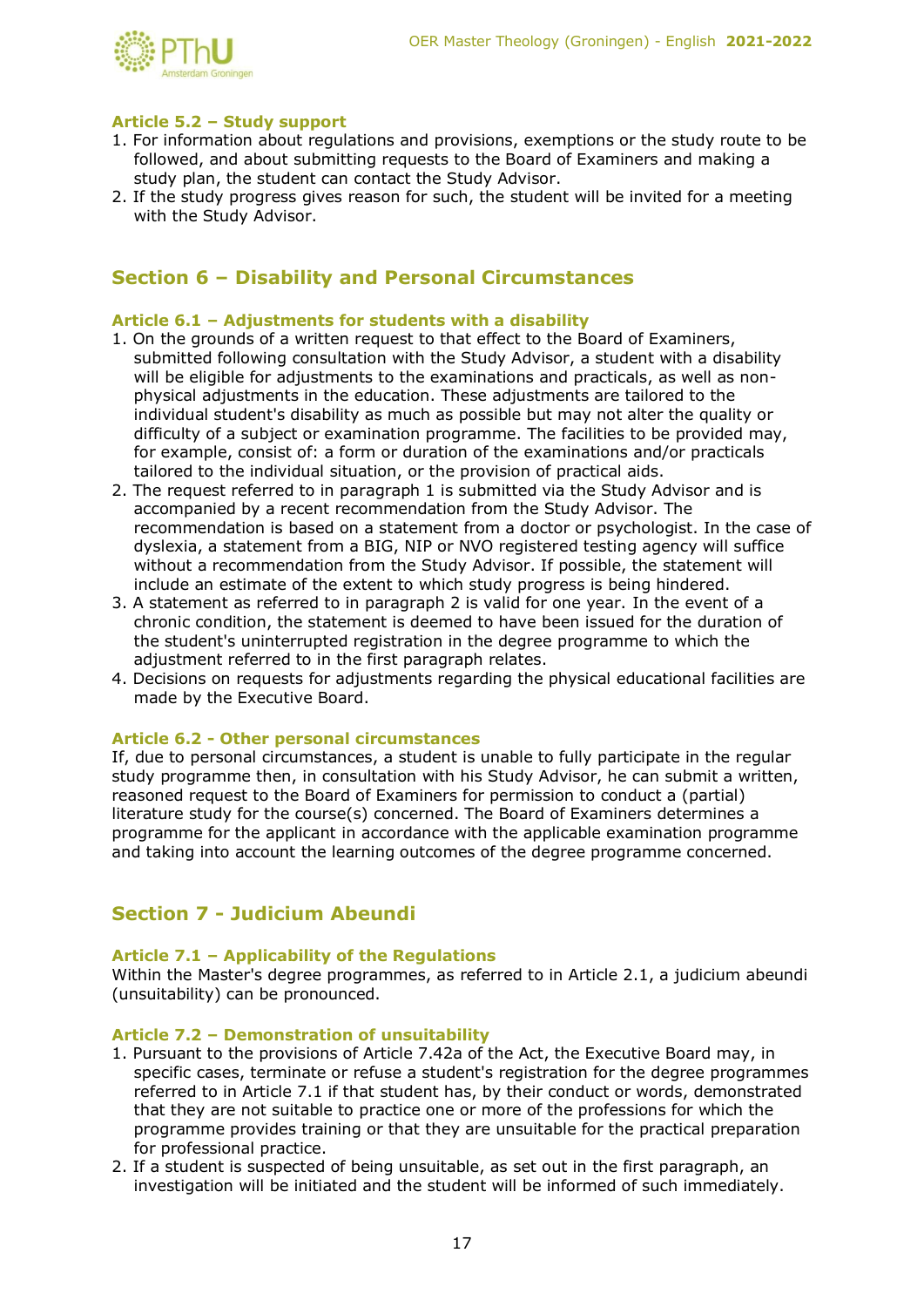### Article 5.2 – Study support

1. For information about regulations and provisions, exemptions or the study route to be followed, and about submitting requests to the Board of Examiners and making a study plan, the student can contact the Study Advisor.
2. If the study progress gives reason for such, the student will be invited for a meeting with the Study Advisor.

## Section 6 – Disability and Personal Circumstances

### Article 6.1 – Adjustments for students with a disability

1. On the grounds of a written request to that effect to the Board of Examiners, submitted following consultation with the Study Advisor, a student with a disability will be eligible for adjustments to the examinations and practicals, as well as non-physical adjustments in the education. These adjustments are tailored to the individual student's disability as much as possible but may not alter the quality or difficulty of a subject or examination programme. The facilities to be provided may, for example, consist of: a form or duration of the examinations and/or practicals tailored to the individual situation, or the provision of practical aids.
2. The request referred to in paragraph 1 is submitted via the Study Advisor and is accompanied by a recent recommendation from the Study Advisor. The recommendation is based on a statement from a doctor or psychologist. In the case of dyslexia, a statement from a BIG, NIP or NVO registered testing agency will suffice without a recommendation from the Study Advisor. If possible, the statement will include an estimate of the extent to which study progress is being hindered.
3. A statement as referred to in paragraph 2 is valid for one year. In the event of a chronic condition, the statement is deemed to have been issued for the duration of the student's uninterrupted registration in the degree programme to which the adjustment referred to in the first paragraph relates.
4. Decisions on requests for adjustments regarding the physical educational facilities are made by the Executive Board.

### Article 6.2 - Other personal circumstances

If, due to personal circumstances, a student is unable to fully participate in the regular study programme then, in consultation with his Study Advisor, he can submit a written, reasoned request to the Board of Examiners for permission to conduct a (partial) literature study for the course(s) concerned. The Board of Examiners determines a programme for the applicant in accordance with the applicable examination programme and taking into account the learning outcomes of the degree programme concerned.

## Section 7 - Judicium Abeundi

### Article 7.1 – Applicability of the Regulations

Within the Master's degree programmes, as referred to in Article 2.1, a judicium abeundi (unsuitability) can be pronounced.

### Article 7.2 – Demonstration of unsuitability

1. Pursuant to the provisions of Article 7.42a of the Act, the Executive Board may, in specific cases, terminate or refuse a student's registration for the degree programmes referred to in Article 7.1 if that student has, by their conduct or words, demonstrated that they are not suitable to practice one or more of the professions for which the programme provides training or that they are unsuitable for the practical preparation for professional practice.
2. If a student is suspected of being unsuitable, as set out in the first paragraph, an investigation will be initiated and the student will be informed of such immediately.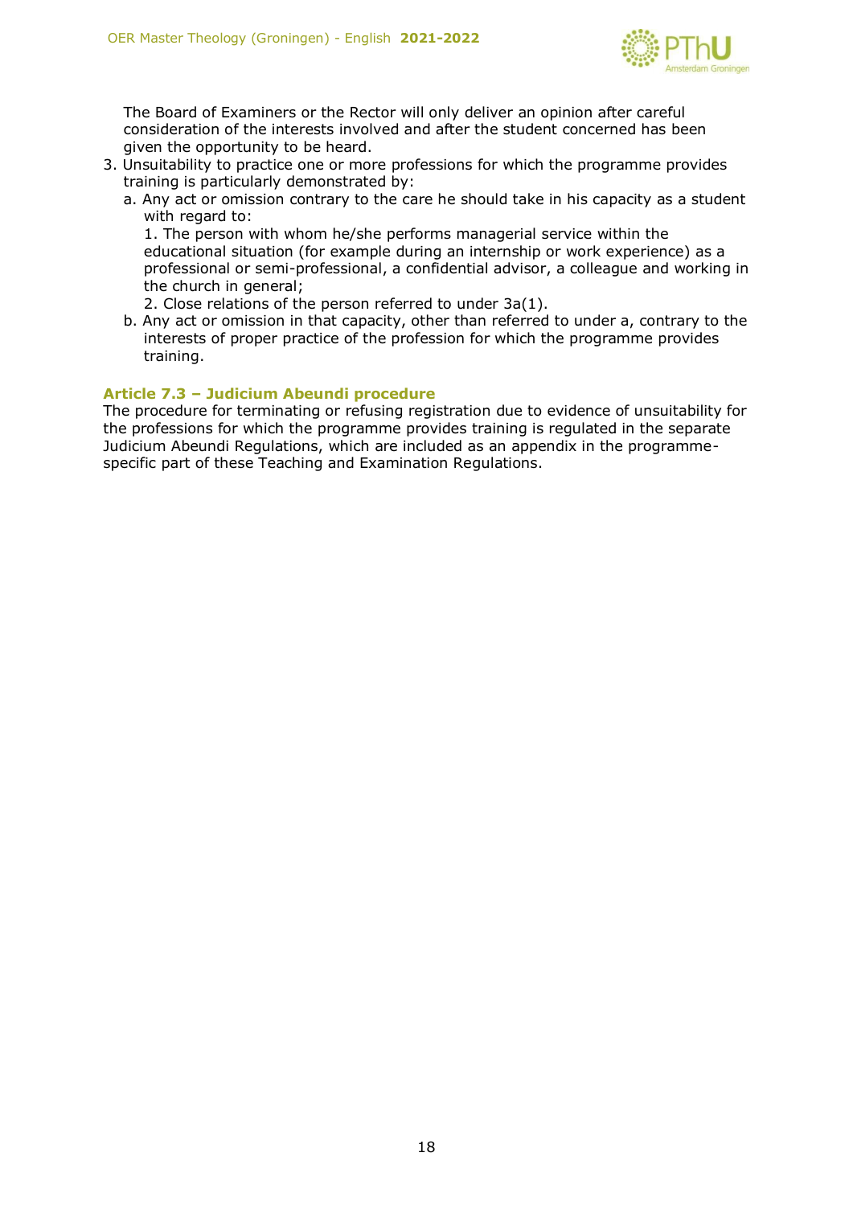The Board of Examiners or the Rector will only deliver an opinion after careful consideration of the interests involved and after the student concerned has been given the opportunity to be heard.

3. Unsuitability to practice one or more professions for which the programme provides training is particularly demonstrated by:
   a. Any act or omission contrary to the care he should take in his capacity as a student with regard to:
      1. The person with whom he/she performs managerial service within the educational situation (for example during an internship or work experience) as a professional or semi-professional, a confidential advisor, a colleague and working in the church in general;
      2. Close relations of the person referred to under 3a(1).
   b. Any act or omission in that capacity, other than referred to under a, contrary to the interests of proper practice of the profession for which the programme provides training.

### Article 7.3 – Judicium Abeundi procedure

The procedure for terminating or refusing registration due to evidence of unsuitability for the professions for which the programme provides training is regulated in the separate Judicium Abeundi Regulations, which are included as an appendix in the programme-specific part of these Teaching and Examination Regulations.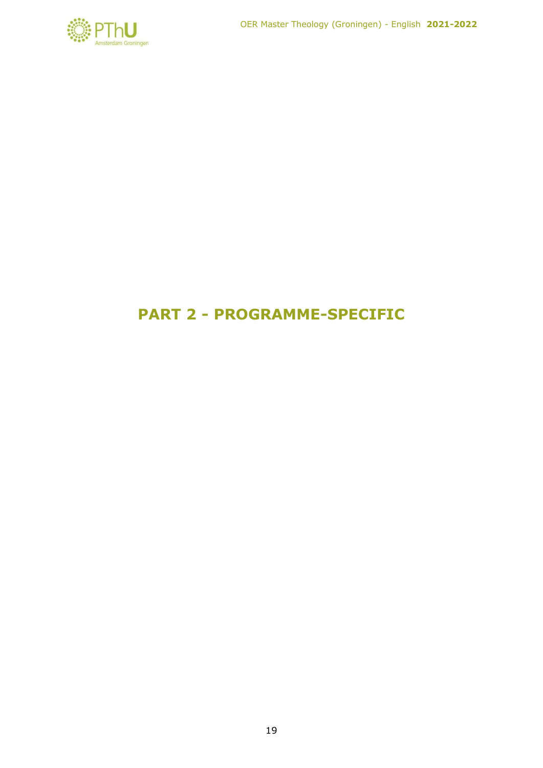# PART 2 - PROGRAMME-SPECIFIC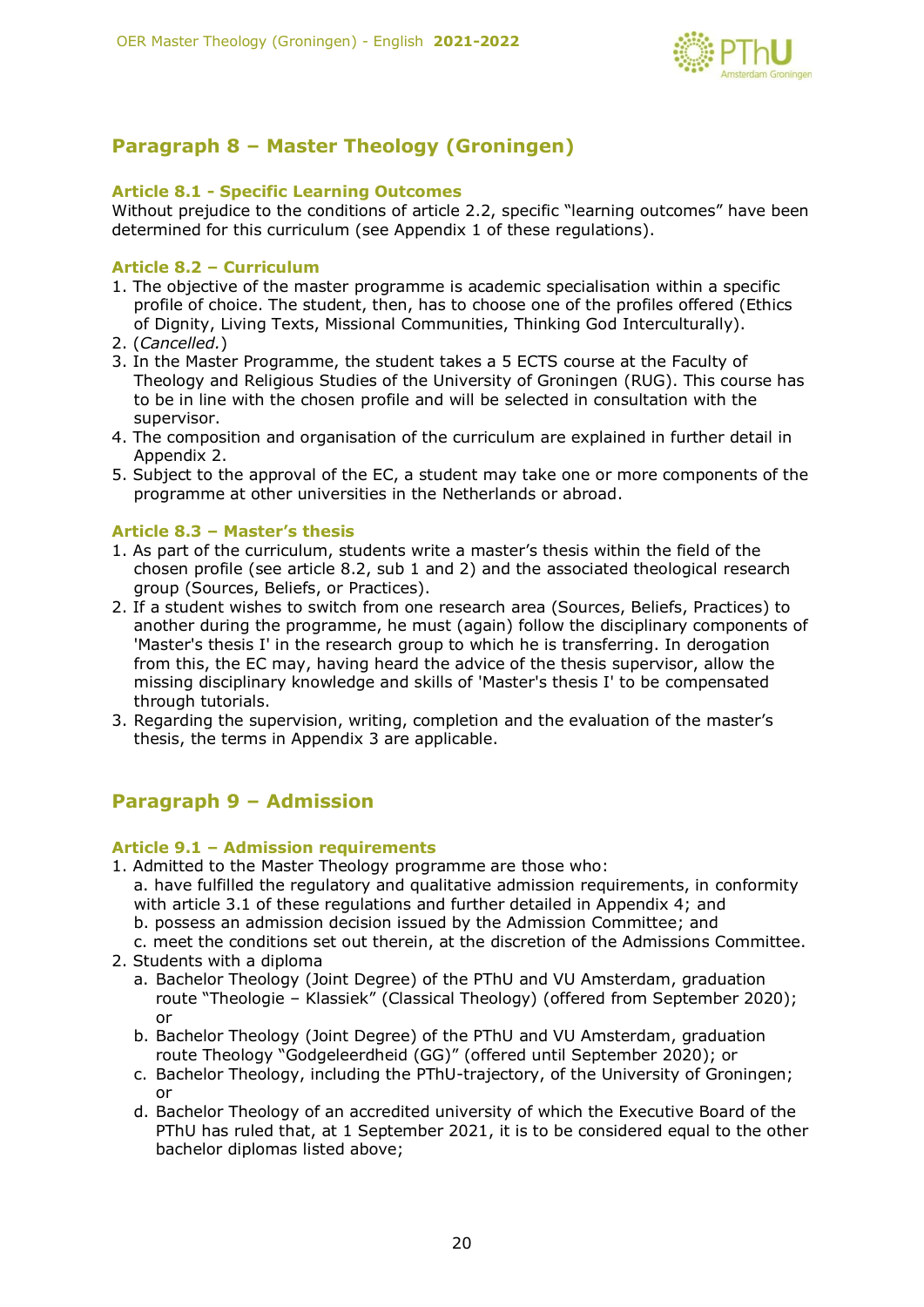## Paragraph 8 – Master Theology (Groningen)

### Article 8.1 - Specific Learning Outcomes

Without prejudice to the conditions of article 2.2, specific “learning outcomes” have been determined for this curriculum (see Appendix 1 of these regulations).

### Article 8.2 – Curriculum

1. The objective of the master programme is academic specialisation within a specific profile of choice. The student, then, has to choose one of the profiles offered (Ethics of Dignity, Living Texts, Missional Communities, Thinking God Interculturally).
2. (*Cancelled.*)
3. In the Master Programme, the student takes a 5 ECTS course at the Faculty of Theology and Religious Studies of the University of Groningen (RUG). This course has to be in line with the chosen profile and will be selected in consultation with the supervisor.
4. The composition and organisation of the curriculum are explained in further detail in Appendix 2.
5. Subject to the approval of the EC, a student may take one or more components of the programme at other universities in the Netherlands or abroad.

### Article 8.3 – Master’s thesis

1. As part of the curriculum, students write a master’s thesis within the field of the chosen profile (see article 8.2, sub 1 and 2) and the associated theological research group (Sources, Beliefs, or Practices).
2. If a student wishes to switch from one research area (Sources, Beliefs, Practices) to another during the programme, he must (again) follow the disciplinary components of 'Master's thesis I' in the research group to which he is transferring. In derogation from this, the EC may, having heard the advice of the thesis supervisor, allow the missing disciplinary knowledge and skills of 'Master's thesis I' to be compensated through tutorials.
3. Regarding the supervision, writing, completion and the evaluation of the master’s thesis, the terms in Appendix 3 are applicable.

## Paragraph 9 – Admission

### Article 9.1 – Admission requirements

1. Admitted to the Master Theology programme are those who:
   a. have fulfilled the regulatory and qualitative admission requirements, in conformity with article 3.1 of these regulations and further detailed in Appendix 4; and
   b. possess an admission decision issued by the Admission Committee; and
   c. meet the conditions set out therein, at the discretion of the Admissions Committee.
2. Students with a diploma
   a. Bachelor Theology (Joint Degree) of the PThU and VU Amsterdam, graduation route “Theologie – Klassiek” (Classical Theology) (offered from September 2020); or
   b. Bachelor Theology (Joint Degree) of the PThU and VU Amsterdam, graduation route Theology “Godgeleerdheid (GG)” (offered until September 2020); or
   c. Bachelor Theology, including the PThU-trajectory, of the University of Groningen; or
   d. Bachelor Theology of an accredited university of which the Executive Board of the PThU has ruled that, at 1 September 2021, it is to be considered equal to the other bachelor diplomas listed above;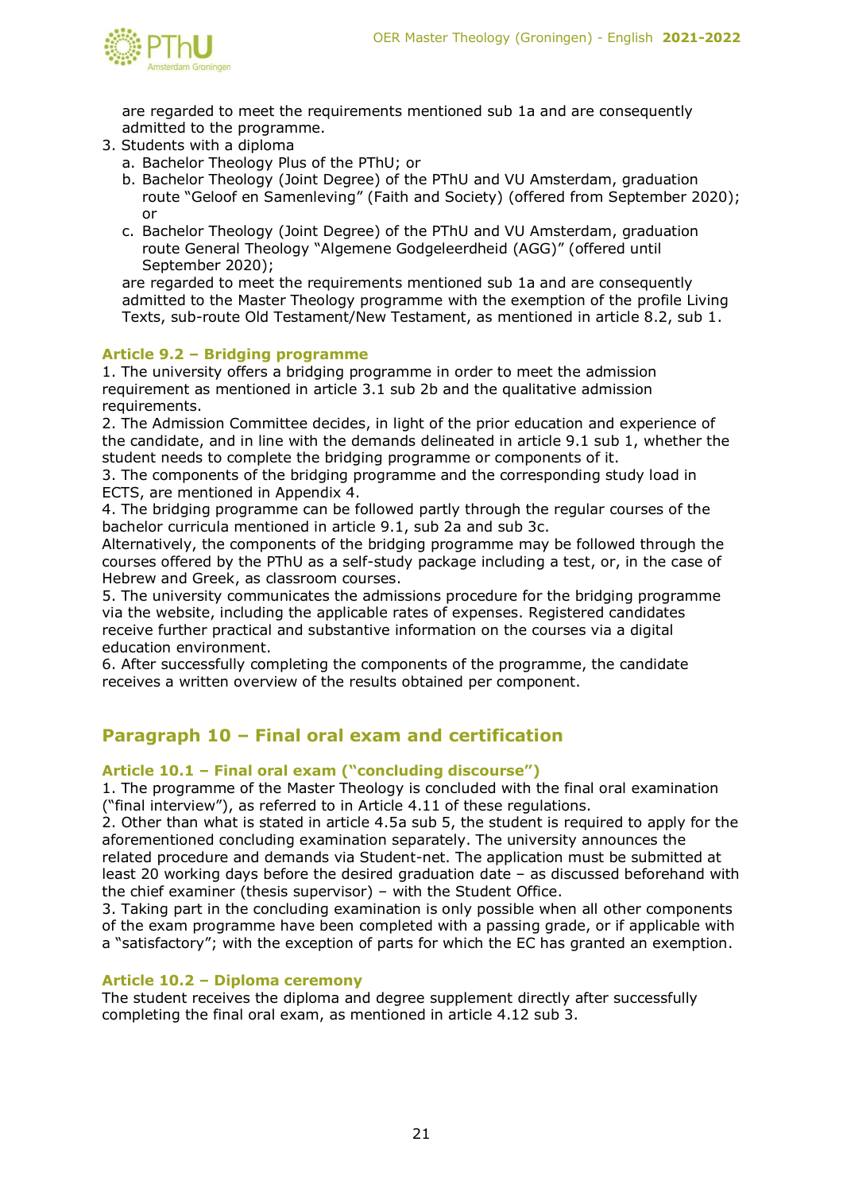are regarded to meet the requirements mentioned sub 1a and are consequently admitted to the programme.

3. Students with a diploma
   a. Bachelor Theology Plus of the PThU; or
   b. Bachelor Theology (Joint Degree) of the PThU and VU Amsterdam, graduation route "Geloof en Samenleving" (Faith and Society) (offered from September 2020); or
   c. Bachelor Theology (Joint Degree) of the PThU and VU Amsterdam, graduation route General Theology "Algemene Godgeleerdheid (AGG)" (offered until September 2020);

   are regarded to meet the requirements mentioned sub 1a and are consequently admitted to the Master Theology programme with the exemption of the profile Living Texts, sub-route Old Testament/New Testament, as mentioned in article 8.2, sub 1.

### Article 9.2 – Bridging programme

1. The university offers a bridging programme in order to meet the admission requirement as mentioned in article 3.1 sub 2b and the qualitative admission requirements.
2. The Admission Committee decides, in light of the prior education and experience of the candidate, and in line with the demands delineated in article 9.1 sub 1, whether the student needs to complete the bridging programme or components of it.
3. The components of the bridging programme and the corresponding study load in ECTS, are mentioned in Appendix 4.
4. The bridging programme can be followed partly through the regular courses of the bachelor curricula mentioned in article 9.1, sub 2a and sub 3c.
Alternatively, the components of the bridging programme may be followed through the courses offered by the PThU as a self-study package including a test, or, in the case of Hebrew and Greek, as classroom courses.
5. The university communicates the admissions procedure for the bridging programme via the website, including the applicable rates of expenses. Registered candidates receive further practical and substantive information on the courses via a digital education environment.
6. After successfully completing the components of the programme, the candidate receives a written overview of the results obtained per component.

## Paragraph 10 – Final oral exam and certification

### Article 10.1 – Final oral exam ("concluding discourse")

1. The programme of the Master Theology is concluded with the final oral examination ("final interview"), as referred to in Article 4.11 of these regulations.
2. Other than what is stated in article 4.5a sub 5, the student is required to apply for the aforementioned concluding examination separately. The university announces the related procedure and demands via Student-net. The application must be submitted at least 20 working days before the desired graduation date – as discussed beforehand with the chief examiner (thesis supervisor) – with the Student Office.
3. Taking part in the concluding examination is only possible when all other components of the exam programme have been completed with a passing grade, or if applicable with a "satisfactory"; with the exception of parts for which the EC has granted an exemption.

### Article 10.2 – Diploma ceremony

The student receives the diploma and degree supplement directly after successfully completing the final oral exam, as mentioned in article 4.12 sub 3.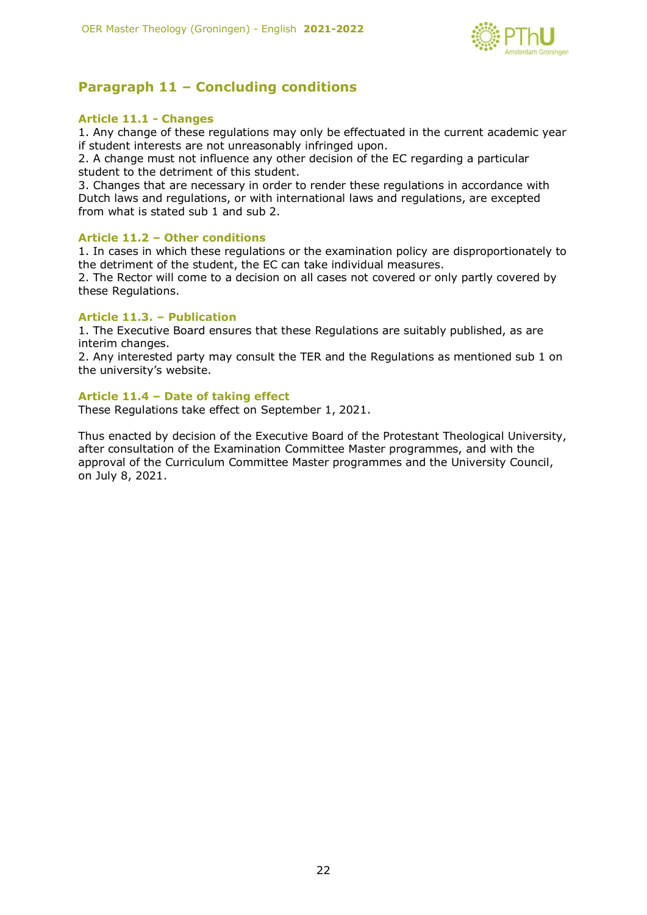## Paragraph 11 – Concluding conditions

### Article 11.1 - Changes

1. Any change of these regulations may only be effectuated in the current academic year if student interests are not unreasonably infringed upon.
2. A change must not influence any other decision of the EC regarding a particular student to the detriment of this student.
3. Changes that are necessary in order to render these regulations in accordance with Dutch laws and regulations, or with international laws and regulations, are excepted from what is stated sub 1 and sub 2.

### Article 11.2 – Other conditions

1. In cases in which these regulations or the examination policy are disproportionately to the detriment of the student, the EC can take individual measures.
2. The Rector will come to a decision on all cases not covered or only partly covered by these Regulations.

### Article 11.3. – Publication

1. The Executive Board ensures that these Regulations are suitably published, as are interim changes.
2. Any interested party may consult the TER and the Regulations as mentioned sub 1 on the university's website.

### Article 11.4 – Date of taking effect

These Regulations take effect on September 1, 2021.

Thus enacted by decision of the Executive Board of the Protestant Theological University, after consultation of the Examination Committee Master programmes, and with the approval of the Curriculum Committee Master programmes and the University Council, on July 8, 2021.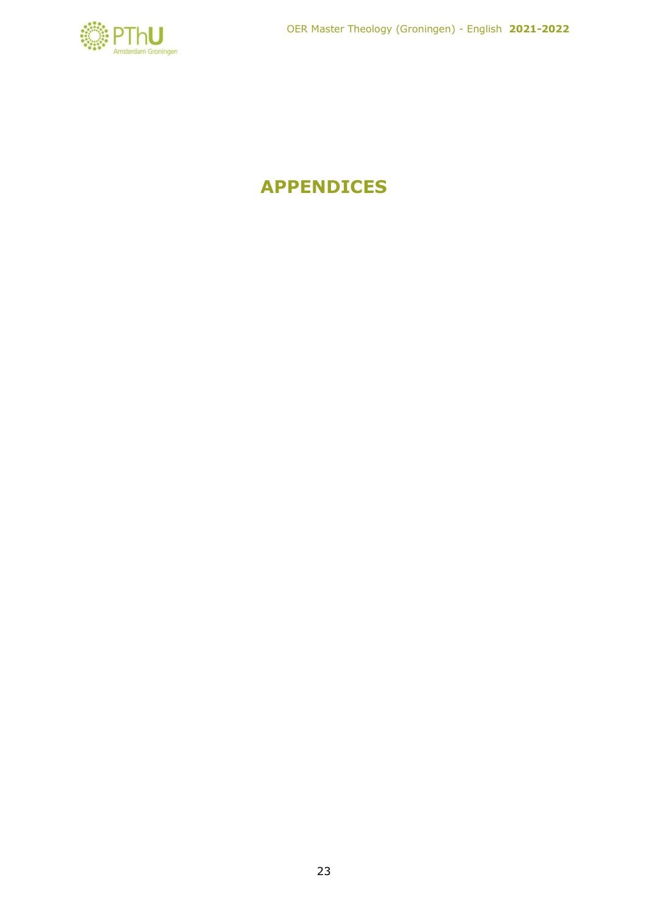# APPENDICES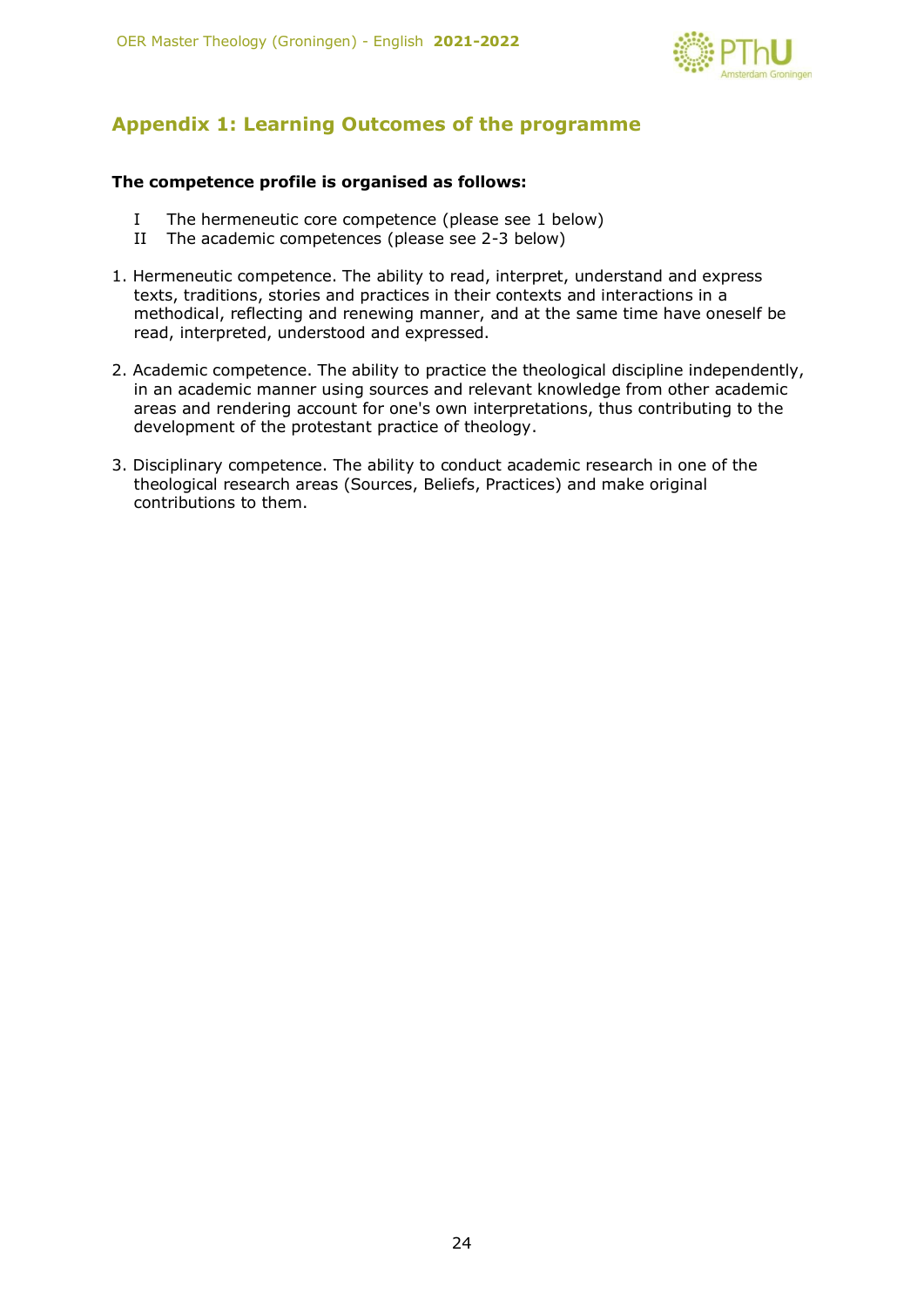## Appendix 1: Learning Outcomes of the programme

**The competence profile is organised as follows:**

I The hermeneutic core competence (please see 1 below)
II The academic competences (please see 2-3 below)

1. Hermeneutic competence. The ability to read, interpret, understand and express texts, traditions, stories and practices in their contexts and interactions in a methodical, reflecting and renewing manner, and at the same time have oneself be read, interpreted, understood and expressed.

2. Academic competence. The ability to practice the theological discipline independently, in an academic manner using sources and relevant knowledge from other academic areas and rendering account for one's own interpretations, thus contributing to the development of the protestant practice of theology.

3. Disciplinary competence. The ability to conduct academic research in one of the theological research areas (Sources, Beliefs, Practices) and make original contributions to them.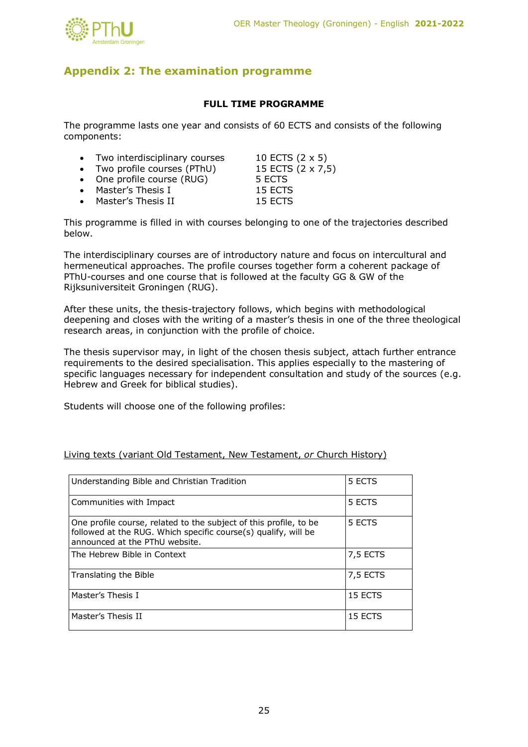## Appendix 2: The examination programme

**FULL TIME PROGRAMME**

The programme lasts one year and consists of 60 ECTS and consists of the following components:

- Two interdisciplinary courses 10 ECTS (2 x 5)
- Two profile courses (PThU) 15 ECTS (2 x 7,5)
- One profile course (RUG) 5 ECTS
- Master's Thesis I 15 ECTS
- Master's Thesis II 15 ECTS

This programme is filled in with courses belonging to one of the trajectories described below.

The interdisciplinary courses are of introductory nature and focus on intercultural and hermeneutical approaches. The profile courses together form a coherent package of PThU-courses and one course that is followed at the faculty GG & GW of the Rijksuniversiteit Groningen (RUG).

After these units, the thesis-trajectory follows, which begins with methodological deepening and closes with the writing of a master's thesis in one of the three theological research areas, in conjunction with the profile of choice.

The thesis supervisor may, in light of the chosen thesis subject, attach further entrance requirements to the desired specialisation. This applies especially to the mastering of specific languages necessary for independent consultation and study of the sources (e.g. Hebrew and Greek for biblical studies).

Students will choose one of the following profiles:

Living texts (variant Old Testament, New Testament, *or* Church History)

| Course | ECTS |
|---|---|
| Understanding Bible and Christian Tradition | 5 ECTS |
| Communities with Impact | 5 ECTS |
| One profile course, related to the subject of this profile, to be followed at the RUG. Which specific course(s) qualify, will be announced at the PThU website. | 5 ECTS |
| The Hebrew Bible in Context | 7,5 ECTS |
| Translating the Bible | 7,5 ECTS |
| Master's Thesis I | 15 ECTS |
| Master's Thesis II | 15 ECTS |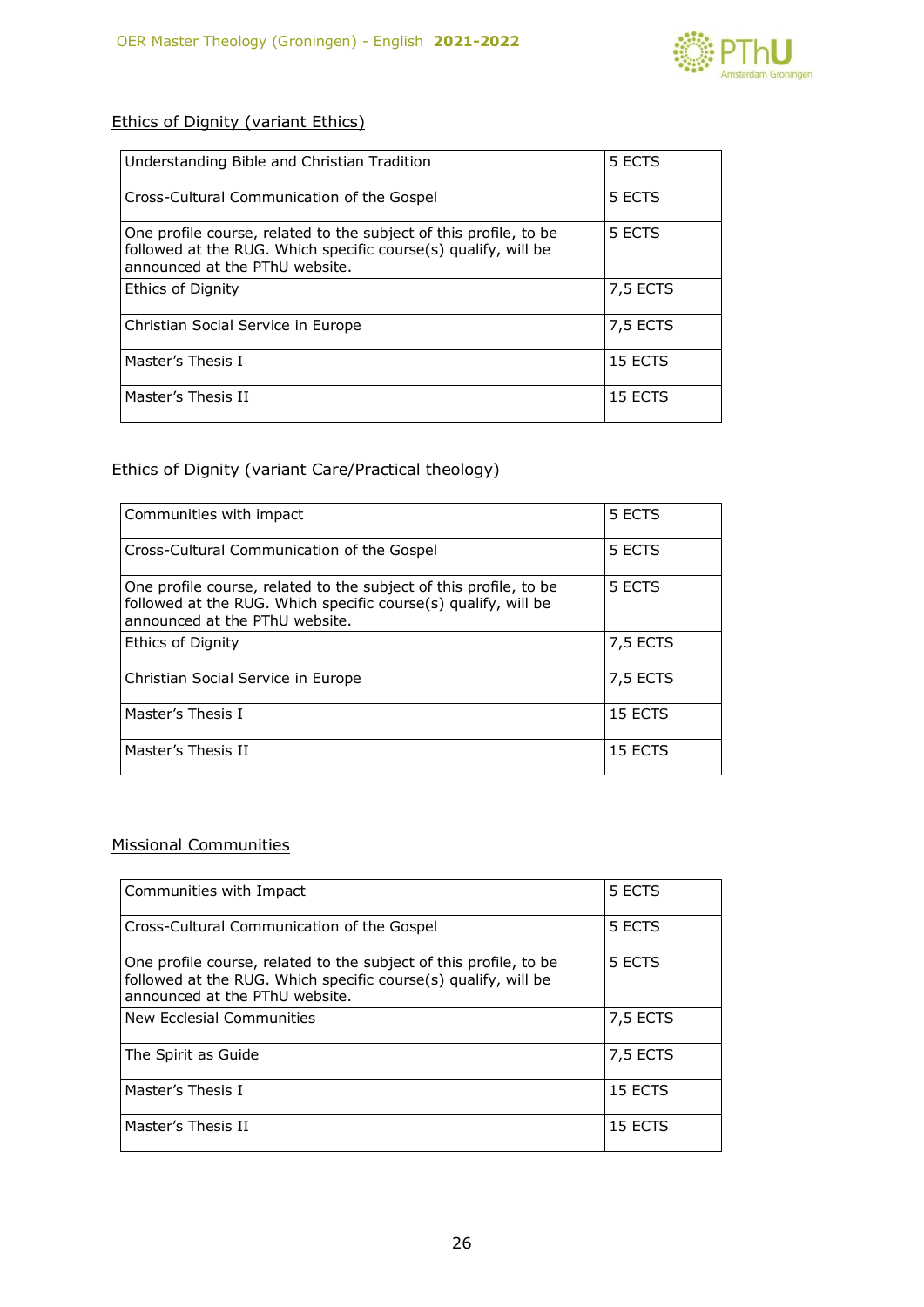Ethics of Dignity (variant Ethics)

| Course | ECTS |
|---|---|
| Understanding Bible and Christian Tradition | 5 ECTS |
| Cross-Cultural Communication of the Gospel | 5 ECTS |
| One profile course, related to the subject of this profile, to be followed at the RUG. Which specific course(s) qualify, will be announced at the PThU website. | 5 ECTS |
| Ethics of Dignity | 7,5 ECTS |
| Christian Social Service in Europe | 7,5 ECTS |
| Master's Thesis I | 15 ECTS |
| Master's Thesis II | 15 ECTS |

Ethics of Dignity (variant Care/Practical theology)

| Course | ECTS |
|---|---|
| Communities with impact | 5 ECTS |
| Cross-Cultural Communication of the Gospel | 5 ECTS |
| One profile course, related to the subject of this profile, to be followed at the RUG. Which specific course(s) qualify, will be announced at the PThU website. | 5 ECTS |
| Ethics of Dignity | 7,5 ECTS |
| Christian Social Service in Europe | 7,5 ECTS |
| Master's Thesis I | 15 ECTS |
| Master's Thesis II | 15 ECTS |

Missional Communities

| Course | ECTS |
|---|---|
| Communities with Impact | 5 ECTS |
| Cross-Cultural Communication of the Gospel | 5 ECTS |
| One profile course, related to the subject of this profile, to be followed at the RUG. Which specific course(s) qualify, will be announced at the PThU website. | 5 ECTS |
| New Ecclesial Communities | 7,5 ECTS |
| The Spirit as Guide | 7,5 ECTS |
| Master's Thesis I | 15 ECTS |
| Master's Thesis II | 15 ECTS |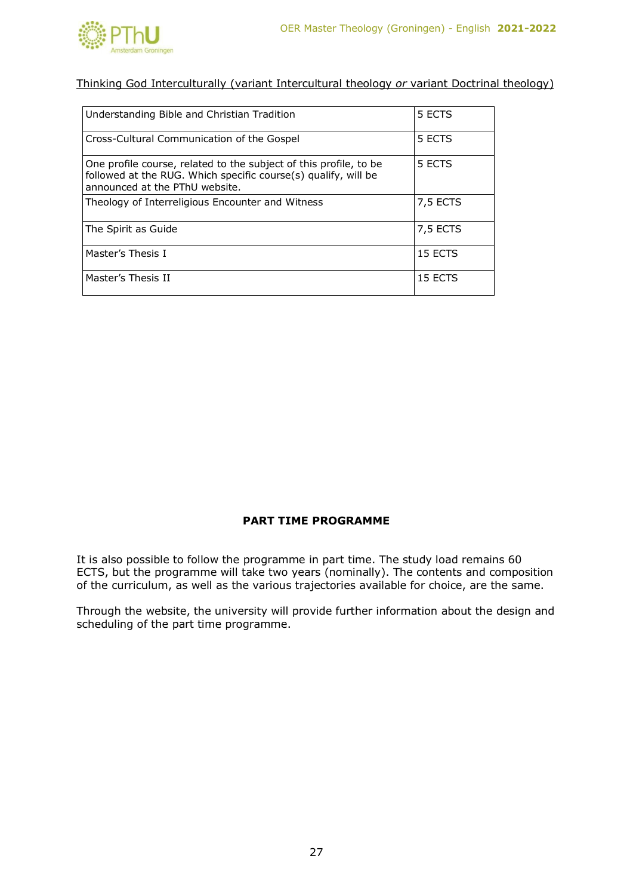<u>Thinking God Interculturally (variant Intercultural theology *or* variant Doctrinal theology)</u>

| Course | ECTS |
| --- | --- |
| Understanding Bible and Christian Tradition | 5 ECTS |
| Cross-Cultural Communication of the Gospel | 5 ECTS |
| One profile course, related to the subject of this profile, to be followed at the RUG. Which specific course(s) qualify, will be announced at the PThU website. | 5 ECTS |
| Theology of Interreligious Encounter and Witness | 7,5 ECTS |
| The Spirit as Guide | 7,5 ECTS |
| Master's Thesis I | 15 ECTS |
| Master's Thesis II | 15 ECTS |

**PART TIME PROGRAMME**

It is also possible to follow the programme in part time. The study load remains 60 ECTS, but the programme will take two years (nominally). The contents and composition of the curriculum, as well as the various trajectories available for choice, are the same.

Through the website, the university will provide further information about the design and scheduling of the part time programme.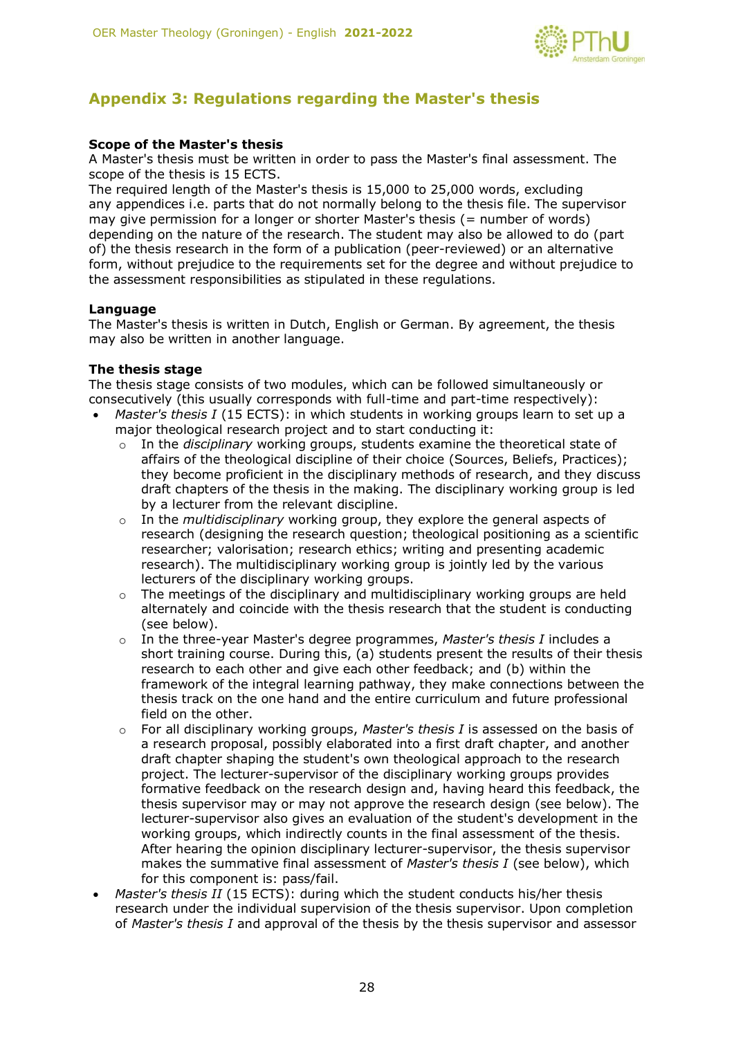## Appendix 3: Regulations regarding the Master's thesis

**Scope of the Master's thesis**
A Master's thesis must be written in order to pass the Master's final assessment. The scope of the thesis is 15 ECTS.
The required length of the Master's thesis is 15,000 to 25,000 words, excluding any appendices i.e. parts that do not normally belong to the thesis file. The supervisor may give permission for a longer or shorter Master's thesis (= number of words) depending on the nature of the research. The student may also be allowed to do (part of) the thesis research in the form of a publication (peer-reviewed) or an alternative form, without prejudice to the requirements set for the degree and without prejudice to the assessment responsibilities as stipulated in these regulations.

**Language**
The Master's thesis is written in Dutch, English or German. By agreement, the thesis may also be written in another language.

**The thesis stage**
The thesis stage consists of two modules, which can be followed simultaneously or consecutively (this usually corresponds with full-time and part-time respectively):

- *Master's thesis I* (15 ECTS): in which students in working groups learn to set up a major theological research project and to start conducting it:
  - In the *disciplinary* working groups, students examine the theoretical state of affairs of the theological discipline of their choice (Sources, Beliefs, Practices); they become proficient in the disciplinary methods of research, and they discuss draft chapters of the thesis in the making. The disciplinary working group is led by a lecturer from the relevant discipline.
  - In the *multidisciplinary* working group, they explore the general aspects of research (designing the research question; theological positioning as a scientific researcher; valorisation; research ethics; writing and presenting academic research). The multidisciplinary working group is jointly led by the various lecturers of the disciplinary working groups.
  - The meetings of the disciplinary and multidisciplinary working groups are held alternately and coincide with the thesis research that the student is conducting (see below).
  - In the three-year Master's degree programmes, *Master's thesis I* includes a short training course. During this, (a) students present the results of their thesis research to each other and give each other feedback; and (b) within the framework of the integral learning pathway, they make connections between the thesis track on the one hand and the entire curriculum and future professional field on the other.
  - For all disciplinary working groups, *Master's thesis I* is assessed on the basis of a research proposal, possibly elaborated into a first draft chapter, and another draft chapter shaping the student's own theological approach to the research project. The lecturer-supervisor of the disciplinary working groups provides formative feedback on the research design and, having heard this feedback, the thesis supervisor may or may not approve the research design (see below). The lecturer-supervisor also gives an evaluation of the student's development in the working groups, which indirectly counts in the final assessment of the thesis. After hearing the opinion disciplinary lecturer-supervisor, the thesis supervisor makes the summative final assessment of *Master's thesis I* (see below), which for this component is: pass/fail.
- *Master's thesis II* (15 ECTS): during which the student conducts his/her thesis research under the individual supervision of the thesis supervisor. Upon completion of *Master's thesis I* and approval of the thesis by the thesis supervisor and assessor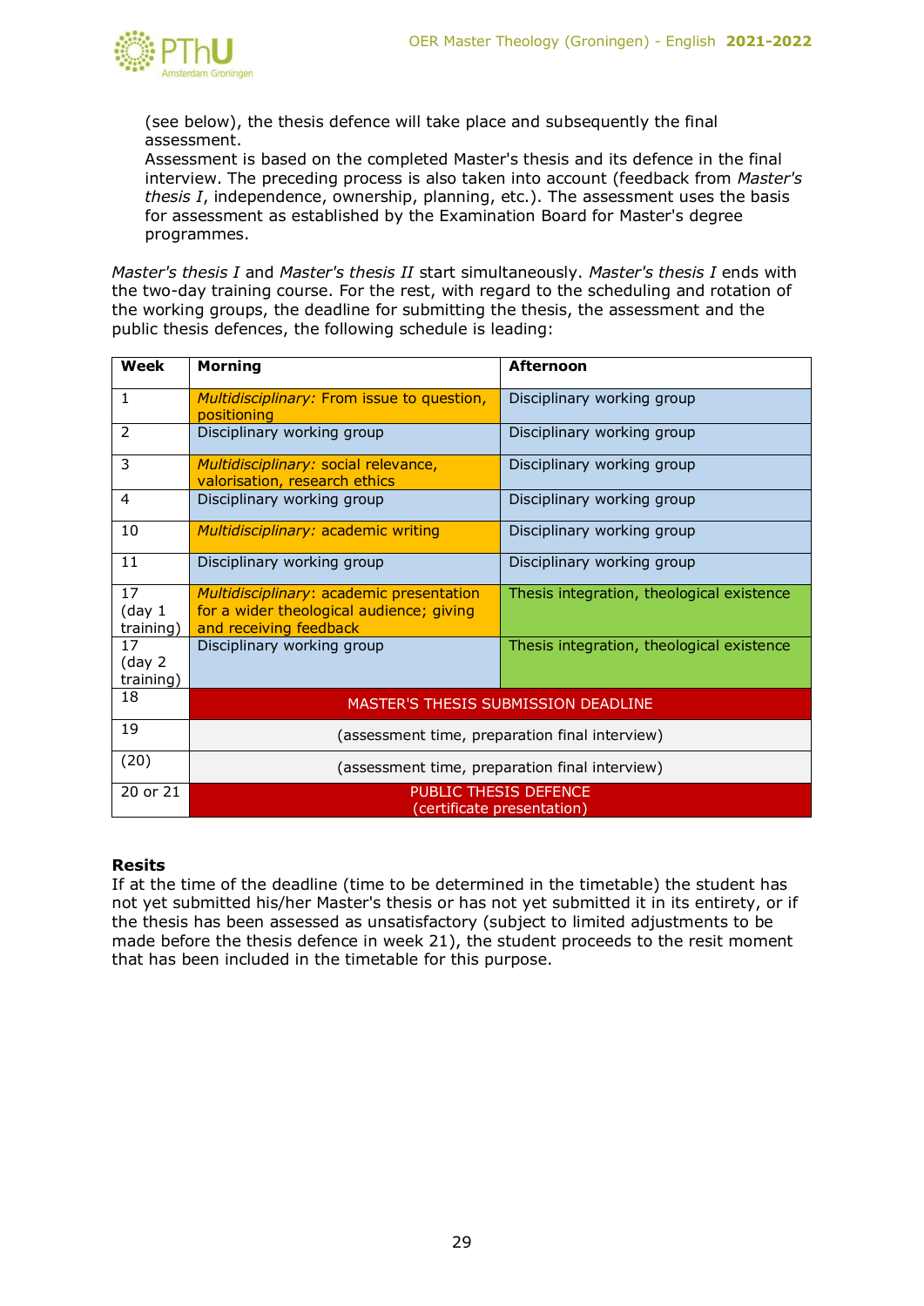(see below), the thesis defence will take place and subsequently the final assessment.
Assessment is based on the completed Master's thesis and its defence in the final interview. The preceding process is also taken into account (feedback from *Master's thesis I*, independence, ownership, planning, etc.). The assessment uses the basis for assessment as established by the Examination Board for Master's degree programmes.

*Master's thesis I* and *Master's thesis II* start simultaneously. *Master's thesis I* ends with the two-day training course. For the rest, with regard to the scheduling and rotation of the working groups, the deadline for submitting the thesis, the assessment and the public thesis defences, the following schedule is leading:

| Week | Morning | Afternoon |
|---|---|---|
| 1 | *Multidisciplinary:* From issue to question, positioning | Disciplinary working group |
| 2 | Disciplinary working group | Disciplinary working group |
| 3 | *Multidisciplinary:* social relevance, valorisation, research ethics | Disciplinary working group |
| 4 | Disciplinary working group | Disciplinary working group |
| 10 | *Multidisciplinary:* academic writing | Disciplinary working group |
| 11 | Disciplinary working group | Disciplinary working group |
| 17 (day 1 training) | *Multidisciplinary*: academic presentation for a wider theological audience; giving and receiving feedback | Thesis integration, theological existence |
| 17 (day 2 training) | Disciplinary working group | Thesis integration, theological existence |
| 18 | MASTER'S THESIS SUBMISSION DEADLINE | |
| 19 | (assessment time, preparation final interview) | |
| (20) | (assessment time, preparation final interview) | |
| 20 or 21 | PUBLIC THESIS DEFENCE (certificate presentation) | |

**Resits**
If at the time of the deadline (time to be determined in the timetable) the student has not yet submitted his/her Master's thesis or has not yet submitted it in its entirety, or if the thesis has been assessed as unsatisfactory (subject to limited adjustments to be made before the thesis defence in week 21), the student proceeds to the resit moment that has been included in the timetable for this purpose.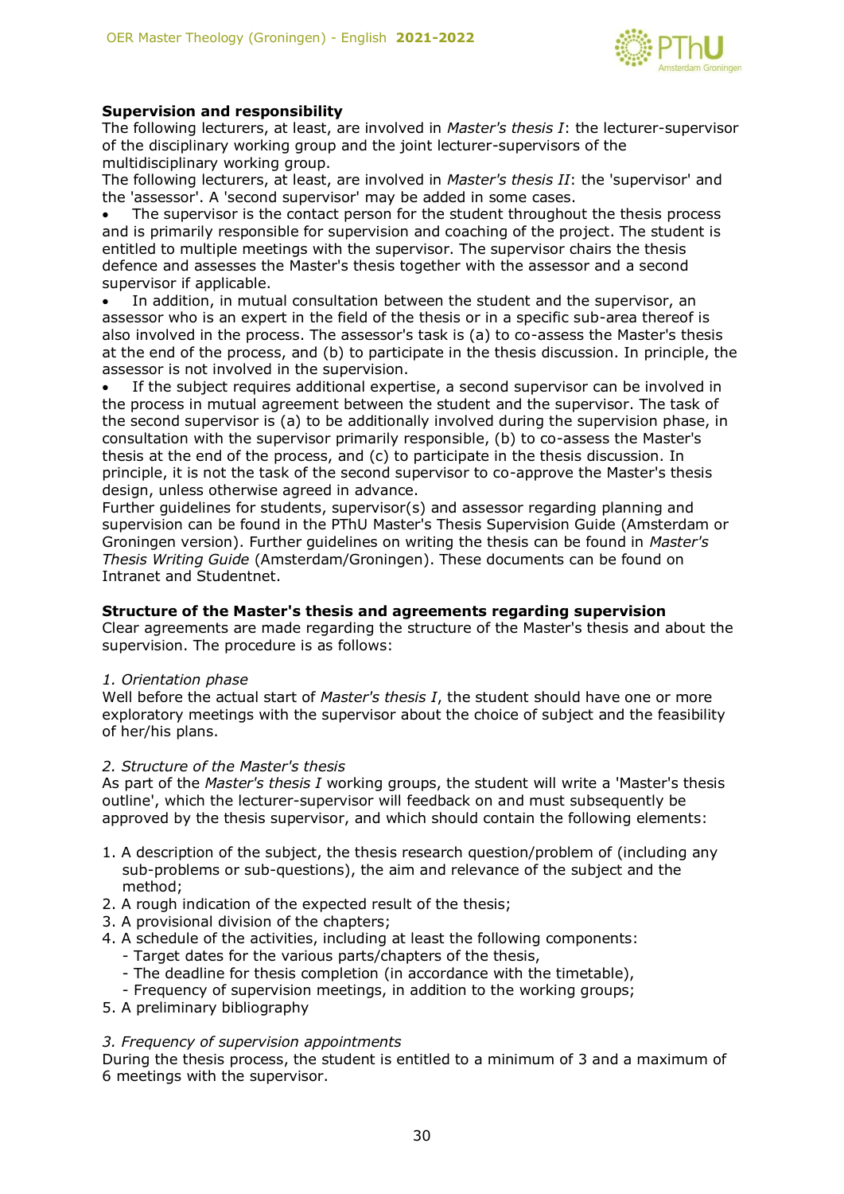**Supervision and responsibility**

The following lecturers, at least, are involved in *Master's thesis I*: the lecturer-supervisor of the disciplinary working group and the joint lecturer-supervisors of the multidisciplinary working group.

The following lecturers, at least, are involved in *Master's thesis II*: the 'supervisor' and the 'assessor'. A 'second supervisor' may be added in some cases.

- The supervisor is the contact person for the student throughout the thesis process and is primarily responsible for supervision and coaching of the project. The student is entitled to multiple meetings with the supervisor. The supervisor chairs the thesis defence and assesses the Master's thesis together with the assessor and a second supervisor if applicable.
- In addition, in mutual consultation between the student and the supervisor, an assessor who is an expert in the field of the thesis or in a specific sub-area thereof is also involved in the process. The assessor's task is (a) to co-assess the Master's thesis at the end of the process, and (b) to participate in the thesis discussion. In principle, the assessor is not involved in the supervision.
- If the subject requires additional expertise, a second supervisor can be involved in the process in mutual agreement between the student and the supervisor. The task of the second supervisor is (a) to be additionally involved during the supervision phase, in consultation with the supervisor primarily responsible, (b) to co-assess the Master's thesis at the end of the process, and (c) to participate in the thesis discussion. In principle, it is not the task of the second supervisor to co-approve the Master's thesis design, unless otherwise agreed in advance.

Further guidelines for students, supervisor(s) and assessor regarding planning and supervision can be found in the PThU Master's Thesis Supervision Guide (Amsterdam or Groningen version). Further guidelines on writing the thesis can be found in *Master's Thesis Writing Guide* (Amsterdam/Groningen). These documents can be found on Intranet and Studentnet.

**Structure of the Master's thesis and agreements regarding supervision**

Clear agreements are made regarding the structure of the Master's thesis and about the supervision. The procedure is as follows:

*1. Orientation phase*

Well before the actual start of *Master's thesis I*, the student should have one or more exploratory meetings with the supervisor about the choice of subject and the feasibility of her/his plans.

*2. Structure of the Master's thesis*

As part of the *Master's thesis I* working groups, the student will write a 'Master's thesis outline', which the lecturer-supervisor will feedback on and must subsequently be approved by the thesis supervisor, and which should contain the following elements:

1. A description of the subject, the thesis research question/problem of (including any sub-problems or sub-questions), the aim and relevance of the subject and the method;
2. A rough indication of the expected result of the thesis;
3. A provisional division of the chapters;
4. A schedule of the activities, including at least the following components:
   - Target dates for the various parts/chapters of the thesis,
   - The deadline for thesis completion (in accordance with the timetable),
   - Frequency of supervision meetings, in addition to the working groups;
5. A preliminary bibliography

*3. Frequency of supervision appointments*

During the thesis process, the student is entitled to a minimum of 3 and a maximum of 6 meetings with the supervisor.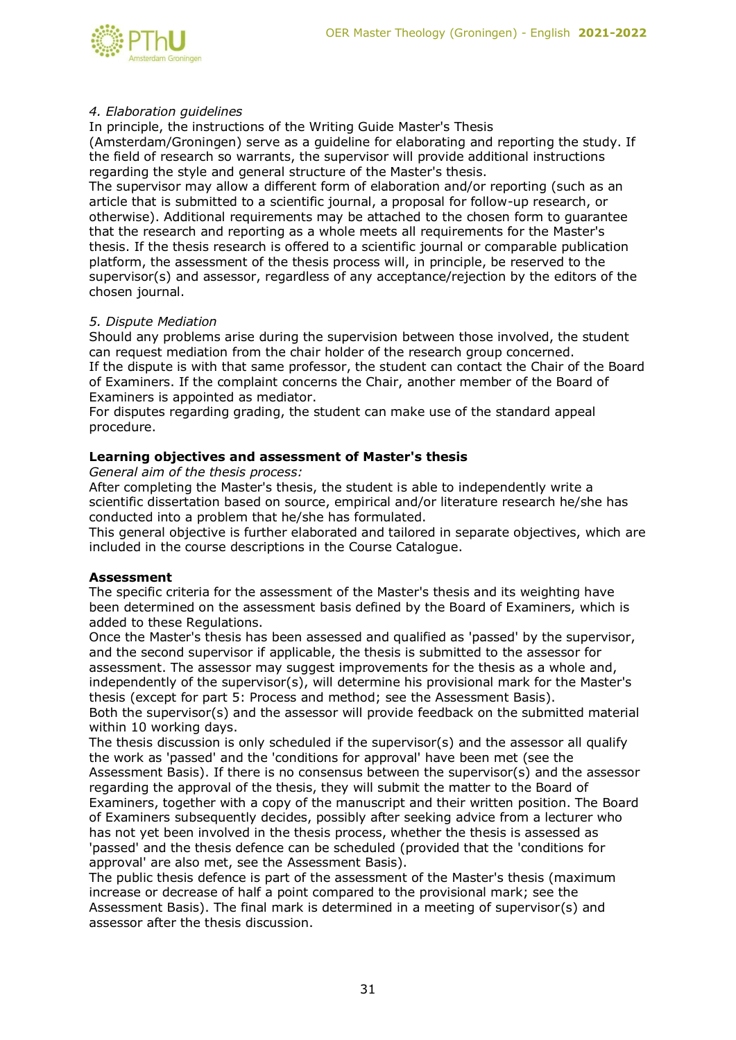*4. Elaboration guidelines*

In principle, the instructions of the Writing Guide Master's Thesis (Amsterdam/Groningen) serve as a guideline for elaborating and reporting the study. If the field of research so warrants, the supervisor will provide additional instructions regarding the style and general structure of the Master's thesis.

The supervisor may allow a different form of elaboration and/or reporting (such as an article that is submitted to a scientific journal, a proposal for follow-up research, or otherwise). Additional requirements may be attached to the chosen form to guarantee that the research and reporting as a whole meets all requirements for the Master's thesis. If the thesis research is offered to a scientific journal or comparable publication platform, the assessment of the thesis process will, in principle, be reserved to the supervisor(s) and assessor, regardless of any acceptance/rejection by the editors of the chosen journal.

*5. Dispute Mediation*

Should any problems arise during the supervision between those involved, the student can request mediation from the chair holder of the research group concerned.

If the dispute is with that same professor, the student can contact the Chair of the Board of Examiners. If the complaint concerns the Chair, another member of the Board of Examiners is appointed as mediator.

For disputes regarding grading, the student can make use of the standard appeal procedure.

**Learning objectives and assessment of Master's thesis**

*General aim of the thesis process:*

After completing the Master's thesis, the student is able to independently write a scientific dissertation based on source, empirical and/or literature research he/she has conducted into a problem that he/she has formulated.

This general objective is further elaborated and tailored in separate objectives, which are included in the course descriptions in the Course Catalogue.

**Assessment**

The specific criteria for the assessment of the Master's thesis and its weighting have been determined on the assessment basis defined by the Board of Examiners, which is added to these Regulations.

Once the Master's thesis has been assessed and qualified as 'passed' by the supervisor, and the second supervisor if applicable, the thesis is submitted to the assessor for assessment. The assessor may suggest improvements for the thesis as a whole and, independently of the supervisor(s), will determine his provisional mark for the Master's thesis (except for part 5: Process and method; see the Assessment Basis).

Both the supervisor(s) and the assessor will provide feedback on the submitted material within 10 working days.

The thesis discussion is only scheduled if the supervisor(s) and the assessor all qualify the work as 'passed' and the 'conditions for approval' have been met (see the Assessment Basis). If there is no consensus between the supervisor(s) and the assessor regarding the approval of the thesis, they will submit the matter to the Board of Examiners, together with a copy of the manuscript and their written position. The Board of Examiners subsequently decides, possibly after seeking advice from a lecturer who has not yet been involved in the thesis process, whether the thesis is assessed as 'passed' and the thesis defence can be scheduled (provided that the 'conditions for approval' are also met, see the Assessment Basis).

The public thesis defence is part of the assessment of the Master's thesis (maximum increase or decrease of half a point compared to the provisional mark; see the Assessment Basis). The final mark is determined in a meeting of supervisor(s) and assessor after the thesis discussion.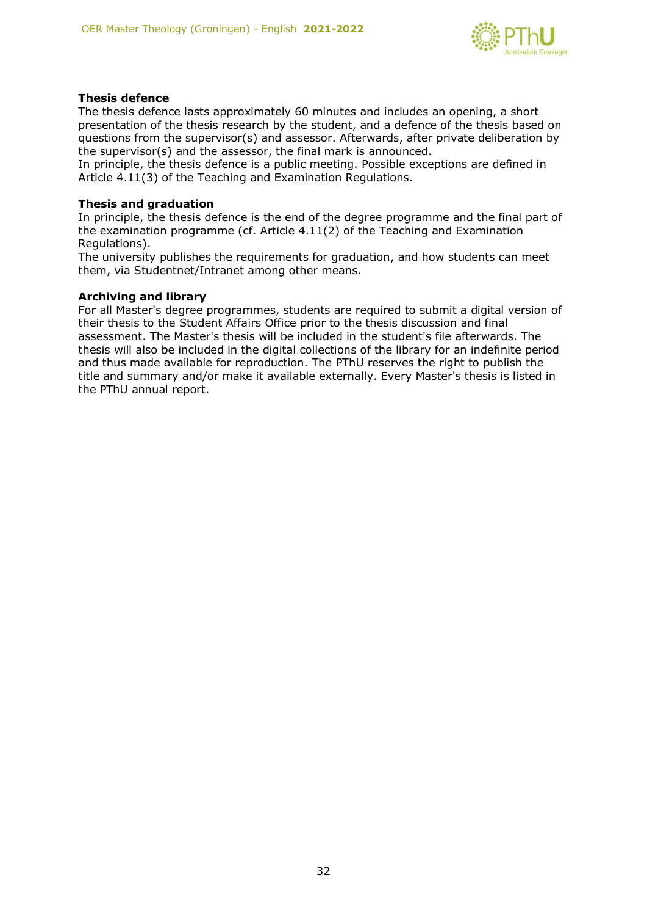**Thesis defence**

The thesis defence lasts approximately 60 minutes and includes an opening, a short presentation of the thesis research by the student, and a defence of the thesis based on questions from the supervisor(s) and assessor. Afterwards, after private deliberation by the supervisor(s) and the assessor, the final mark is announced.
In principle, the thesis defence is a public meeting. Possible exceptions are defined in Article 4.11(3) of the Teaching and Examination Regulations.

**Thesis and graduation**

In principle, the thesis defence is the end of the degree programme and the final part of the examination programme (cf. Article 4.11(2) of the Teaching and Examination Regulations).
The university publishes the requirements for graduation, and how students can meet them, via Studentnet/Intranet among other means.

**Archiving and library**

For all Master's degree programmes, students are required to submit a digital version of their thesis to the Student Affairs Office prior to the thesis discussion and final assessment. The Master's thesis will be included in the student's file afterwards. The thesis will also be included in the digital collections of the library for an indefinite period and thus made available for reproduction. The PThU reserves the right to publish the title and summary and/or make it available externally. Every Master's thesis is listed in the PThU annual report.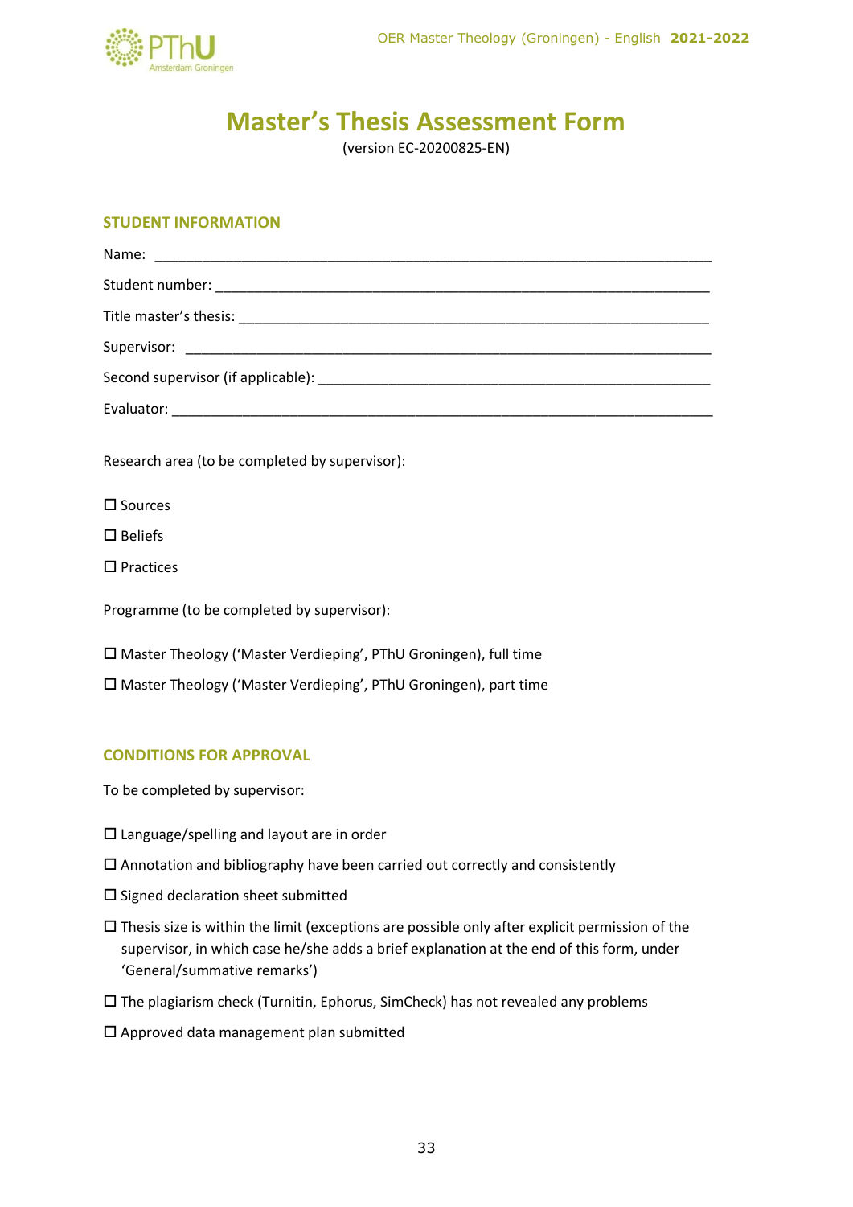# Master's Thesis Assessment Form

(version EC-20200825-EN)

## STUDENT INFORMATION

Name: ______________________________________________________________________

Student number: _________________________________________________________________

Title master's thesis: ______________________________________________________________

Supervisor: ____________________________________________________________________

Second supervisor (if applicable): ____________________________________________________

Evaluator: _____________________________________________________________________

Research area (to be completed by supervisor):

☐ Sources

☐ Beliefs

☐ Practices

Programme (to be completed by supervisor):

☐ Master Theology ('Master Verdieping', PThU Groningen), full time

☐ Master Theology ('Master Verdieping', PThU Groningen), part time

## CONDITIONS FOR APPROVAL

To be completed by supervisor:

☐ Language/spelling and layout are in order

☐ Annotation and bibliography have been carried out correctly and consistently

☐ Signed declaration sheet submitted

☐ Thesis size is within the limit (exceptions are possible only after explicit permission of the supervisor, in which case he/she adds a brief explanation at the end of this form, under 'General/summative remarks')

☐ The plagiarism check (Turnitin, Ephorus, SimCheck) has not revealed any problems

☐ Approved data management plan submitted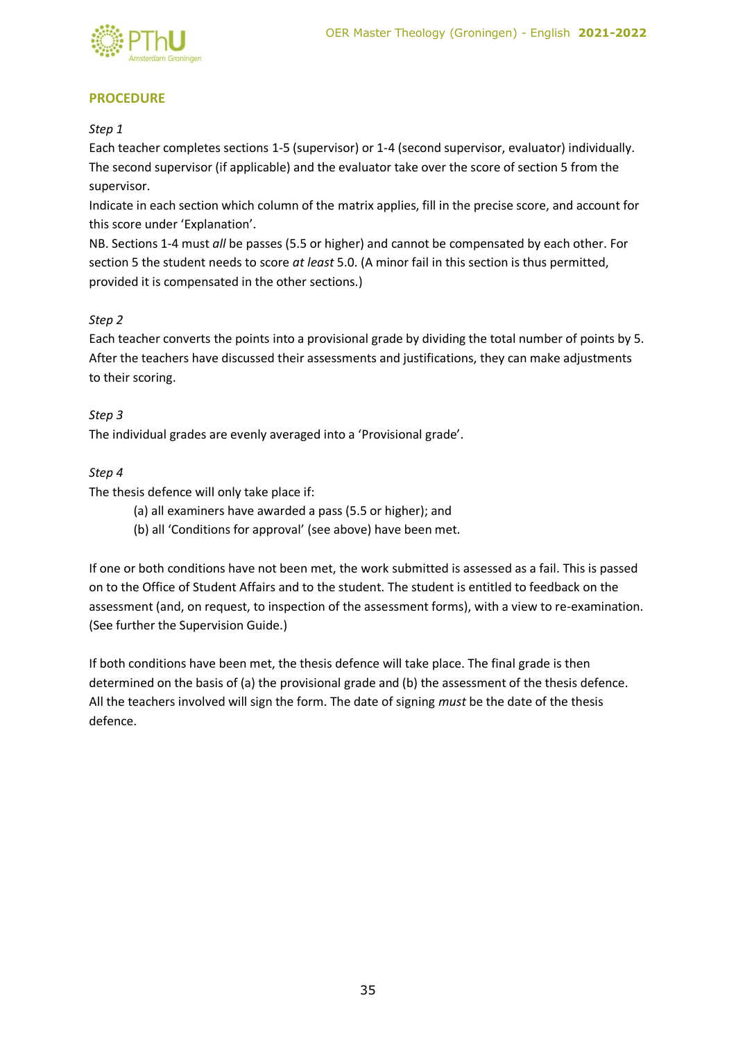## PROCEDURE

*Step 1*

Each teacher completes sections 1-5 (supervisor) or 1-4 (second supervisor, evaluator) individually. The second supervisor (if applicable) and the evaluator take over the score of section 5 from the supervisor.

Indicate in each section which column of the matrix applies, fill in the precise score, and account for this score under 'Explanation'.

NB. Sections 1-4 must *all* be passes (5.5 or higher) and cannot be compensated by each other. For section 5 the student needs to score *at least* 5.0. (A minor fail in this section is thus permitted, provided it is compensated in the other sections.)

*Step 2*

Each teacher converts the points into a provisional grade by dividing the total number of points by 5. After the teachers have discussed their assessments and justifications, they can make adjustments to their scoring.

*Step 3*

The individual grades are evenly averaged into a 'Provisional grade'.

*Step 4*

The thesis defence will only take place if:

(a) all examiners have awarded a pass (5.5 or higher); and
(b) all 'Conditions for approval' (see above) have been met.

If one or both conditions have not been met, the work submitted is assessed as a fail. This is passed on to the Office of Student Affairs and to the student. The student is entitled to feedback on the assessment (and, on request, to inspection of the assessment forms), with a view to re-examination. (See further the Supervision Guide.)

If both conditions have been met, the thesis defence will take place. The final grade is then determined on the basis of (a) the provisional grade and (b) the assessment of the thesis defence. All the teachers involved will sign the form. The date of signing *must* be the date of the thesis defence.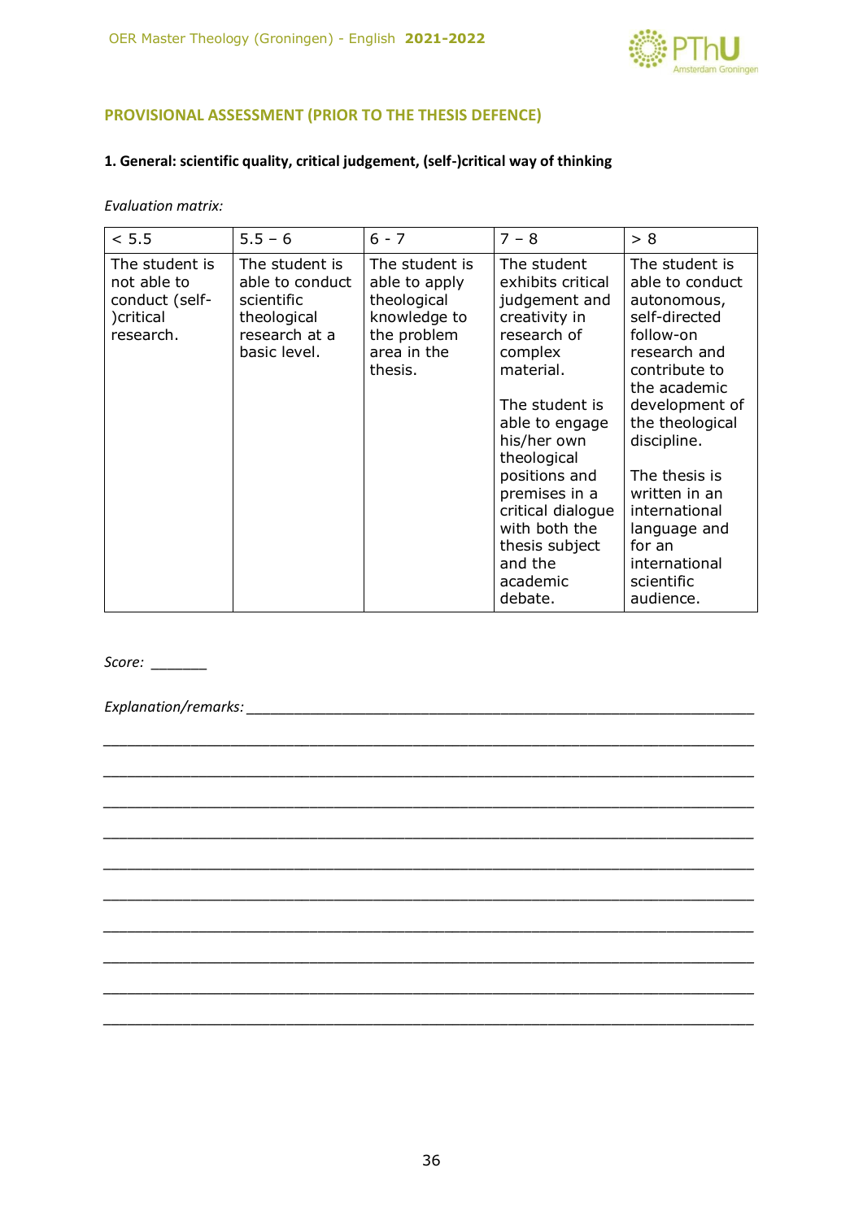## PROVISIONAL ASSESSMENT (PRIOR TO THE THESIS DEFENCE)

### 1. General: scientific quality, critical judgement, (self-)critical way of thinking

*Evaluation matrix:*

| < 5.5 | 5.5 – 6 | 6 - 7 | 7 – 8 | > 8 |
|---|---|---|---|---|
| The student is not able to conduct (self-)critical research. | The student is able to conduct scientific theological research at a basic level. | The student is able to apply theological knowledge to the problem area in the thesis. | The student exhibits critical judgement and creativity in research of complex material.<br><br>The student is able to engage his/her own theological positions and premises in a critical dialogue with both the thesis subject and the academic debate. | The student is able to conduct autonomous, self-directed follow-on research and contribute to the academic development of the theological discipline.<br><br>The thesis is written in an international language and for an international scientific audience. |

*Score:* _______

*Explanation/remarks:* ________________________________________________________________

________________________________________________________________________________

________________________________________________________________________________

________________________________________________________________________________

________________________________________________________________________________

________________________________________________________________________________

________________________________________________________________________________

________________________________________________________________________________

________________________________________________________________________________

________________________________________________________________________________

________________________________________________________________________________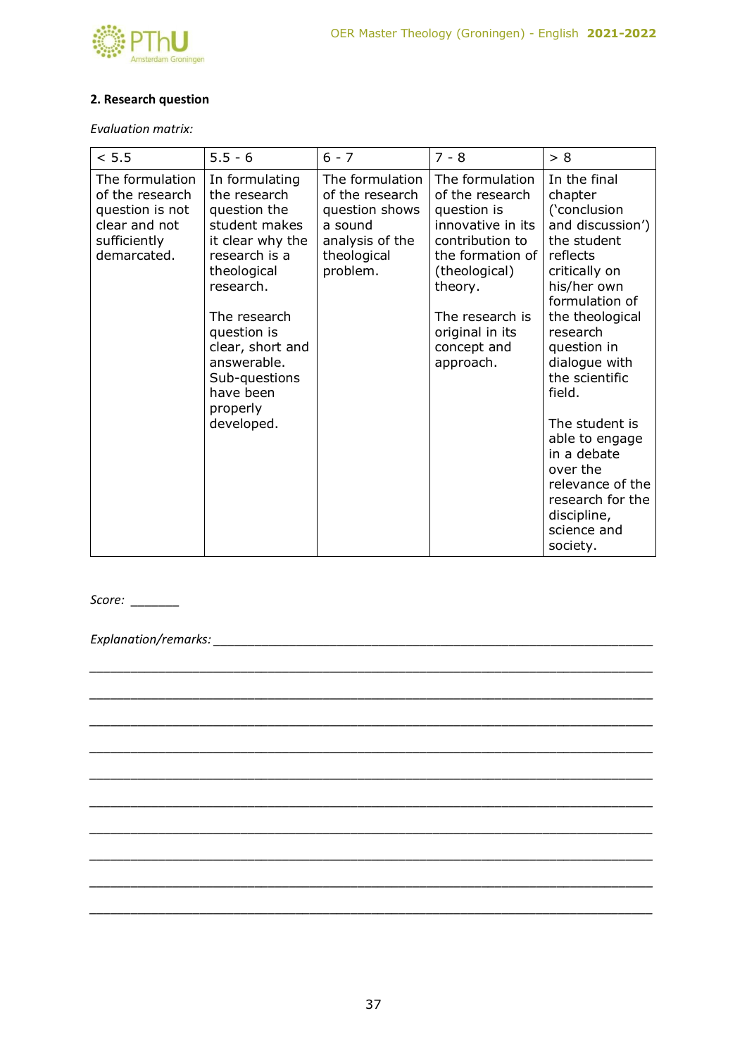**2. Research question**

*Evaluation matrix:*

| < 5.5 | 5.5 - 6 | 6 - 7 | 7 - 8 | > 8 |
|---|---|---|---|---|
| The formulation of the research question is not clear and not sufficiently demarcated. | In formulating the research question the student makes it clear why the research is a theological research.<br><br>The research question is clear, short and answerable. Sub-questions have been properly developed. | The formulation of the research question shows a sound analysis of the theological problem. | The formulation of the research question is innovative in its contribution to the formation of (theological) theory.<br><br>The research is original in its concept and approach. | In the final chapter ('conclusion and discussion') the student reflects critically on his/her own formulation of the theological research question in dialogue with the scientific field.<br><br>The student is able to engage in a debate over the relevance of the research for the discipline, science and society. |

*Score:* _______

*Explanation/remarks:* ______________________________________________________________

______________________________________________________________________________

______________________________________________________________________________

______________________________________________________________________________

______________________________________________________________________________

______________________________________________________________________________

______________________________________________________________________________

______________________________________________________________________________

______________________________________________________________________________

______________________________________________________________________________

______________________________________________________________________________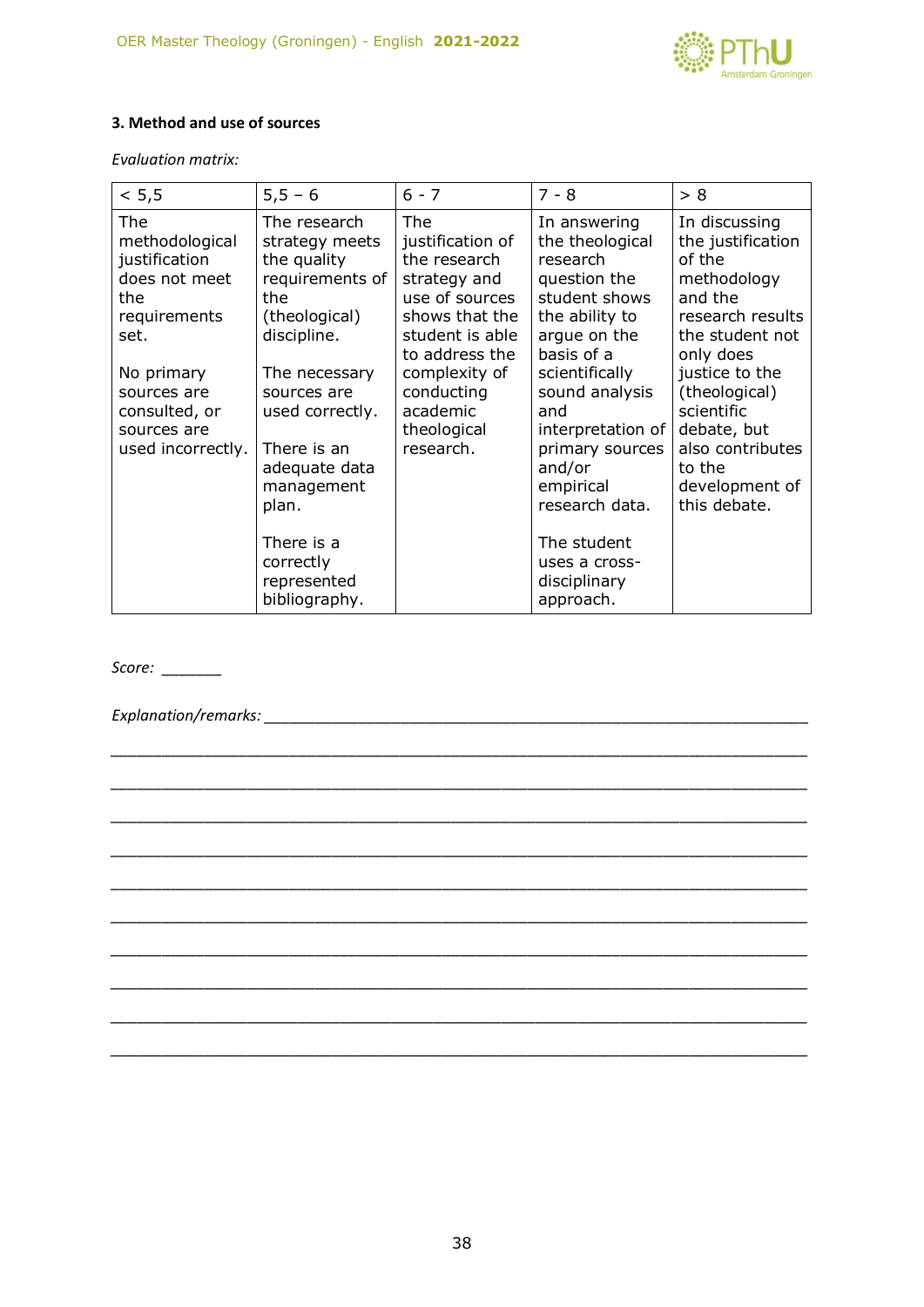### 3. Method and use of sources

*Evaluation matrix:*

| < 5,5 | 5,5 – 6 | 6 - 7 | 7 - 8 | > 8 |
|---|---|---|---|---|
| The methodological justification does not meet the requirements set.<br><br>No primary sources are consulted, or sources are used incorrectly. | The research strategy meets the quality requirements of the (theological) discipline.<br><br>The necessary sources are used correctly.<br><br>There is an adequate data management plan.<br><br>There is a correctly represented bibliography. | The justification of the research strategy and use of sources shows that the student is able to address the complexity of conducting academic theological research. | In answering the theological research question the student shows the ability to argue on the basis of a scientifically sound analysis and interpretation of primary sources and/or empirical research data.<br><br>The student uses a cross-disciplinary approach. | In discussing the justification of the methodology and the research results the student not only does justice to the (theological) scientific debate, but also contributes to the development of this debate. |

*Score:* _______

*Explanation/remarks:* ________________________________________________________________

________________________________________________________________________________

________________________________________________________________________________

________________________________________________________________________________

________________________________________________________________________________

________________________________________________________________________________

________________________________________________________________________________

________________________________________________________________________________

________________________________________________________________________________

________________________________________________________________________________

________________________________________________________________________________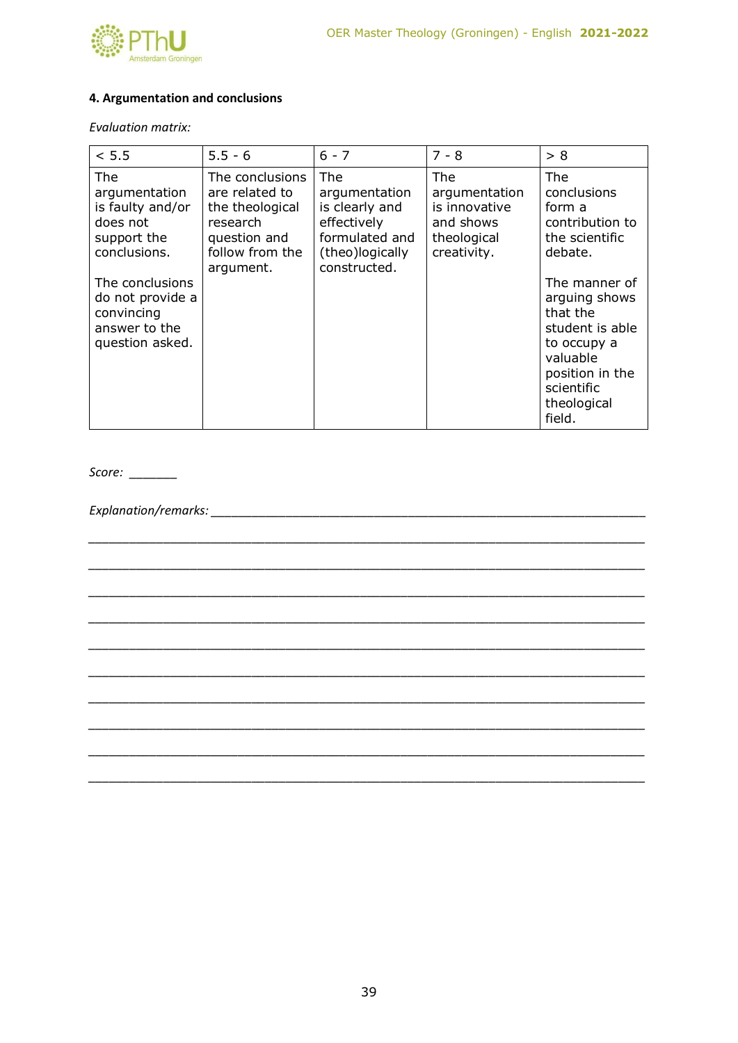### 4. Argumentation and conclusions

*Evaluation matrix:*

| < 5.5 | 5.5 - 6 | 6 - 7 | 7 - 8 | > 8 |
|---|---|---|---|---|
| The argumentation is faulty and/or does not support the conclusions.<br><br>The conclusions do not provide a convincing answer to the question asked. | The conclusions are related to the theological research question and follow from the argument. | The argumentation is clearly and effectively formulated and (theo)logically constructed. | The argumentation is innovative and shows theological creativity. | The conclusions form a contribution to the scientific debate.<br><br>The manner of arguing shows that the student is able to occupy a valuable position in the scientific theological field. |

*Score:* _______

*Explanation/remarks:* ________________________________________________________________

________________________________________________________________________________

________________________________________________________________________________

________________________________________________________________________________

________________________________________________________________________________

________________________________________________________________________________

________________________________________________________________________________

________________________________________________________________________________

________________________________________________________________________________

________________________________________________________________________________

________________________________________________________________________________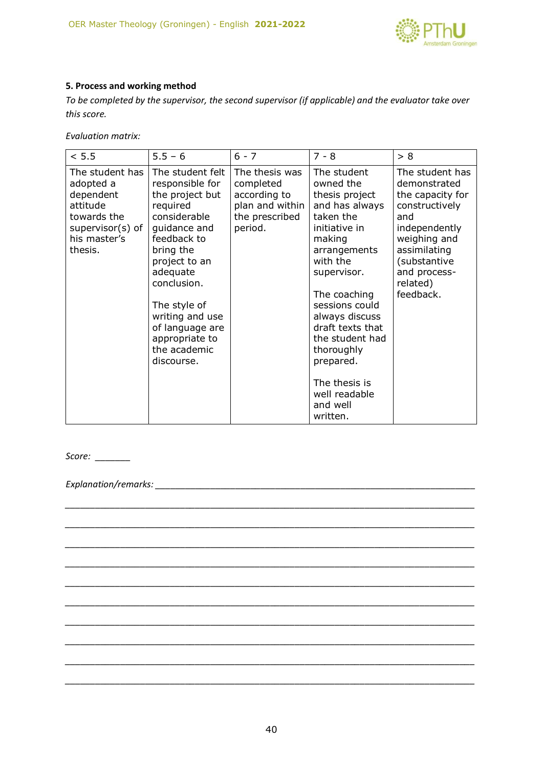**5. Process and working method**

*To be completed by the supervisor, the second supervisor (if applicable) and the evaluator take over this score.*

*Evaluation matrix:*

| < 5.5 | 5.5 – 6 | 6 - 7 | 7 - 8 | > 8 |
|---|---|---|---|---|
| The student has adopted a dependent attitude towards the supervisor(s) of his master's thesis. | The student felt responsible for the project but required considerable guidance and feedback to bring the project to an adequate conclusion.<br><br>The style of writing and use of language are appropriate to the academic discourse. | The thesis was completed according to plan and within the prescribed period. | The student owned the thesis project and has always taken the initiative in making arrangements with the supervisor.<br><br>The coaching sessions could always discuss draft texts that the student had thoroughly prepared.<br><br>The thesis is well readable and well written. | The student has demonstrated the capacity for constructively and independently weighing and assimilating (substantive and process-related) feedback. |

*Score:* _______

*Explanation/remarks:* ____________________________________________________________

____________________________________________________________________________

____________________________________________________________________________

____________________________________________________________________________

____________________________________________________________________________

____________________________________________________________________________

____________________________________________________________________________

____________________________________________________________________________

____________________________________________________________________________

____________________________________________________________________________

____________________________________________________________________________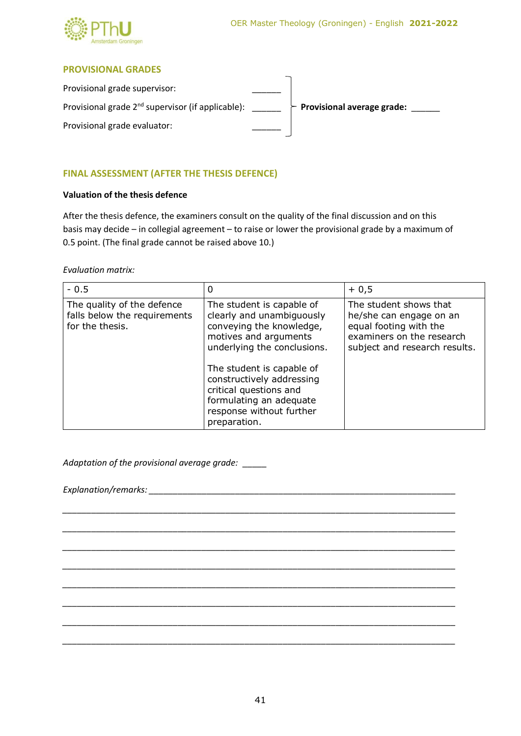## PROVISIONAL GRADES

Provisional grade supervisor: ______

Provisional grade 2nd supervisor (if applicable): ______

Provisional grade evaluator: ______

**Provisional average grade:** ______

## FINAL ASSESSMENT (AFTER THE THESIS DEFENCE)

**Valuation of the thesis defence**

After the thesis defence, the examiners consult on the quality of the final discussion and on this basis may decide – in collegial agreement – to raise or lower the provisional grade by a maximum of 0.5 point. (The final grade cannot be raised above 10.)

*Evaluation matrix:*

| - 0.5 | 0 | + 0,5 |
|---|---|---|
| The quality of the defence falls below the requirements for the thesis. | The student is capable of clearly and unambiguously conveying the knowledge, motives and arguments underlying the conclusions.<br><br>The student is capable of constructively addressing critical questions and formulating an adequate response without further preparation. | The student shows that he/she can engage on an equal footing with the examiners on the research subject and research results. |

*Adaptation of the provisional average grade:* _____

*Explanation/remarks:* ________________________________________________________________

________________________________________________________________________________

________________________________________________________________________________

________________________________________________________________________________

________________________________________________________________________________

________________________________________________________________________________

________________________________________________________________________________

________________________________________________________________________________

________________________________________________________________________________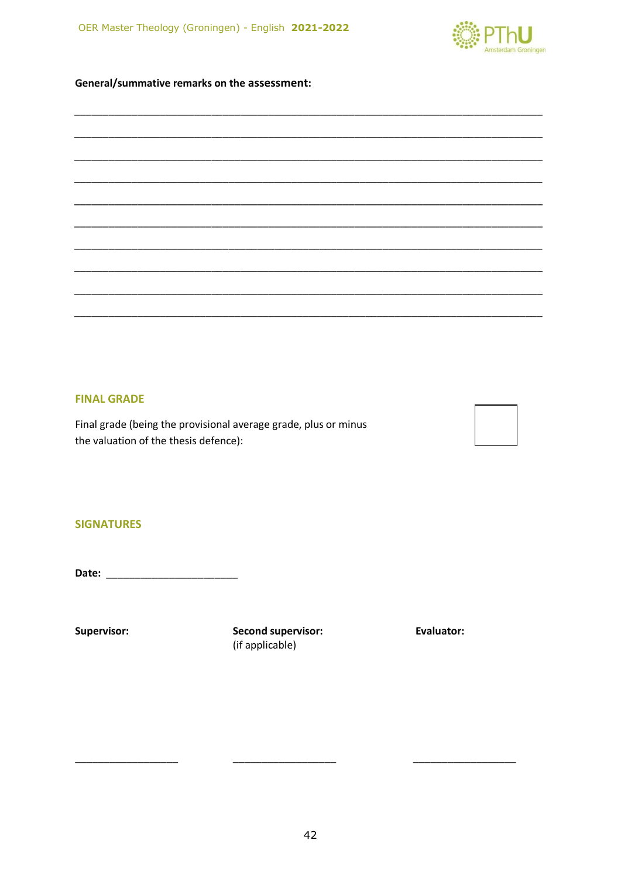**General/summative remarks on the assessment:**

______________________________________________________________________________

______________________________________________________________________________

______________________________________________________________________________

______________________________________________________________________________

______________________________________________________________________________

______________________________________________________________________________

______________________________________________________________________________

______________________________________________________________________________

______________________________________________________________________________

______________________________________________________________________________

### FINAL GRADE

Final grade (being the provisional average grade, plus or minus the valuation of the thesis defence): ☐

### SIGNATURES

**Date:** ______________________

| **Supervisor:** | **Second supervisor:** (if applicable) | **Evaluator:** |
|---|---|---|
| __________________ | __________________ | __________________ |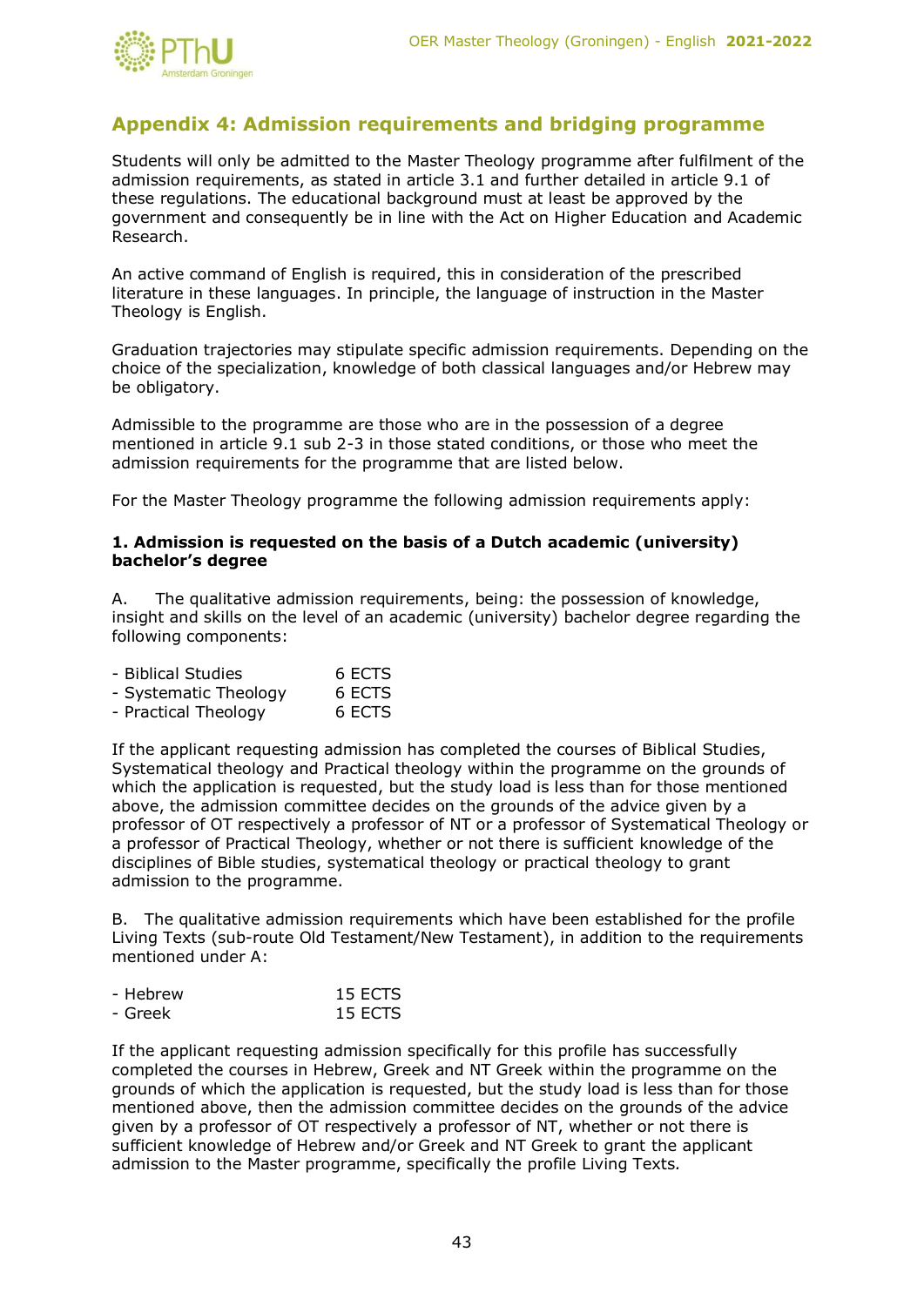## Appendix 4: Admission requirements and bridging programme

Students will only be admitted to the Master Theology programme after fulfilment of the admission requirements, as stated in article 3.1 and further detailed in article 9.1 of these regulations. The educational background must at least be approved by the government and consequently be in line with the Act on Higher Education and Academic Research.

An active command of English is required, this in consideration of the prescribed literature in these languages. In principle, the language of instruction in the Master Theology is English.

Graduation trajectories may stipulate specific admission requirements. Depending on the choice of the specialization, knowledge of both classical languages and/or Hebrew may be obligatory.

Admissible to the programme are those who are in the possession of a degree mentioned in article 9.1 sub 2-3 in those stated conditions, or those who meet the admission requirements for the programme that are listed below.

For the Master Theology programme the following admission requirements apply:

**1. Admission is requested on the basis of a Dutch academic (university) bachelor's degree**

A. The qualitative admission requirements, being: the possession of knowledge, insight and skills on the level of an academic (university) bachelor degree regarding the following components:

| | |
|---|---|
| - Biblical Studies | 6 ECTS |
| - Systematic Theology | 6 ECTS |
| - Practical Theology | 6 ECTS |

If the applicant requesting admission has completed the courses of Biblical Studies, Systematical theology and Practical theology within the programme on the grounds of which the application is requested, but the study load is less than for those mentioned above, the admission committee decides on the grounds of the advice given by a professor of OT respectively a professor of NT or a professor of Systematical Theology or a professor of Practical Theology, whether or not there is sufficient knowledge of the disciplines of Bible studies, systematical theology or practical theology to grant admission to the programme.

B. The qualitative admission requirements which have been established for the profile Living Texts (sub-route Old Testament/New Testament), in addition to the requirements mentioned under A:

| | |
|---|---|
| - Hebrew | 15 ECTS |
| - Greek | 15 ECTS |

If the applicant requesting admission specifically for this profile has successfully completed the courses in Hebrew, Greek and NT Greek within the programme on the grounds of which the application is requested, but the study load is less than for those mentioned above, then the admission committee decides on the grounds of the advice given by a professor of OT respectively a professor of NT, whether or not there is sufficient knowledge of Hebrew and/or Greek and NT Greek to grant the applicant admission to the Master programme, specifically the profile Living Texts.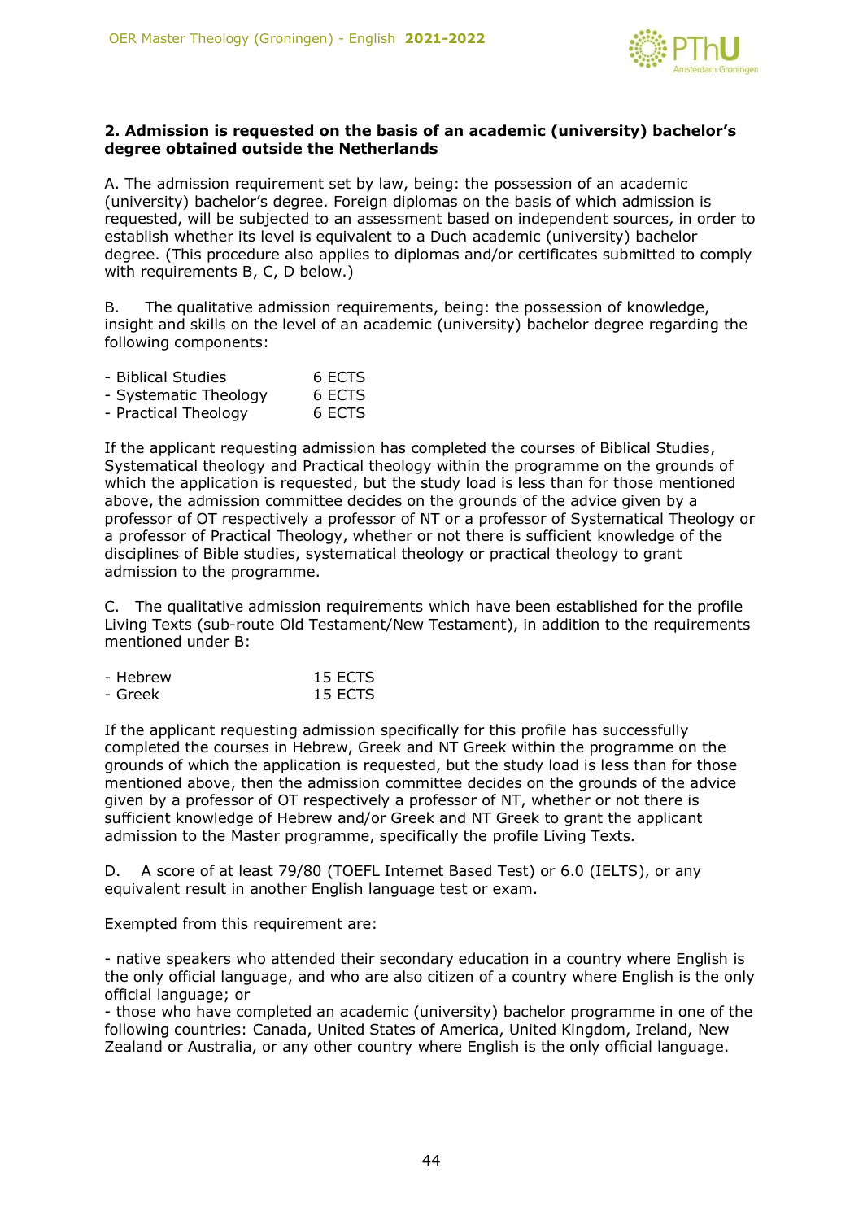**2. Admission is requested on the basis of an academic (university) bachelor's degree obtained outside the Netherlands**

A. The admission requirement set by law, being: the possession of an academic (university) bachelor's degree. Foreign diplomas on the basis of which admission is requested, will be subjected to an assessment based on independent sources, in order to establish whether its level is equivalent to a Duch academic (university) bachelor degree. (This procedure also applies to diplomas and/or certificates submitted to comply with requirements B, C, D below.)

B. The qualitative admission requirements, being: the possession of knowledge, insight and skills on the level of an academic (university) bachelor degree regarding the following components:

| | |
|---|---|
| - Biblical Studies | 6 ECTS |
| - Systematic Theology | 6 ECTS |
| - Practical Theology | 6 ECTS |

If the applicant requesting admission has completed the courses of Biblical Studies, Systematical theology and Practical theology within the programme on the grounds of which the application is requested, but the study load is less than for those mentioned above, the admission committee decides on the grounds of the advice given by a professor of OT respectively a professor of NT or a professor of Systematical Theology or a professor of Practical Theology, whether or not there is sufficient knowledge of the disciplines of Bible studies, systematical theology or practical theology to grant admission to the programme.

C. The qualitative admission requirements which have been established for the profile Living Texts (sub-route Old Testament/New Testament), in addition to the requirements mentioned under B:

| | |
|---|---|
| - Hebrew | 15 ECTS |
| - Greek | 15 ECTS |

If the applicant requesting admission specifically for this profile has successfully completed the courses in Hebrew, Greek and NT Greek within the programme on the grounds of which the application is requested, but the study load is less than for those mentioned above, then the admission committee decides on the grounds of the advice given by a professor of OT respectively a professor of NT, whether or not there is sufficient knowledge of Hebrew and/or Greek and NT Greek to grant the applicant admission to the Master programme, specifically the profile Living Texts.

D. A score of at least 79/80 (TOEFL Internet Based Test) or 6.0 (IELTS), or any equivalent result in another English language test or exam.

Exempted from this requirement are:

- native speakers who attended their secondary education in a country where English is the only official language, and who are also citizen of a country where English is the only official language; or
- those who have completed an academic (university) bachelor programme in one of the following countries: Canada, United States of America, United Kingdom, Ireland, New Zealand or Australia, or any other country where English is the only official language.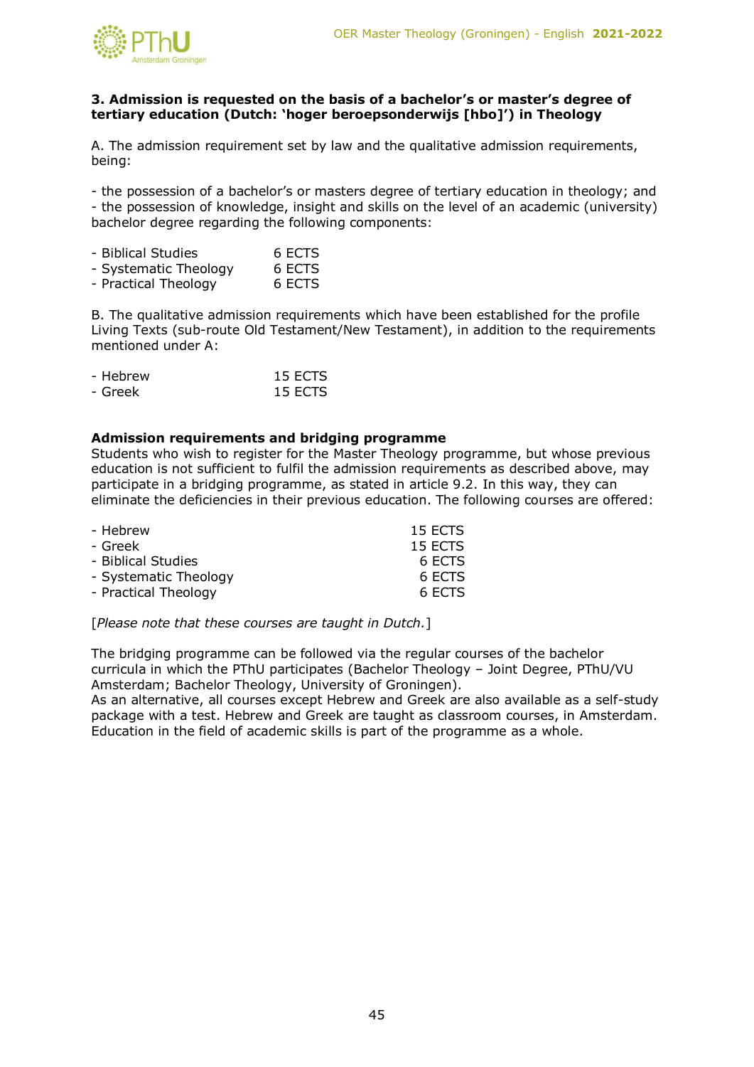**3. Admission is requested on the basis of a bachelor's or master's degree of tertiary education (Dutch: 'hoger beroepsonderwijs [hbo]') in Theology**

A. The admission requirement set by law and the qualitative admission requirements, being:

- the possession of a bachelor's or masters degree of tertiary education in theology; and
- the possession of knowledge, insight and skills on the level of an academic (university) bachelor degree regarding the following components:

| | |
|---|---|
| - Biblical Studies | 6 ECTS |
| - Systematic Theology | 6 ECTS |
| - Practical Theology | 6 ECTS |

B. The qualitative admission requirements which have been established for the profile Living Texts (sub-route Old Testament/New Testament), in addition to the requirements mentioned under A:

| | |
|---|---|
| - Hebrew | 15 ECTS |
| - Greek | 15 ECTS |

**Admission requirements and bridging programme**

Students who wish to register for the Master Theology programme, but whose previous education is not sufficient to fulfil the admission requirements as described above, may participate in a bridging programme, as stated in article 9.2. In this way, they can eliminate the deficiencies in their previous education. The following courses are offered:

| | |
|---|---|
| - Hebrew | 15 ECTS |
| - Greek | 15 ECTS |
| - Biblical Studies | 6 ECTS |
| - Systematic Theology | 6 ECTS |
| - Practical Theology | 6 ECTS |

[*Please note that these courses are taught in Dutch.*]

The bridging programme can be followed via the regular courses of the bachelor curricula in which the PThU participates (Bachelor Theology – Joint Degree, PThU/VU Amsterdam; Bachelor Theology, University of Groningen).
As an alternative, all courses except Hebrew and Greek are also available as a self-study package with a test. Hebrew and Greek are taught as classroom courses, in Amsterdam. Education in the field of academic skills is part of the programme as a whole.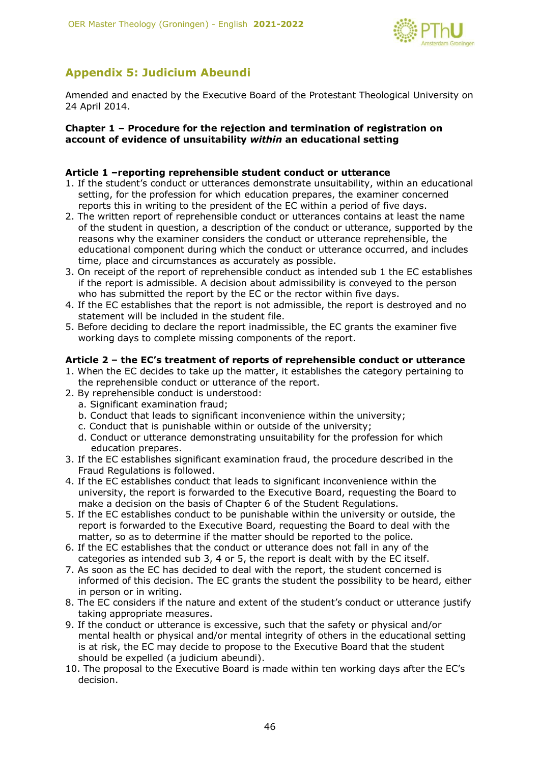## Appendix 5: Judicium Abeundi

Amended and enacted by the Executive Board of the Protestant Theological University on 24 April 2014.

**Chapter 1 – Procedure for the rejection and termination of registration on account of evidence of unsuitability *within* an educational setting**

**Article 1 –reporting reprehensible student conduct or utterance**

1. If the student's conduct or utterances demonstrate unsuitability, within an educational setting, for the profession for which education prepares, the examiner concerned reports this in writing to the president of the EC within a period of five days.
2. The written report of reprehensible conduct or utterances contains at least the name of the student in question, a description of the conduct or utterance, supported by the reasons why the examiner considers the conduct or utterance reprehensible, the educational component during which the conduct or utterance occurred, and includes time, place and circumstances as accurately as possible.
3. On receipt of the report of reprehensible conduct as intended sub 1 the EC establishes if the report is admissible. A decision about admissibility is conveyed to the person who has submitted the report by the EC or the rector within five days.
4. If the EC establishes that the report is not admissible, the report is destroyed and no statement will be included in the student file.
5. Before deciding to declare the report inadmissible, the EC grants the examiner five working days to complete missing components of the report.

**Article 2 – the EC's treatment of reports of reprehensible conduct or utterance**

1. When the EC decides to take up the matter, it establishes the category pertaining to the reprehensible conduct or utterance of the report.
2. By reprehensible conduct is understood:
   a. Significant examination fraud;
   b. Conduct that leads to significant inconvenience within the university;
   c. Conduct that is punishable within or outside of the university;
   d. Conduct or utterance demonstrating unsuitability for the profession for which education prepares.
3. If the EC establishes significant examination fraud, the procedure described in the Fraud Regulations is followed.
4. If the EC establishes conduct that leads to significant inconvenience within the university, the report is forwarded to the Executive Board, requesting the Board to make a decision on the basis of Chapter 6 of the Student Regulations.
5. If the EC establishes conduct to be punishable within the university or outside, the report is forwarded to the Executive Board, requesting the Board to deal with the matter, so as to determine if the matter should be reported to the police.
6. If the EC establishes that the conduct or utterance does not fall in any of the categories as intended sub 3, 4 or 5, the report is dealt with by the EC itself.
7. As soon as the EC has decided to deal with the report, the student concerned is informed of this decision. The EC grants the student the possibility to be heard, either in person or in writing.
8. The EC considers if the nature and extent of the student's conduct or utterance justify taking appropriate measures.
9. If the conduct or utterance is excessive, such that the safety or physical and/or mental health or physical and/or mental integrity of others in the educational setting is at risk, the EC may decide to propose to the Executive Board that the student should be expelled (a judicium abeundi).
10. The proposal to the Executive Board is made within ten working days after the EC's decision.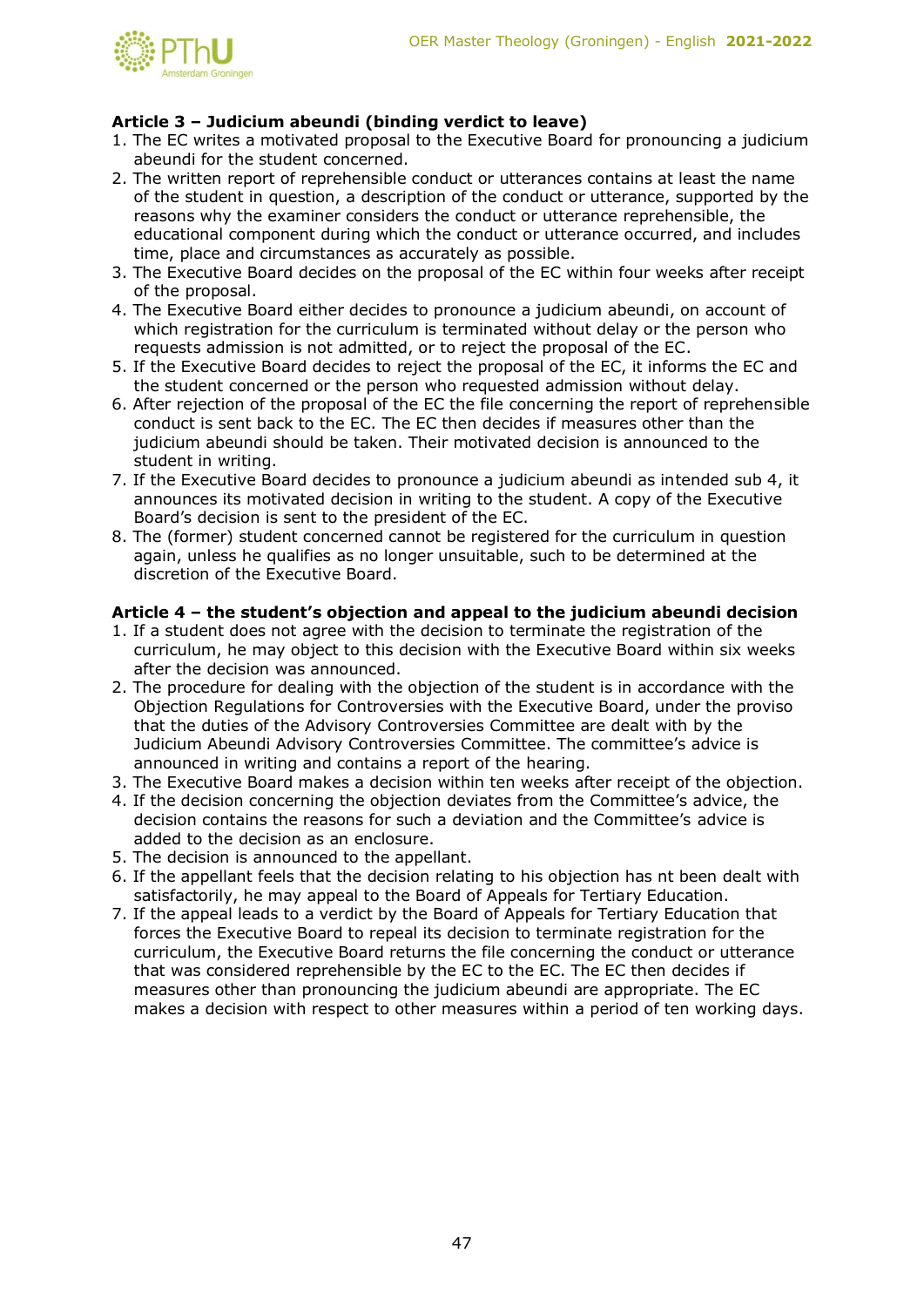**Article 3 – Judicium abeundi (binding verdict to leave)**

1. The EC writes a motivated proposal to the Executive Board for pronouncing a judicium abeundi for the student concerned.
2. The written report of reprehensible conduct or utterances contains at least the name of the student in question, a description of the conduct or utterance, supported by the reasons why the examiner considers the conduct or utterance reprehensible, the educational component during which the conduct or utterance occurred, and includes time, place and circumstances as accurately as possible.
3. The Executive Board decides on the proposal of the EC within four weeks after receipt of the proposal.
4. The Executive Board either decides to pronounce a judicium abeundi, on account of which registration for the curriculum is terminated without delay or the person who requests admission is not admitted, or to reject the proposal of the EC.
5. If the Executive Board decides to reject the proposal of the EC, it informs the EC and the student concerned or the person who requested admission without delay.
6. After rejection of the proposal of the EC the file concerning the report of reprehensible conduct is sent back to the EC. The EC then decides if measures other than the judicium abeundi should be taken. Their motivated decision is announced to the student in writing.
7. If the Executive Board decides to pronounce a judicium abeundi as intended sub 4, it announces its motivated decision in writing to the student. A copy of the Executive Board's decision is sent to the president of the EC.
8. The (former) student concerned cannot be registered for the curriculum in question again, unless he qualifies as no longer unsuitable, such to be determined at the discretion of the Executive Board.

**Article 4 – the student's objection and appeal to the judicium abeundi decision**

1. If a student does not agree with the decision to terminate the registration of the curriculum, he may object to this decision with the Executive Board within six weeks after the decision was announced.
2. The procedure for dealing with the objection of the student is in accordance with the Objection Regulations for Controversies with the Executive Board, under the proviso that the duties of the Advisory Controversies Committee are dealt with by the Judicium Abeundi Advisory Controversies Committee. The committee's advice is announced in writing and contains a report of the hearing.
3. The Executive Board makes a decision within ten weeks after receipt of the objection.
4. If the decision concerning the objection deviates from the Committee's advice, the decision contains the reasons for such a deviation and the Committee's advice is added to the decision as an enclosure.
5. The decision is announced to the appellant.
6. If the appellant feels that the decision relating to his objection has nt been dealt with satisfactorily, he may appeal to the Board of Appeals for Tertiary Education.
7. If the appeal leads to a verdict by the Board of Appeals for Tertiary Education that forces the Executive Board to repeal its decision to terminate registration for the curriculum, the Executive Board returns the file concerning the conduct or utterance that was considered reprehensible by the EC to the EC. The EC then decides if measures other than pronouncing the judicium abeundi are appropriate. The EC makes a decision with respect to other measures within a period of ten working days.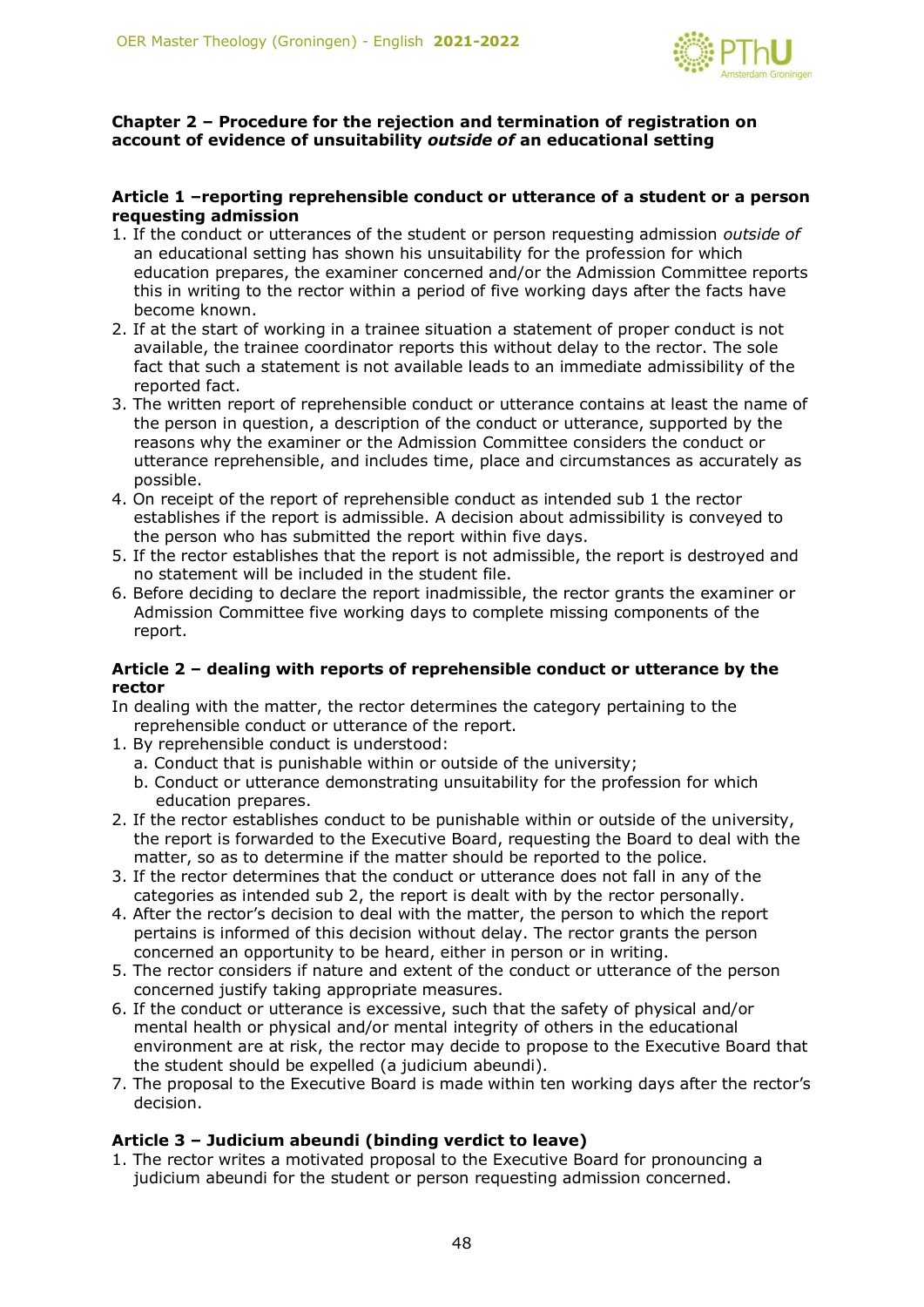**Chapter 2 – Procedure for the rejection and termination of registration on account of evidence of unsuitability *outside of* an educational setting**

**Article 1 –reporting reprehensible conduct or utterance of a student or a person requesting admission**

1. If the conduct or utterances of the student or person requesting admission *outside of* an educational setting has shown his unsuitability for the profession for which education prepares, the examiner concerned and/or the Admission Committee reports this in writing to the rector within a period of five working days after the facts have become known.
2. If at the start of working in a trainee situation a statement of proper conduct is not available, the trainee coordinator reports this without delay to the rector. The sole fact that such a statement is not available leads to an immediate admissibility of the reported fact.
3. The written report of reprehensible conduct or utterance contains at least the name of the person in question, a description of the conduct or utterance, supported by the reasons why the examiner or the Admission Committee considers the conduct or utterance reprehensible, and includes time, place and circumstances as accurately as possible.
4. On receipt of the report of reprehensible conduct as intended sub 1 the rector establishes if the report is admissible. A decision about admissibility is conveyed to the person who has submitted the report within five days.
5. If the rector establishes that the report is not admissible, the report is destroyed and no statement will be included in the student file.
6. Before deciding to declare the report inadmissible, the rector grants the examiner or Admission Committee five working days to complete missing components of the report.

**Article 2 – dealing with reports of reprehensible conduct or utterance by the rector**

In dealing with the matter, the rector determines the category pertaining to the reprehensible conduct or utterance of the report.

1. By reprehensible conduct is understood:
   a. Conduct that is punishable within or outside of the university;
   b. Conduct or utterance demonstrating unsuitability for the profession for which education prepares.
2. If the rector establishes conduct to be punishable within or outside of the university, the report is forwarded to the Executive Board, requesting the Board to deal with the matter, so as to determine if the matter should be reported to the police.
3. If the rector determines that the conduct or utterance does not fall in any of the categories as intended sub 2, the report is dealt with by the rector personally.
4. After the rector's decision to deal with the matter, the person to which the report pertains is informed of this decision without delay. The rector grants the person concerned an opportunity to be heard, either in person or in writing.
5. The rector considers if nature and extent of the conduct or utterance of the person concerned justify taking appropriate measures.
6. If the conduct or utterance is excessive, such that the safety of physical and/or mental health or physical and/or mental integrity of others in the educational environment are at risk, the rector may decide to propose to the Executive Board that the student should be expelled (a judicium abeundi).
7. The proposal to the Executive Board is made within ten working days after the rector's decision.

**Article 3 – Judicium abeundi (binding verdict to leave)**

1. The rector writes a motivated proposal to the Executive Board for pronouncing a judicium abeundi for the student or person requesting admission concerned.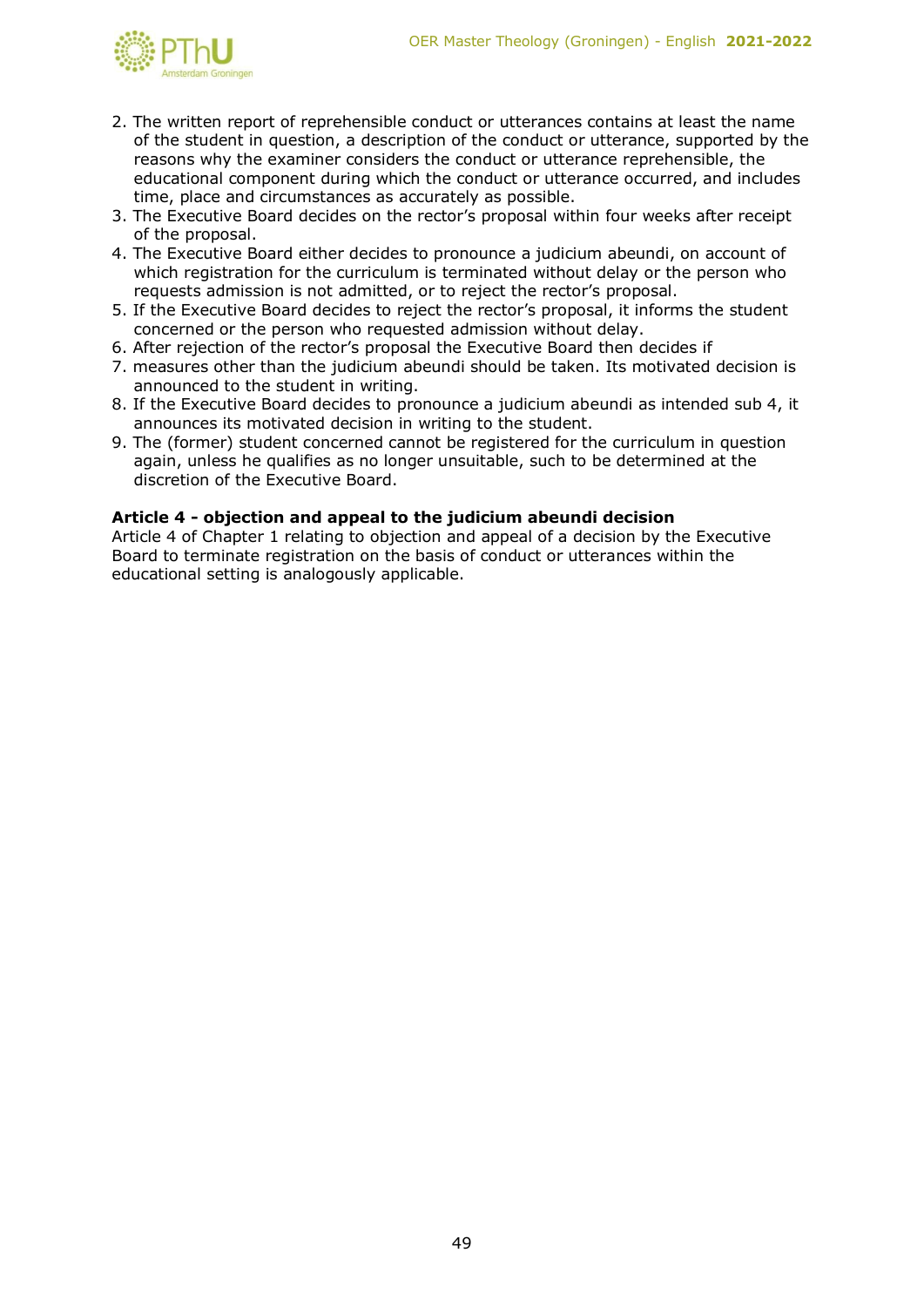2. The written report of reprehensible conduct or utterances contains at least the name of the student in question, a description of the conduct or utterance, supported by the reasons why the examiner considers the conduct or utterance reprehensible, the educational component during which the conduct or utterance occurred, and includes time, place and circumstances as accurately as possible.
3. The Executive Board decides on the rector's proposal within four weeks after receipt of the proposal.
4. The Executive Board either decides to pronounce a judicium abeundi, on account of which registration for the curriculum is terminated without delay or the person who requests admission is not admitted, or to reject the rector's proposal.
5. If the Executive Board decides to reject the rector's proposal, it informs the student concerned or the person who requested admission without delay.
6. After rejection of the rector's proposal the Executive Board then decides if
7. measures other than the judicium abeundi should be taken. Its motivated decision is announced to the student in writing.
8. If the Executive Board decides to pronounce a judicium abeundi as intended sub 4, it announces its motivated decision in writing to the student.
9. The (former) student concerned cannot be registered for the curriculum in question again, unless he qualifies as no longer unsuitable, such to be determined at the discretion of the Executive Board.

**Article 4 - objection and appeal to the judicium abeundi decision**
Article 4 of Chapter 1 relating to objection and appeal of a decision by the Executive Board to terminate registration on the basis of conduct or utterances within the educational setting is analogously applicable.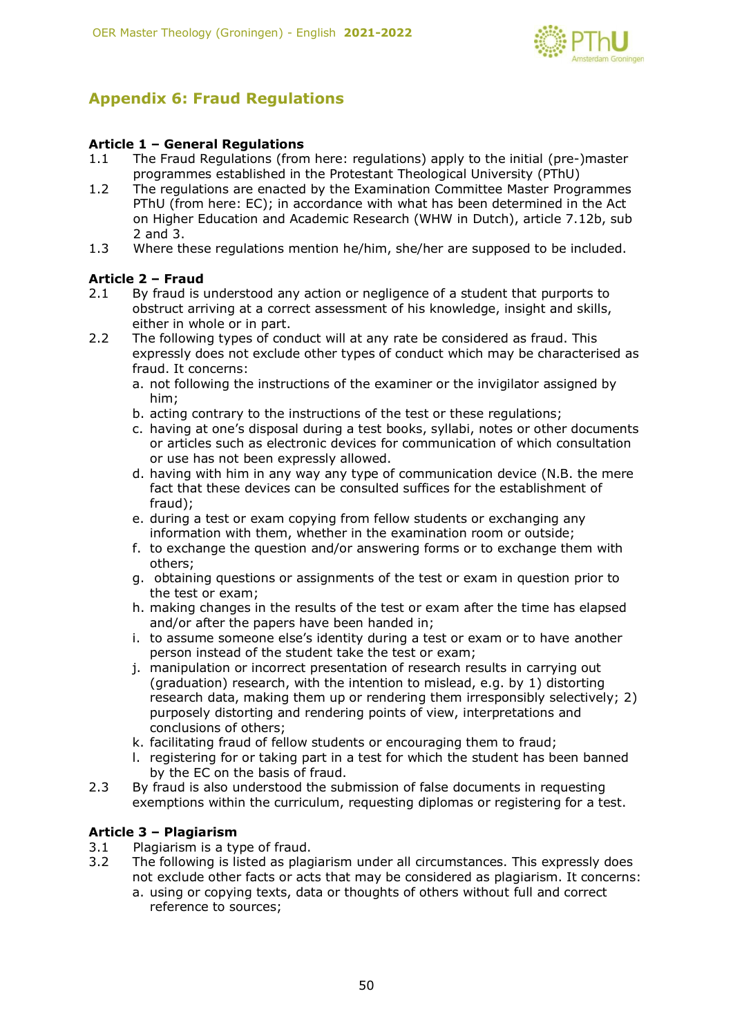## Appendix 6: Fraud Regulations

### Article 1 – General Regulations

1.1 The Fraud Regulations (from here: regulations) apply to the initial (pre-)master programmes established in the Protestant Theological University (PThU)

1.2 The regulations are enacted by the Examination Committee Master Programmes PThU (from here: EC); in accordance with what has been determined in the Act on Higher Education and Academic Research (WHW in Dutch), article 7.12b, sub 2 and 3.

1.3 Where these regulations mention he/him, she/her are supposed to be included.

### Article 2 – Fraud

2.1 By fraud is understood any action or negligence of a student that purports to obstruct arriving at a correct assessment of his knowledge, insight and skills, either in whole or in part.

2.2 The following types of conduct will at any rate be considered as fraud. This expressly does not exclude other types of conduct which may be characterised as fraud. It concerns:

a. not following the instructions of the examiner or the invigilator assigned by him;
b. acting contrary to the instructions of the test or these regulations;
c. having at one's disposal during a test books, syllabi, notes or other documents or articles such as electronic devices for communication of which consultation or use has not been expressly allowed.
d. having with him in any way any type of communication device (N.B. the mere fact that these devices can be consulted suffices for the establishment of fraud);
e. during a test or exam copying from fellow students or exchanging any information with them, whether in the examination room or outside;
f. to exchange the question and/or answering forms or to exchange them with others;
g. obtaining questions or assignments of the test or exam in question prior to the test or exam;
h. making changes in the results of the test or exam after the time has elapsed and/or after the papers have been handed in;
i. to assume someone else's identity during a test or exam or to have another person instead of the student take the test or exam;
j. manipulation or incorrect presentation of research results in carrying out (graduation) research, with the intention to mislead, e.g. by 1) distorting research data, making them up or rendering them irresponsibly selectively; 2) purposely distorting and rendering points of view, interpretations and conclusions of others;
k. facilitating fraud of fellow students or encouraging them to fraud;
l. registering for or taking part in a test for which the student has been banned by the EC on the basis of fraud.

2.3 By fraud is also understood the submission of false documents in requesting exemptions within the curriculum, requesting diplomas or registering for a test.

### Article 3 – Plagiarism

3.1 Plagiarism is a type of fraud.

3.2 The following is listed as plagiarism under all circumstances. This expressly does not exclude other facts or acts that may be considered as plagiarism. It concerns:

a. using or copying texts, data or thoughts of others without full and correct reference to sources;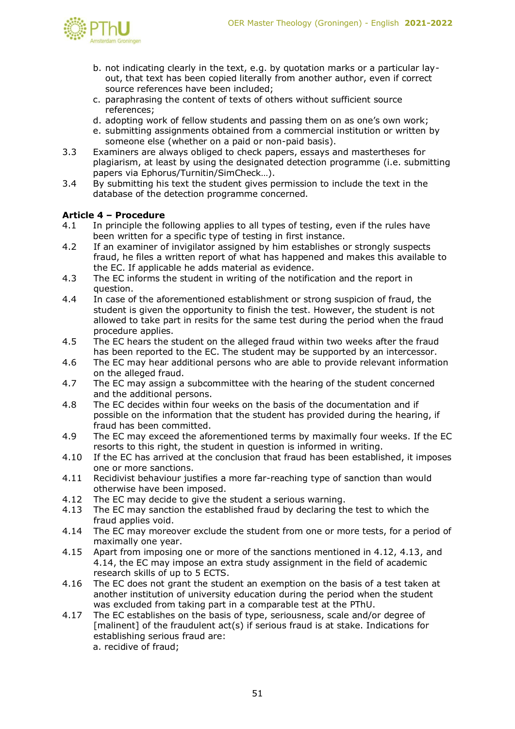b. not indicating clearly in the text, e.g. by quotation marks or a particular lay-out, that text has been copied literally from another author, even if correct source references have been included;
c. paraphrasing the content of texts of others without sufficient source references;
d. adopting work of fellow students and passing them on as one's own work;
e. submitting assignments obtained from a commercial institution or written by someone else (whether on a paid or non-paid basis).

3.3 Examiners are always obliged to check papers, essays and mastertheses for plagiarism, at least by using the designated detection programme (i.e. submitting papers via Ephorus/Turnitin/SimCheck…).

3.4 By submitting his text the student gives permission to include the text in the database of the detection programme concerned.

**Article 4 – Procedure**

4.1 In principle the following applies to all types of testing, even if the rules have been written for a specific type of testing in first instance.

4.2 If an examiner of invigilator assigned by him establishes or strongly suspects fraud, he files a written report of what has happened and makes this available to the EC. If applicable he adds material as evidence.

4.3 The EC informs the student in writing of the notification and the report in question.

4.4 In case of the aforementioned establishment or strong suspicion of fraud, the student is given the opportunity to finish the test. However, the student is not allowed to take part in resits for the same test during the period when the fraud procedure applies.

4.5 The EC hears the student on the alleged fraud within two weeks after the fraud has been reported to the EC. The student may be supported by an intercessor.

4.6 The EC may hear additional persons who are able to provide relevant information on the alleged fraud.

4.7 The EC may assign a subcommittee with the hearing of the student concerned and the additional persons.

4.8 The EC decides within four weeks on the basis of the documentation and if possible on the information that the student has provided during the hearing, if fraud has been committed.

4.9 The EC may exceed the aforementioned terms by maximally four weeks. If the EC resorts to this right, the student in question is informed in writing.

4.10 If the EC has arrived at the conclusion that fraud has been established, it imposes one or more sanctions.

4.11 Recidivist behaviour justifies a more far-reaching type of sanction than would otherwise have been imposed.

4.12 The EC may decide to give the student a serious warning.

4.13 The EC may sanction the established fraud by declaring the test to which the fraud applies void.

4.14 The EC may moreover exclude the student from one or more tests, for a period of maximally one year.

4.15 Apart from imposing one or more of the sanctions mentioned in 4.12, 4.13, and 4.14, the EC may impose an extra study assignment in the field of academic research skills of up to 5 ECTS.

4.16 The EC does not grant the student an exemption on the basis of a test taken at another institution of university education during the period when the student was excluded from taking part in a comparable test at the PThU.

4.17 The EC establishes on the basis of type, seriousness, scale and/or degree of [malinent] of the fraudulent act(s) if serious fraud is at stake. Indications for establishing serious fraud are:
a. recidive of fraud;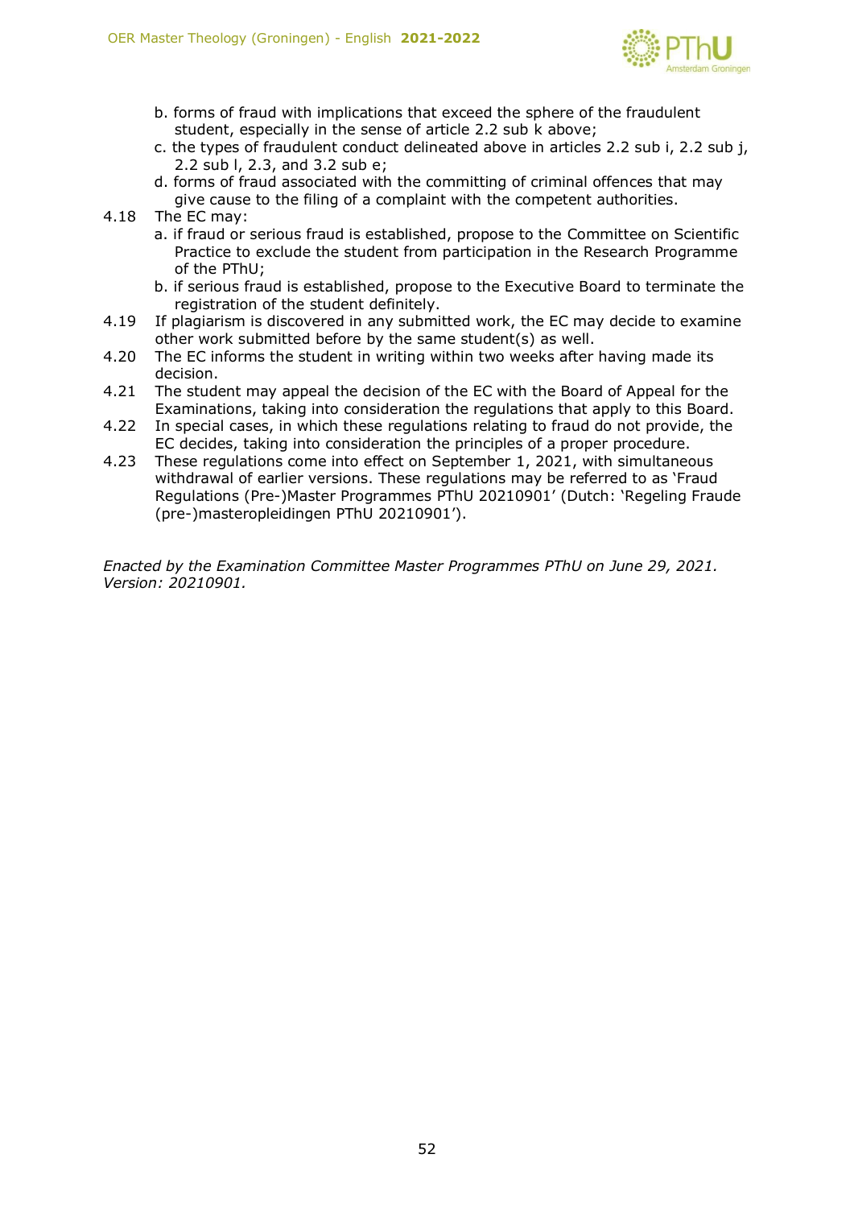b. forms of fraud with implications that exceed the sphere of the fraudulent student, especially in the sense of article 2.2 sub k above;
c. the types of fraudulent conduct delineated above in articles 2.2 sub i, 2.2 sub j, 2.2 sub l, 2.3, and 3.2 sub e;
d. forms of fraud associated with the committing of criminal offences that may give cause to the filing of a complaint with the competent authorities.

4.18 The EC may:
a. if fraud or serious fraud is established, propose to the Committee on Scientific Practice to exclude the student from participation in the Research Programme of the PThU;
b. if serious fraud is established, propose to the Executive Board to terminate the registration of the student definitely.

4.19 If plagiarism is discovered in any submitted work, the EC may decide to examine other work submitted before by the same student(s) as well.

4.20 The EC informs the student in writing within two weeks after having made its decision.

4.21 The student may appeal the decision of the EC with the Board of Appeal for the Examinations, taking into consideration the regulations that apply to this Board.

4.22 In special cases, in which these regulations relating to fraud do not provide, the EC decides, taking into consideration the principles of a proper procedure.

4.23 These regulations come into effect on September 1, 2021, with simultaneous withdrawal of earlier versions. These regulations may be referred to as 'Fraud Regulations (Pre-)Master Programmes PThU 20210901' (Dutch: 'Regeling Fraude (pre-)masteropleidingen PThU 20210901').

*Enacted by the Examination Committee Master Programmes PThU on June 29, 2021. Version: 20210901.*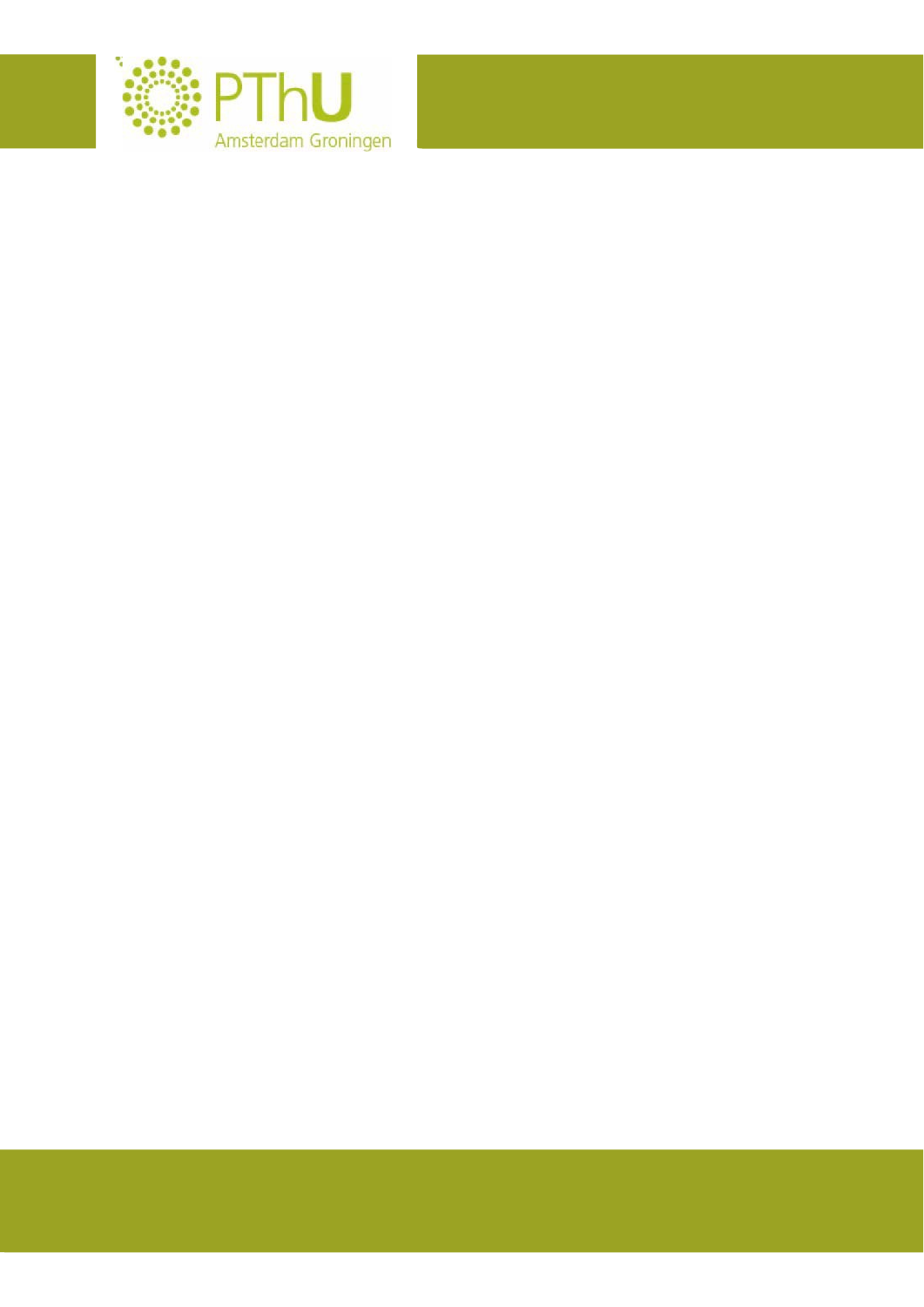PThU

Amsterdam Groningen